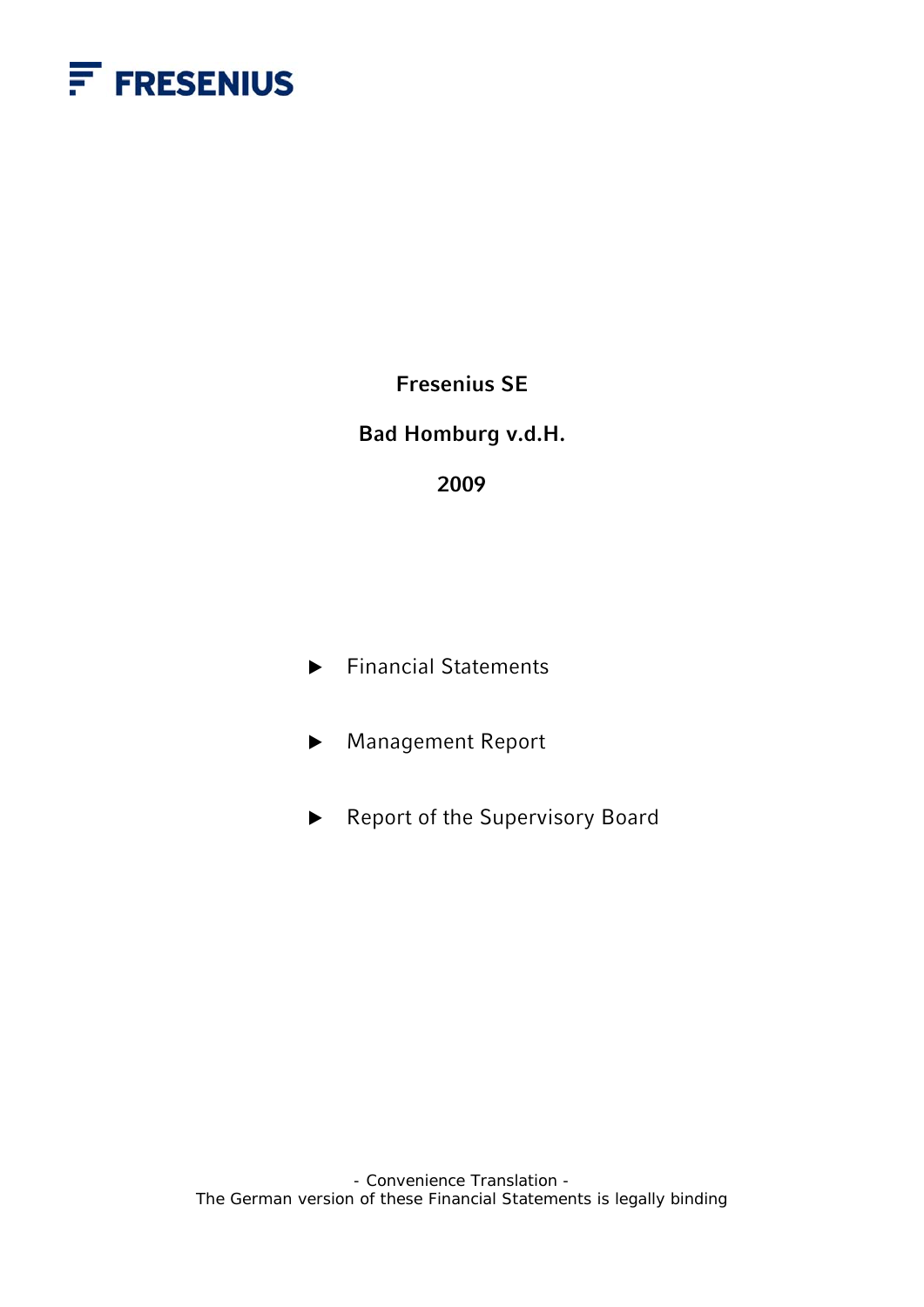FRESENIUS

# Fresenius SE

## Bad Homburg v.d.H.

## 2009

- Financial Statements
- Management Report
- Report of the Supervisory Board

- Convenience Translation -
The German version of these Financial Statements is legally binding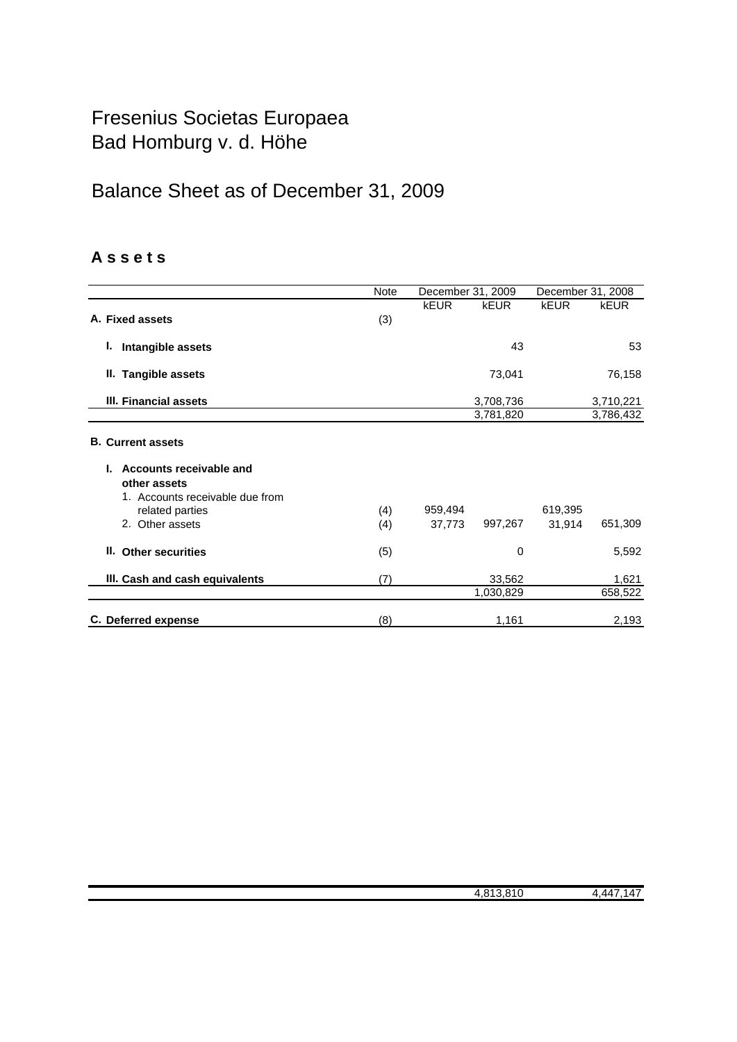# Fresenius Societas Europaea
# Bad Homburg v. d. Höhe

## Balance Sheet as of December 31, 2009

### A s s e t s

| | Note | December 31, 2009 | | December 31, 2008 | |
|---|---|---|---|---|---|
| | | kEUR | kEUR | kEUR | kEUR |
| **A. Fixed assets** | (3) | | | | |
| **I. Intangible assets** | | | 43 | | 53 |
| **II. Tangible assets** | | | 73,041 | | 76,158 |
| **III. Financial assets** | | | 3,708,736 | | 3,710,221 |
| | | | 3,781,820 | | 3,786,432 |
| **B. Current assets** | | | | | |
| **I. Accounts receivable and other assets** | | | | | |
| 1. Accounts receivable due from related parties | (4) | 959,494 | | 619,395 | |
| 2. Other assets | (4) | 37,773 | 997,267 | 31,914 | 651,309 |
| **II. Other securities** | (5) | | 0 | | 5,592 |
| **III. Cash and cash equivalents** | (7) | | 33,562 | | 1,621 |
| | | | 1,030,829 | | 658,522 |
| **C. Deferred expense** | (8) | | 1,161 | | 2,193 |
| | | | 4,813,810 | | 4,447,147 |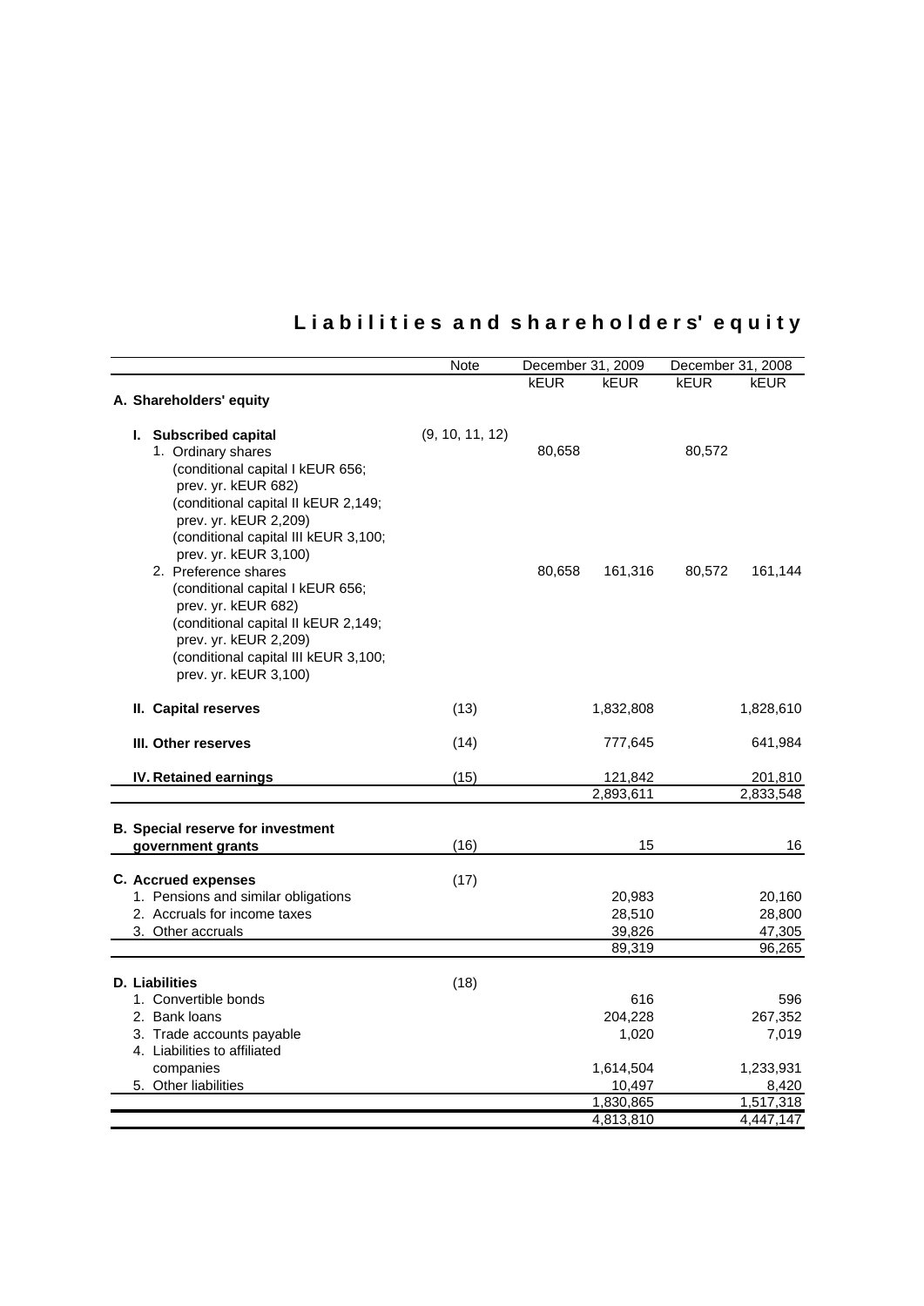# Liabilities and shareholders' equity

| | Note | December 31, 2009 | | December 31, 2008 | |
|---|---|---|---|---|---|
| | | kEUR | kEUR | kEUR | kEUR |
| **A. Shareholders' equity** | | | | | |
| **I. Subscribed capital** | (9, 10, 11, 12) | | | | |
| 1. Ordinary shares (conditional capital I kEUR 656; prev. yr. kEUR 682) (conditional capital II kEUR 2,149; prev. yr. kEUR 2,209) (conditional capital III kEUR 3,100; prev. yr. kEUR 3,100) | | 80,658 | | 80,572 | |
| 2. Preference shares (conditional capital I kEUR 656; prev. yr. kEUR 682) (conditional capital II kEUR 2,149; prev. yr. kEUR 2,209) (conditional capital III kEUR 3,100; prev. yr. kEUR 3,100) | | 80,658 | 161,316 | 80,572 | 161,144 |
| **II. Capital reserves** | (13) | | 1,832,808 | | 1,828,610 |
| **III. Other reserves** | (14) | | 777,645 | | 641,984 |
| **IV. Retained earnings** | (15) | | 121,842 | | 201,810 |
| | | | 2,893,611 | | 2,833,548 |
| **B. Special reserve for investment government grants** | (16) | | 15 | | 16 |
| **C. Accrued expenses** | (17) | | | | |
| 1. Pensions and similar obligations | | | 20,983 | | 20,160 |
| 2. Accruals for income taxes | | | 28,510 | | 28,800 |
| 3. Other accruals | | | 39,826 | | 47,305 |
| | | | 89,319 | | 96,265 |
| **D. Liabilities** | (18) | | | | |
| 1. Convertible bonds | | | 616 | | 596 |
| 2. Bank loans | | | 204,228 | | 267,352 |
| 3. Trade accounts payable | | | 1,020 | | 7,019 |
| 4. Liabilities to affiliated companies | | | 1,614,504 | | 1,233,931 |
| 5. Other liabilities | | | 10,497 | | 8,420 |
| | | | 1,830,865 | | 1,517,318 |
| | | | 4,813,810 | | 4,447,147 |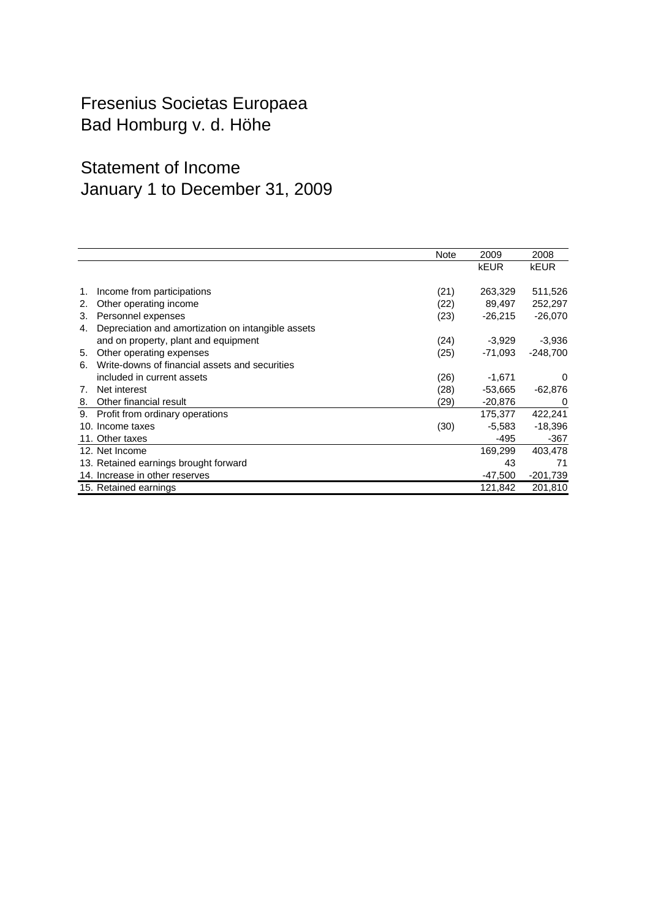# Fresenius Societas Europaea
# Bad Homburg v. d. Höhe

## Statement of Income
## January 1 to December 31, 2009

| | Note | 2009 | 2008 |
|---|---|---|---|
| | | kEUR | kEUR |
| 1. Income from participations | (21) | 263,329 | 511,526 |
| 2. Other operating income | (22) | 89,497 | 252,297 |
| 3. Personnel expenses | (23) | -26,215 | -26,070 |
| 4. Depreciation and amortization on intangible assets and on property, plant and equipment | (24) | -3,929 | -3,936 |
| 5. Other operating expenses | (25) | -71,093 | -248,700 |
| 6. Write-downs of financial assets and securities included in current assets | (26) | -1,671 | 0 |
| 7. Net interest | (28) | -53,665 | -62,876 |
| 8. Other financial result | (29) | -20,876 | 0 |
| 9. Profit from ordinary operations | | 175,377 | 422,241 |
| 10. Income taxes | (30) | -5,583 | -18,396 |
| 11. Other taxes | | -495 | -367 |
| 12. Net Income | | 169,299 | 403,478 |
| 13. Retained earnings brought forward | | 43 | 71 |
| 14. Increase in other reserves | | -47,500 | -201,739 |
| 15. Retained earnings | | 121,842 | 201,810 |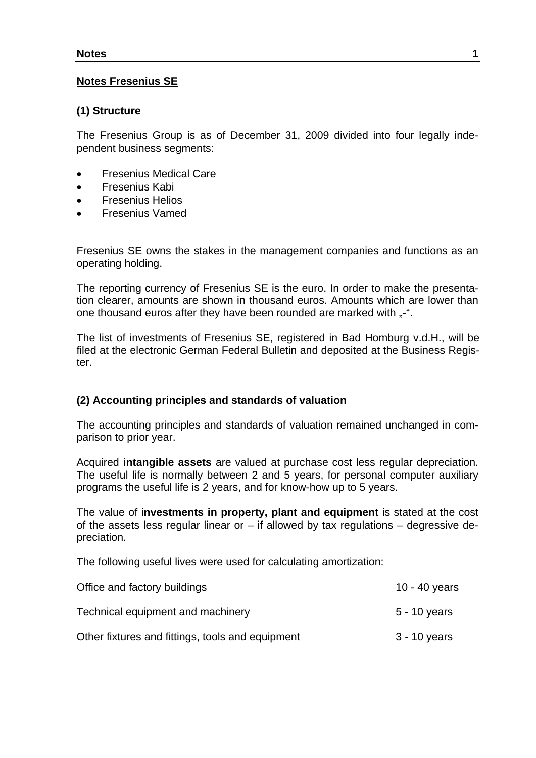## Notes Fresenius SE

### (1) Structure

The Fresenius Group is as of December 31, 2009 divided into four legally independent business segments:

- Fresenius Medical Care
- Fresenius Kabi
- Fresenius Helios
- Fresenius Vamed

Fresenius SE owns the stakes in the management companies and functions as an operating holding.

The reporting currency of Fresenius SE is the euro. In order to make the presentation clearer, amounts are shown in thousand euros. Amounts which are lower than one thousand euros after they have been rounded are marked with „-".

The list of investments of Fresenius SE, registered in Bad Homburg v.d.H., will be filed at the electronic German Federal Bulletin and deposited at the Business Register.

### (2) Accounting principles and standards of valuation

The accounting principles and standards of valuation remained unchanged in comparison to prior year.

Acquired **intangible assets** are valued at purchase cost less regular depreciation. The useful life is normally between 2 and 5 years, for personal computer auxiliary programs the useful life is 2 years, and for know-how up to 5 years.

The value of i**nvestments in property, plant and equipment** is stated at the cost of the assets less regular linear or – if allowed by tax regulations – degressive depreciation.

The following useful lives were used for calculating amortization:

| | |
|---|---|
| Office and factory buildings | 10 - 40 years |
| Technical equipment and machinery | 5 - 10 years |
| Other fixtures and fittings, tools and equipment | 3 - 10 years |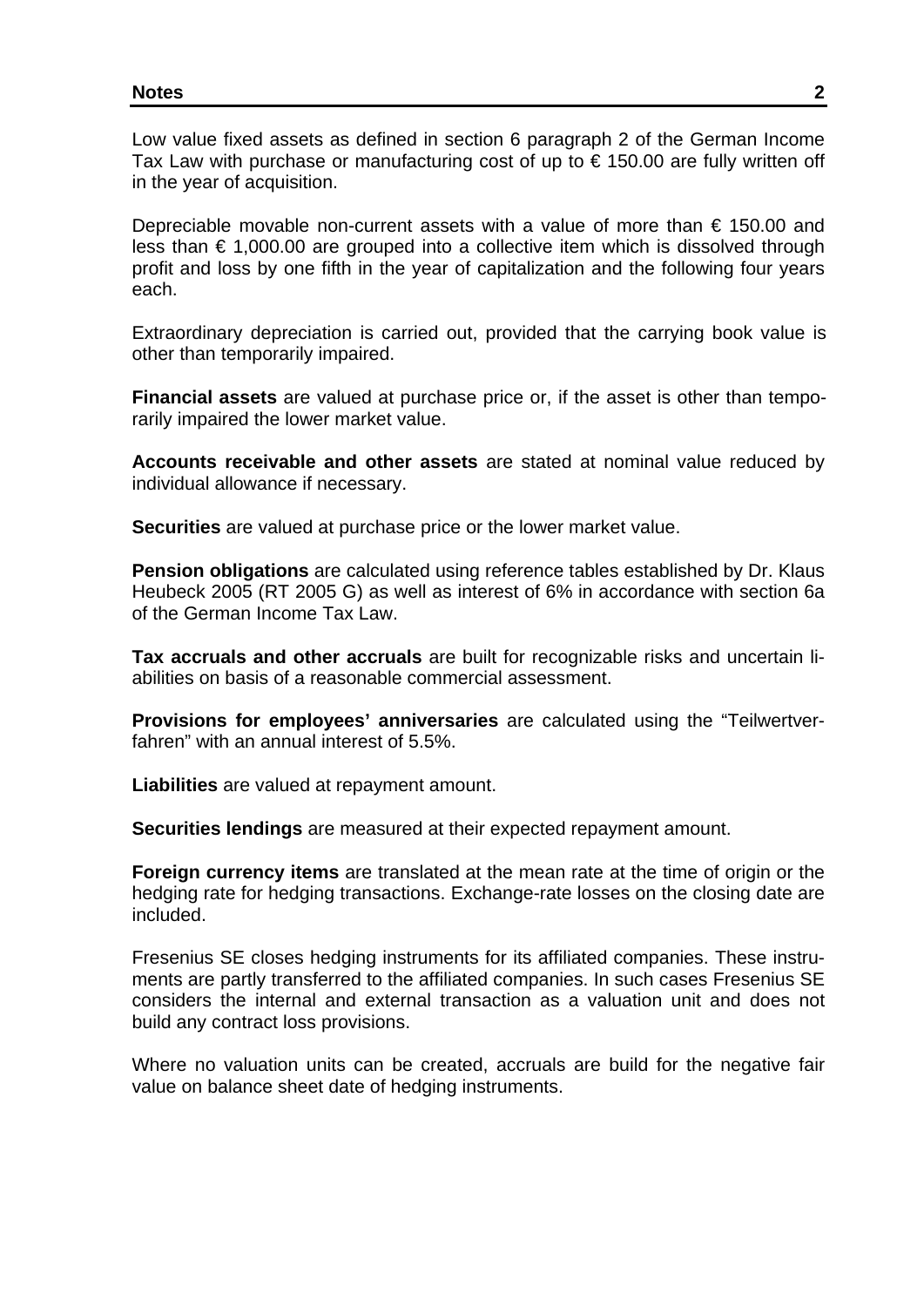Low value fixed assets as defined in section 6 paragraph 2 of the German Income Tax Law with purchase or manufacturing cost of up to € 150.00 are fully written off in the year of acquisition.

Depreciable movable non-current assets with a value of more than € 150.00 and less than € 1,000.00 are grouped into a collective item which is dissolved through profit and loss by one fifth in the year of capitalization and the following four years each.

Extraordinary depreciation is carried out, provided that the carrying book value is other than temporarily impaired.

**Financial assets** are valued at purchase price or, if the asset is other than temporarily impaired the lower market value.

**Accounts receivable and other assets** are stated at nominal value reduced by individual allowance if necessary.

**Securities** are valued at purchase price or the lower market value.

**Pension obligations** are calculated using reference tables established by Dr. Klaus Heubeck 2005 (RT 2005 G) as well as interest of 6% in accordance with section 6a of the German Income Tax Law.

**Tax accruals and other accruals** are built for recognizable risks and uncertain liabilities on basis of a reasonable commercial assessment.

**Provisions for employees' anniversaries** are calculated using the "Teilwertverfahren" with an annual interest of 5.5%.

**Liabilities** are valued at repayment amount.

**Securities lendings** are measured at their expected repayment amount.

**Foreign currency items** are translated at the mean rate at the time of origin or the hedging rate for hedging transactions. Exchange-rate losses on the closing date are included.

Fresenius SE closes hedging instruments for its affiliated companies. These instruments are partly transferred to the affiliated companies. In such cases Fresenius SE considers the internal and external transaction as a valuation unit and does not build any contract loss provisions.

Where no valuation units can be created, accruals are build for the negative fair value on balance sheet date of hedging instruments.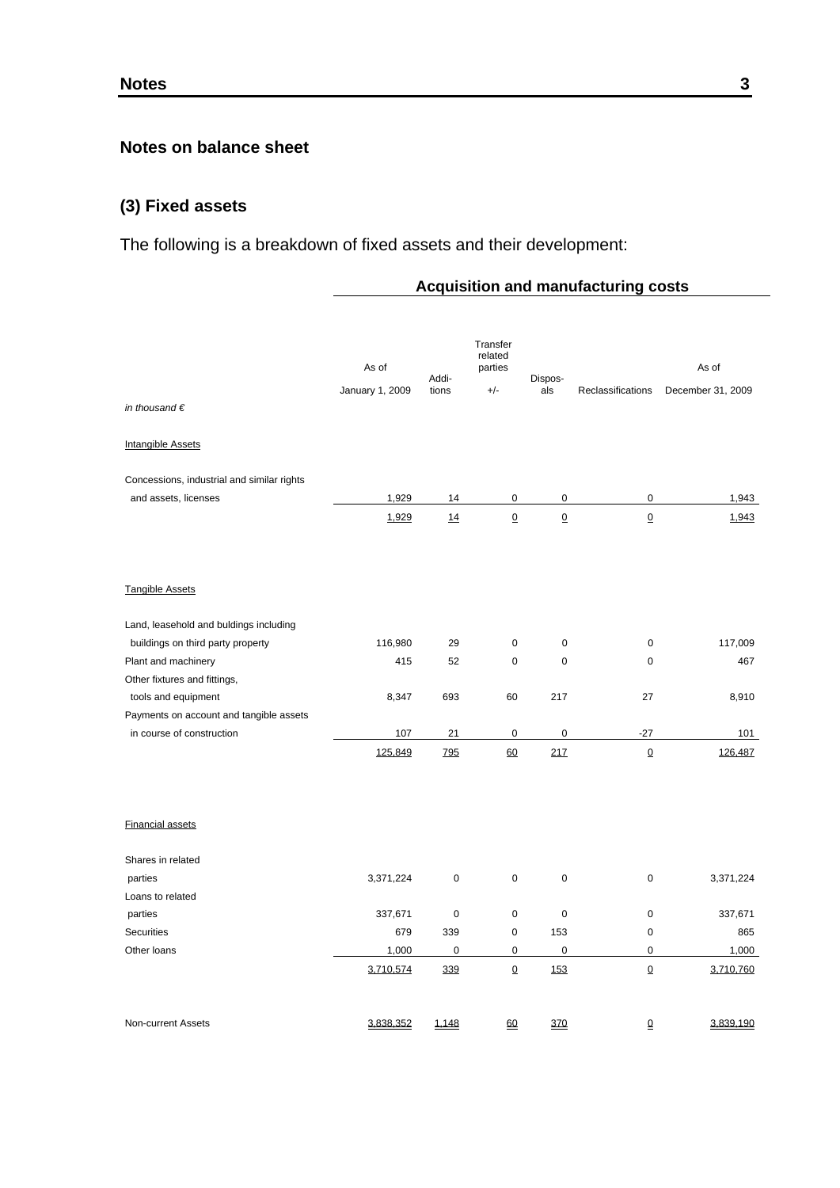## Notes on balance sheet

### (3) Fixed assets

The following is a breakdown of fixed assets and their development:

| | Acquisition and manufacturing costs | | | | | |
|---|---|---|---|---|---|---|
| *in thousand €* | As of January 1, 2009 | Additions | Transfer related parties +/- | Disposals | Reclassifications | As of December 31, 2009 |
| Intangible Assets | | | | | | |
| Concessions, industrial and similar rights and assets, licenses | 1,929 | 14 | 0 | 0 | 0 | 1,943 |
| | 1,929 | 14 | 0 | 0 | 0 | 1,943 |
| Tangible Assets | | | | | | |
| Land, leasehold and buldings including buildings on third party property | 116,980 | 29 | 0 | 0 | 0 | 117,009 |
| Plant and machinery | 415 | 52 | 0 | 0 | 0 | 467 |
| Other fixtures and fittings, tools and equipment | 8,347 | 693 | 60 | 217 | 27 | 8,910 |
| Payments on account and tangible assets in course of construction | 107 | 21 | 0 | 0 | -27 | 101 |
| | 125,849 | 795 | 60 | 217 | 0 | 126,487 |
| Financial assets | | | | | | |
| Shares in related parties | 3,371,224 | 0 | 0 | 0 | 0 | 3,371,224 |
| Loans to related parties | 337,671 | 0 | 0 | 0 | 0 | 337,671 |
| Securities | 679 | 339 | 0 | 153 | 0 | 865 |
| Other loans | 1,000 | 0 | 0 | 0 | 0 | 1,000 |
| | 3,710,574 | 339 | 0 | 153 | 0 | 3,710,760 |
| Non-current Assets | 3,838,352 | 1,148 | 60 | 370 | 0 | 3,839,190 |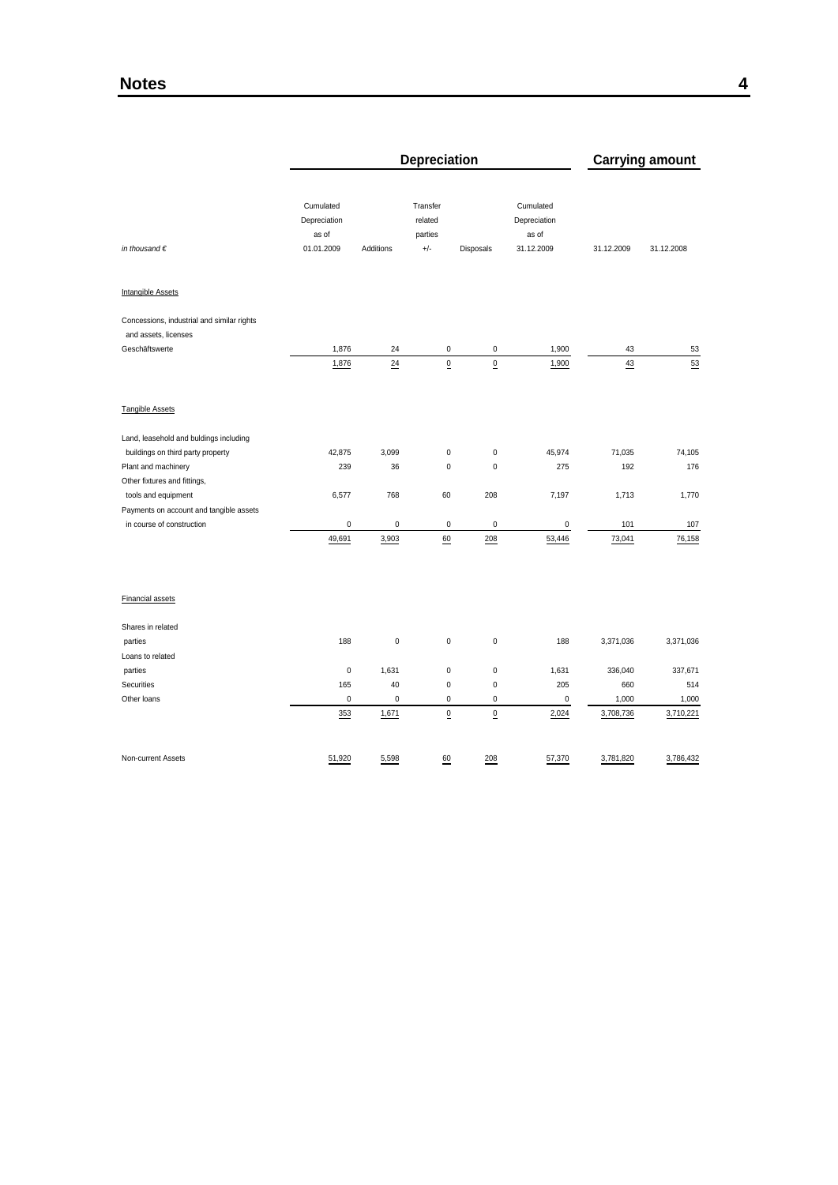## Notes

| in thousand € | Depreciation | | | | | Carrying amount | |
|---|---|---|---|---|---|---|---|
| | Cumulated Depreciation as of 01.01.2009 | Additions | Transfer related parties +/- | Disposals | Cumulated Depreciation as of 31.12.2009 | 31.12.2009 | 31.12.2008 |
| Intangible Assets | | | | | | | |
| Concessions, industrial and similar rights and assets, licenses | | | | | | | |
| Geschäftswerte | 1,876 | 24 | 0 | 0 | 1,900 | 43 | 53 |
| | 1,876 | 24 | 0 | 0 | 1,900 | 43 | 53 |
| Tangible Assets | | | | | | | |
| Land, leasehold and buldings including buildings on third party property | 42,875 | 3,099 | 0 | 0 | 45,974 | 71,035 | 74,105 |
| Plant and machinery | 239 | 36 | 0 | 0 | 275 | 192 | 176 |
| Other fixtures and fittings, tools and equipment | 6,577 | 768 | 60 | 208 | 7,197 | 1,713 | 1,770 |
| Payments on account and tangible assets in course of construction | 0 | 0 | 0 | 0 | 0 | 101 | 107 |
| | 49,691 | 3,903 | 60 | 208 | 53,446 | 73,041 | 76,158 |
| Financial assets | | | | | | | |
| Shares in related parties | 188 | 0 | 0 | 0 | 188 | 3,371,036 | 3,371,036 |
| Loans to related parties | 0 | 1,631 | 0 | 0 | 1,631 | 336,040 | 337,671 |
| Securities | 165 | 40 | 0 | 0 | 205 | 660 | 514 |
| Other loans | 0 | 0 | 0 | 0 | 0 | 1,000 | 1,000 |
| | 353 | 1,671 | 0 | 0 | 2,024 | 3,708,736 | 3,710,221 |
| Non-current Assets | 51,920 | 5,598 | 60 | 208 | 57,370 | 3,781,820 | 3,786,432 |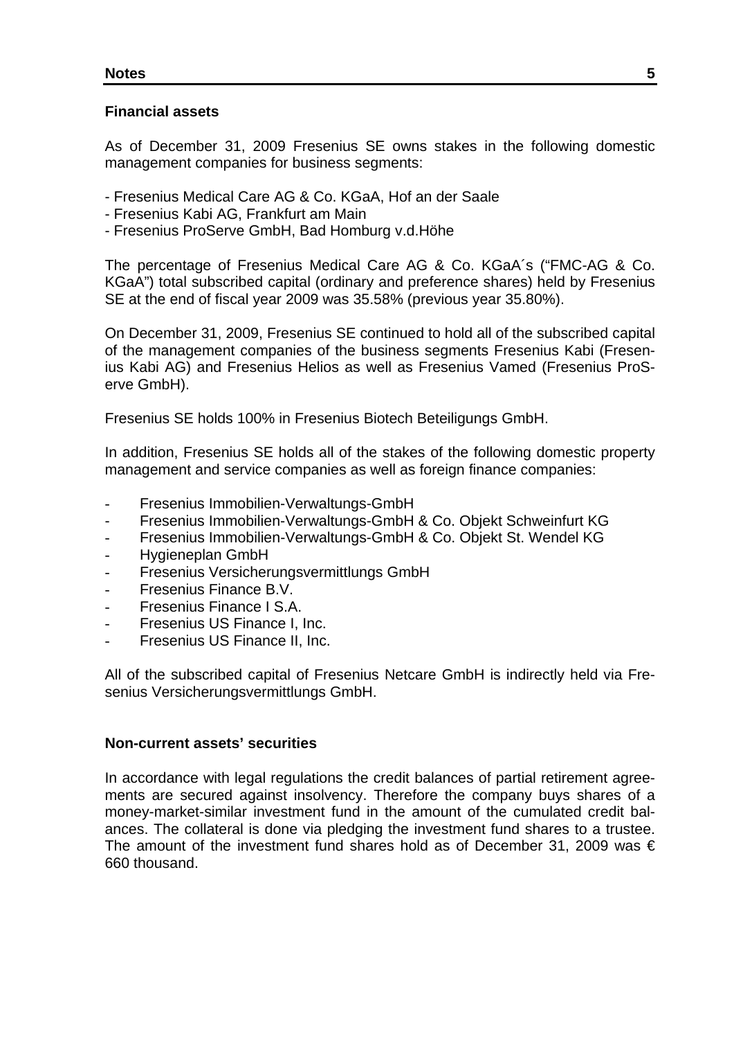## Financial assets

As of December 31, 2009 Fresenius SE owns stakes in the following domestic management companies for business segments:

- Fresenius Medical Care AG & Co. KGaA, Hof an der Saale
- Fresenius Kabi AG, Frankfurt am Main
- Fresenius ProServe GmbH, Bad Homburg v.d.Höhe

The percentage of Fresenius Medical Care AG & Co. KGaA´s ("FMC-AG & Co. KGaA") total subscribed capital (ordinary and preference shares) held by Fresenius SE at the end of fiscal year 2009 was 35.58% (previous year 35.80%).

On December 31, 2009, Fresenius SE continued to hold all of the subscribed capital of the management companies of the business segments Fresenius Kabi (Fresenius Kabi AG) and Fresenius Helios as well as Fresenius Vamed (Fresenius ProServe GmbH).

Fresenius SE holds 100% in Fresenius Biotech Beteiligungs GmbH.

In addition, Fresenius SE holds all of the stakes of the following domestic property management and service companies as well as foreign finance companies:

- Fresenius Immobilien-Verwaltungs-GmbH
- Fresenius Immobilien-Verwaltungs-GmbH & Co. Objekt Schweinfurt KG
- Fresenius Immobilien-Verwaltungs-GmbH & Co. Objekt St. Wendel KG
- Hygieneplan GmbH
- Fresenius Versicherungsvermittlungs GmbH
- Fresenius Finance B.V.
- Fresenius Finance I S.A.
- Fresenius US Finance I, Inc.
- Fresenius US Finance II, Inc.

All of the subscribed capital of Fresenius Netcare GmbH is indirectly held via Fresenius Versicherungsvermittlungs GmbH.

## Non-current assets' securities

In accordance with legal regulations the credit balances of partial retirement agreements are secured against insolvency. Therefore the company buys shares of a money-market-similar investment fund in the amount of the cumulated credit balances. The collateral is done via pledging the investment fund shares to a trustee. The amount of the investment fund shares hold as of December 31, 2009 was € 660 thousand.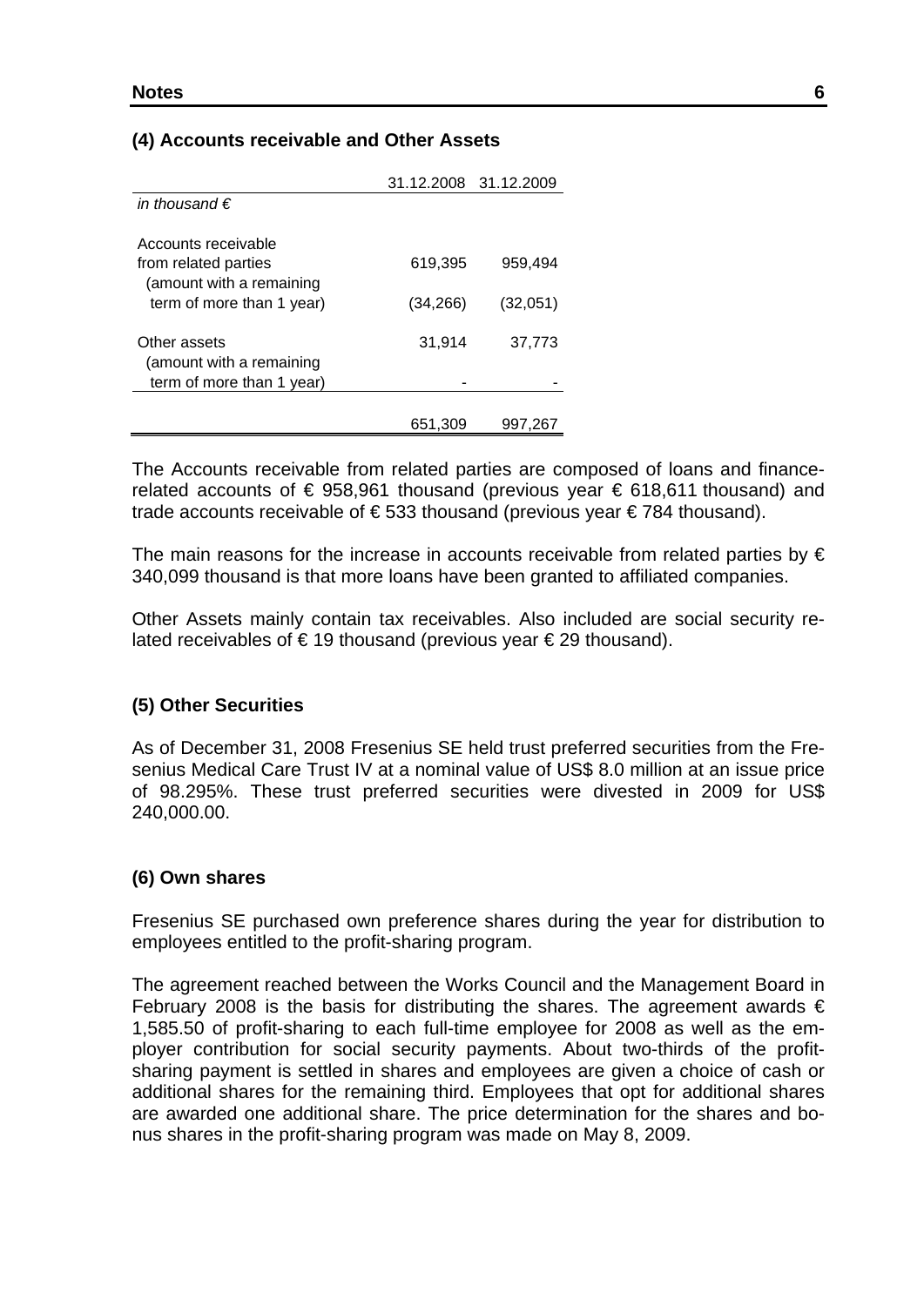## (4) Accounts receivable and Other Assets

| in thousand € | 31.12.2008 | 31.12.2009 |
|---|---|---|
| Accounts receivable from related parties | 619,395 | 959,494 |
| (amount with a remaining term of more than 1 year) | (34,266) | (32,051) |
| Other assets | 31,914 | 37,773 |
| (amount with a remaining term of more than 1 year) | - | - |
| | 651,309 | 997,267 |

The Accounts receivable from related parties are composed of loans and finance-related accounts of € 958,961 thousand (previous year € 618,611 thousand) and trade accounts receivable of € 533 thousand (previous year € 784 thousand).

The main reasons for the increase in accounts receivable from related parties by € 340,099 thousand is that more loans have been granted to affiliated companies.

Other Assets mainly contain tax receivables. Also included are social security related receivables of € 19 thousand (previous year € 29 thousand).

## (5) Other Securities

As of December 31, 2008 Fresenius SE held trust preferred securities from the Fresenius Medical Care Trust IV at a nominal value of US$ 8.0 million at an issue price of 98.295%. These trust preferred securities were divested in 2009 for US$ 240,000.00.

## (6) Own shares

Fresenius SE purchased own preference shares during the year for distribution to employees entitled to the profit-sharing program.

The agreement reached between the Works Council and the Management Board in February 2008 is the basis for distributing the shares. The agreement awards € 1,585.50 of profit-sharing to each full-time employee for 2008 as well as the employer contribution for social security payments. About two-thirds of the profit-sharing payment is settled in shares and employees are given a choice of cash or additional shares for the remaining third. Employees that opt for additional shares are awarded one additional share. The price determination for the shares and bonus shares in the profit-sharing program was made on May 8, 2009.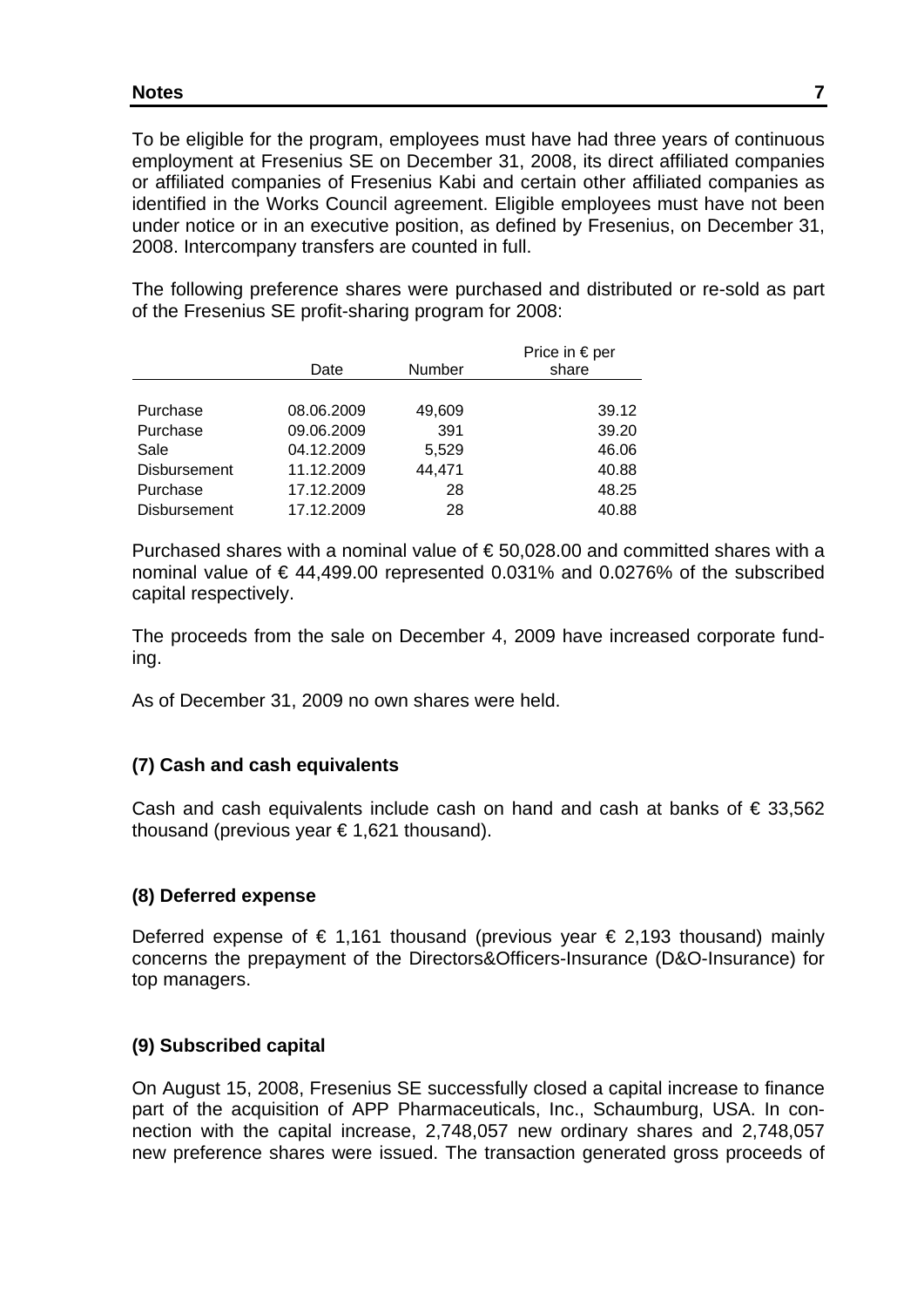To be eligible for the program, employees must have had three years of continuous employment at Fresenius SE on December 31, 2008, its direct affiliated companies or affiliated companies of Fresenius Kabi and certain other affiliated companies as identified in the Works Council agreement. Eligible employees must have not been under notice or in an executive position, as defined by Fresenius, on December 31, 2008. Intercompany transfers are counted in full.

The following preference shares were purchased and distributed or re-sold as part of the Fresenius SE profit-sharing program for 2008:

| | Date | Number | Price in € per share |
|---|---|---|---|
| Purchase | 08.06.2009 | 49,609 | 39.12 |
| Purchase | 09.06.2009 | 391 | 39.20 |
| Sale | 04.12.2009 | 5,529 | 46.06 |
| Disbursement | 11.12.2009 | 44,471 | 40.88 |
| Purchase | 17.12.2009 | 28 | 48.25 |
| Disbursement | 17.12.2009 | 28 | 40.88 |

Purchased shares with a nominal value of € 50,028.00 and committed shares with a nominal value of € 44,499.00 represented 0.031% and 0.0276% of the subscribed capital respectively.

The proceeds from the sale on December 4, 2009 have increased corporate funding.

As of December 31, 2009 no own shares were held.

### (7) Cash and cash equivalents

Cash and cash equivalents include cash on hand and cash at banks of € 33,562 thousand (previous year € 1,621 thousand).

### (8) Deferred expense

Deferred expense of € 1,161 thousand (previous year € 2,193 thousand) mainly concerns the prepayment of the Directors&Officers-Insurance (D&O-Insurance) for top managers.

### (9) Subscribed capital

On August 15, 2008, Fresenius SE successfully closed a capital increase to finance part of the acquisition of APP Pharmaceuticals, Inc., Schaumburg, USA. In connection with the capital increase, 2,748,057 new ordinary shares and 2,748,057 new preference shares were issued. The transaction generated gross proceeds of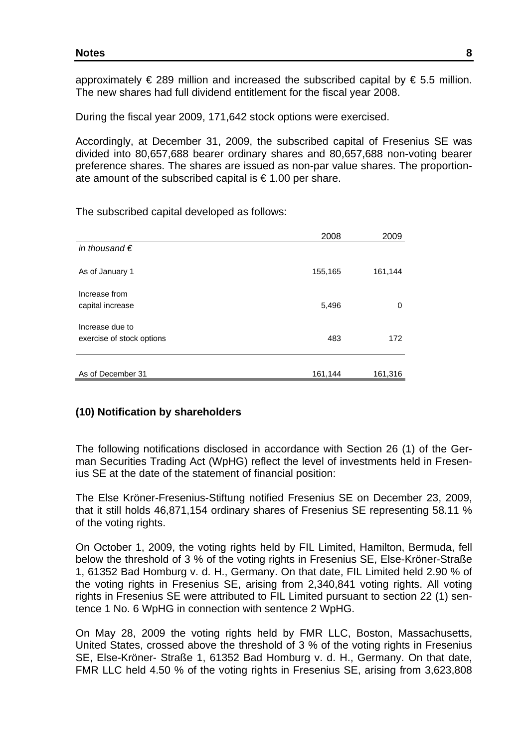approximately € 289 million and increased the subscribed capital by € 5.5 million. The new shares had full dividend entitlement for the fiscal year 2008.

During the fiscal year 2009, 171,642 stock options were exercised.

Accordingly, at December 31, 2009, the subscribed capital of Fresenius SE was divided into 80,657,688 bearer ordinary shares and 80,657,688 non-voting bearer preference shares. The shares are issued as non-par value shares. The proportionate amount of the subscribed capital is € 1.00 per share.

The subscribed capital developed as follows:

| *in thousand €* | 2008 | 2009 |
|---|---|---|
| As of January 1 | 155,165 | 161,144 |
| Increase from capital increase | 5,496 | 0 |
| Increase due to exercise of stock options | 483 | 172 |
| As of December 31 | 161,144 | 161,316 |

## (10) Notification by shareholders

The following notifications disclosed in accordance with Section 26 (1) of the German Securities Trading Act (WpHG) reflect the level of investments held in Fresenius SE at the date of the statement of financial position:

The Else Kröner-Fresenius-Stiftung notified Fresenius SE on December 23, 2009, that it still holds 46,871,154 ordinary shares of Fresenius SE representing 58.11 % of the voting rights.

On October 1, 2009, the voting rights held by FIL Limited, Hamilton, Bermuda, fell below the threshold of 3 % of the voting rights in Fresenius SE, Else-Kröner-Straße 1, 61352 Bad Homburg v. d. H., Germany. On that date, FIL Limited held 2.90 % of the voting rights in Fresenius SE, arising from 2,340,841 voting rights. All voting rights in Fresenius SE were attributed to FIL Limited pursuant to section 22 (1) sentence 1 No. 6 WpHG in connection with sentence 2 WpHG.

On May 28, 2009 the voting rights held by FMR LLC, Boston, Massachusetts, United States, crossed above the threshold of 3 % of the voting rights in Fresenius SE, Else-Kröner- Straße 1, 61352 Bad Homburg v. d. H., Germany. On that date, FMR LLC held 4.50 % of the voting rights in Fresenius SE, arising from 3,623,808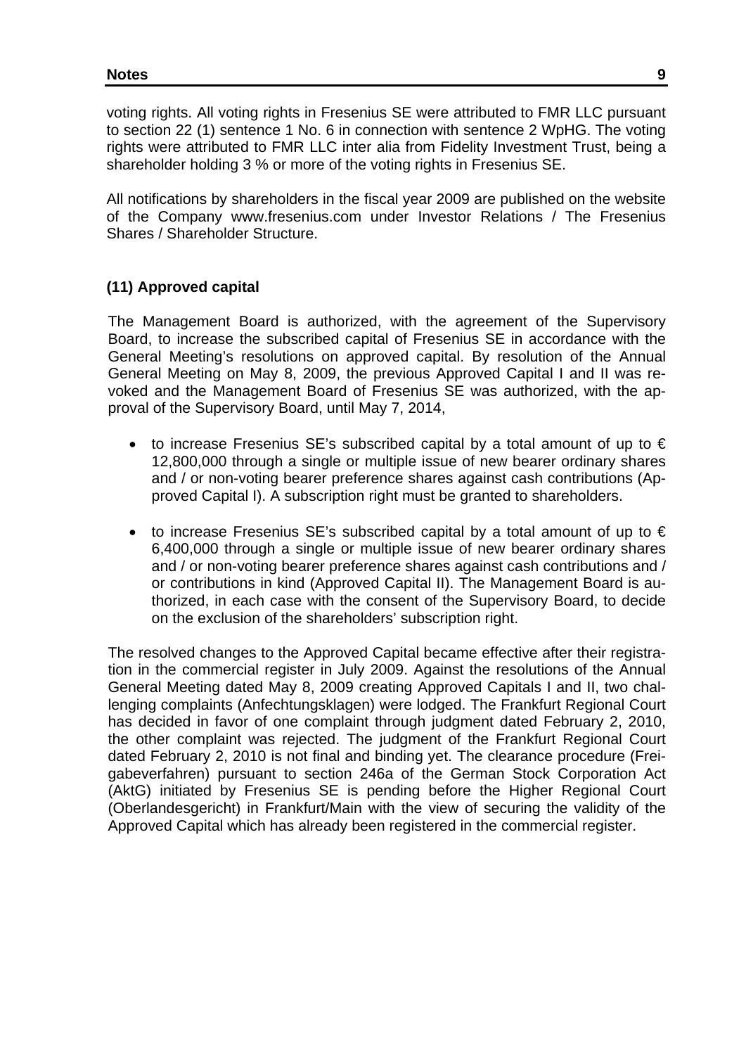voting rights. All voting rights in Fresenius SE were attributed to FMR LLC pursuant to section 22 (1) sentence 1 No. 6 in connection with sentence 2 WpHG. The voting rights were attributed to FMR LLC inter alia from Fidelity Investment Trust, being a shareholder holding 3 % or more of the voting rights in Fresenius SE.

All notifications by shareholders in the fiscal year 2009 are published on the website of the Company www.fresenius.com under Investor Relations / The Fresenius Shares / Shareholder Structure.

## (11) Approved capital

The Management Board is authorized, with the agreement of the Supervisory Board, to increase the subscribed capital of Fresenius SE in accordance with the General Meeting's resolutions on approved capital. By resolution of the Annual General Meeting on May 8, 2009, the previous Approved Capital I and II was revoked and the Management Board of Fresenius SE was authorized, with the approval of the Supervisory Board, until May 7, 2014,

- to increase Fresenius SE's subscribed capital by a total amount of up to € 12,800,000 through a single or multiple issue of new bearer ordinary shares and / or non-voting bearer preference shares against cash contributions (Approved Capital I). A subscription right must be granted to shareholders.
- to increase Fresenius SE's subscribed capital by a total amount of up to € 6,400,000 through a single or multiple issue of new bearer ordinary shares and / or non-voting bearer preference shares against cash contributions and / or contributions in kind (Approved Capital II). The Management Board is authorized, in each case with the consent of the Supervisory Board, to decide on the exclusion of the shareholders' subscription right.

The resolved changes to the Approved Capital became effective after their registration in the commercial register in July 2009. Against the resolutions of the Annual General Meeting dated May 8, 2009 creating Approved Capitals I and II, two challenging complaints (Anfechtungsklagen) were lodged. The Frankfurt Regional Court has decided in favor of one complaint through judgment dated February 2, 2010, the other complaint was rejected. The judgment of the Frankfurt Regional Court dated February 2, 2010 is not final and binding yet. The clearance procedure (Freigabeverfahren) pursuant to section 246a of the German Stock Corporation Act (AktG) initiated by Fresenius SE is pending before the Higher Regional Court (Oberlandesgericht) in Frankfurt/Main with the view of securing the validity of the Approved Capital which has already been registered in the commercial register.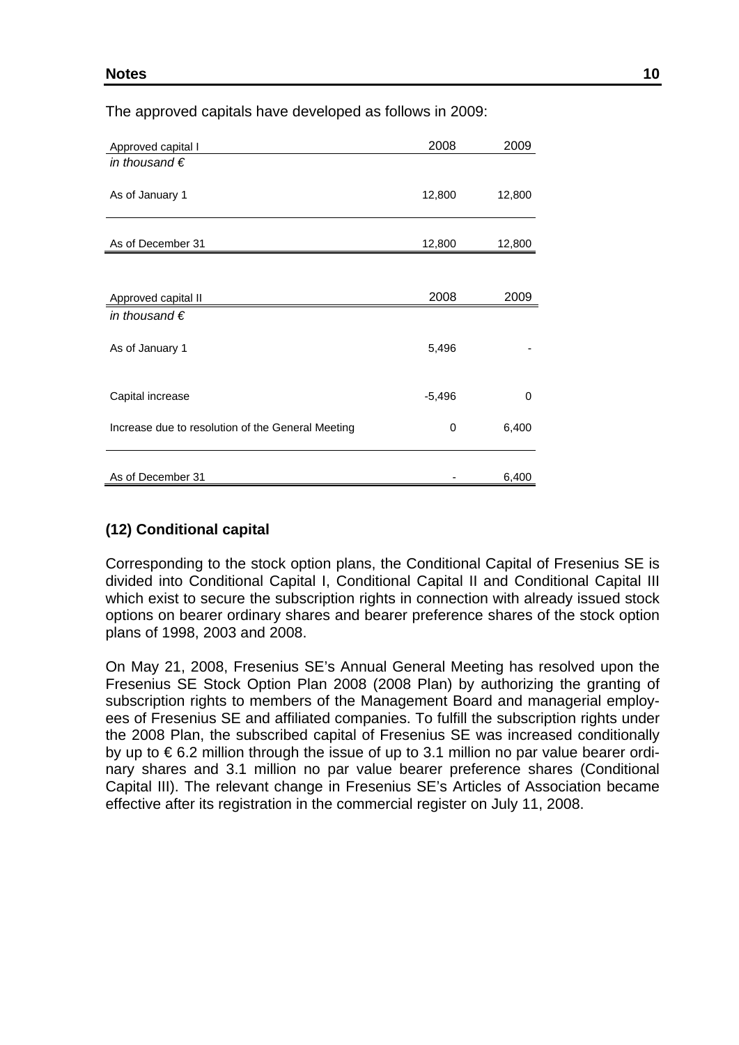The approved capitals have developed as follows in 2009:

| Approved capital I | 2008 | 2009 |
|---|---|---|
| *in thousand €* | | |
| As of January 1 | 12,800 | 12,800 |
| As of December 31 | 12,800 | 12,800 |

| Approved capital II | 2008 | 2009 |
|---|---|---|
| *in thousand €* | | |
| As of January 1 | 5,496 | - |
| Capital increase | -5,496 | 0 |
| Increase due to resolution of the General Meeting | 0 | 6,400 |
| As of December 31 | - | 6,400 |

## (12) Conditional capital

Corresponding to the stock option plans, the Conditional Capital of Fresenius SE is divided into Conditional Capital I, Conditional Capital II and Conditional Capital III which exist to secure the subscription rights in connection with already issued stock options on bearer ordinary shares and bearer preference shares of the stock option plans of 1998, 2003 and 2008.

On May 21, 2008, Fresenius SE's Annual General Meeting has resolved upon the Fresenius SE Stock Option Plan 2008 (2008 Plan) by authorizing the granting of subscription rights to members of the Management Board and managerial employees of Fresenius SE and affiliated companies. To fulfill the subscription rights under the 2008 Plan, the subscribed capital of Fresenius SE was increased conditionally by up to € 6.2 million through the issue of up to 3.1 million no par value bearer ordinary shares and 3.1 million no par value bearer preference shares (Conditional Capital III). The relevant change in Fresenius SE's Articles of Association became effective after its registration in the commercial register on July 11, 2008.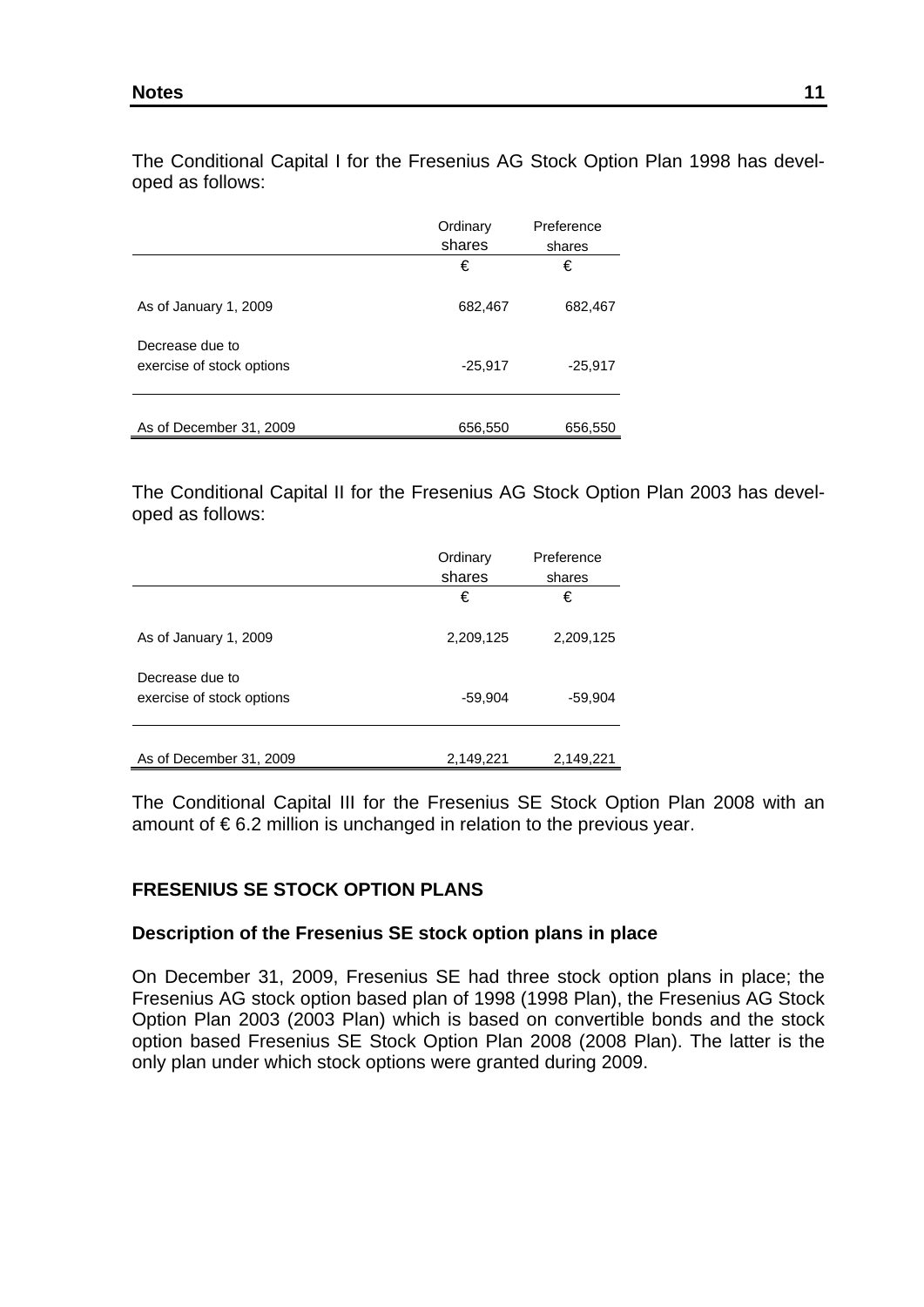The Conditional Capital I for the Fresenius AG Stock Option Plan 1998 has developed as follows:

| | Ordinary shares | Preference shares |
|---|---|---|
| | € | € |
| As of January 1, 2009 | 682,467 | 682,467 |
| Decrease due to exercise of stock options | -25,917 | -25,917 |
| As of December 31, 2009 | 656,550 | 656,550 |

The Conditional Capital II for the Fresenius AG Stock Option Plan 2003 has developed as follows:

| | Ordinary shares | Preference shares |
|---|---|---|
| | € | € |
| As of January 1, 2009 | 2,209,125 | 2,209,125 |
| Decrease due to exercise of stock options | -59,904 | -59,904 |
| As of December 31, 2009 | 2,149,221 | 2,149,221 |

The Conditional Capital III for the Fresenius SE Stock Option Plan 2008 with an amount of € 6.2 million is unchanged in relation to the previous year.

## FRESENIUS SE STOCK OPTION PLANS

### Description of the Fresenius SE stock option plans in place

On December 31, 2009, Fresenius SE had three stock option plans in place; the Fresenius AG stock option based plan of 1998 (1998 Plan), the Fresenius AG Stock Option Plan 2003 (2003 Plan) which is based on convertible bonds and the stock option based Fresenius SE Stock Option Plan 2008 (2008 Plan). The latter is the only plan under which stock options were granted during 2009.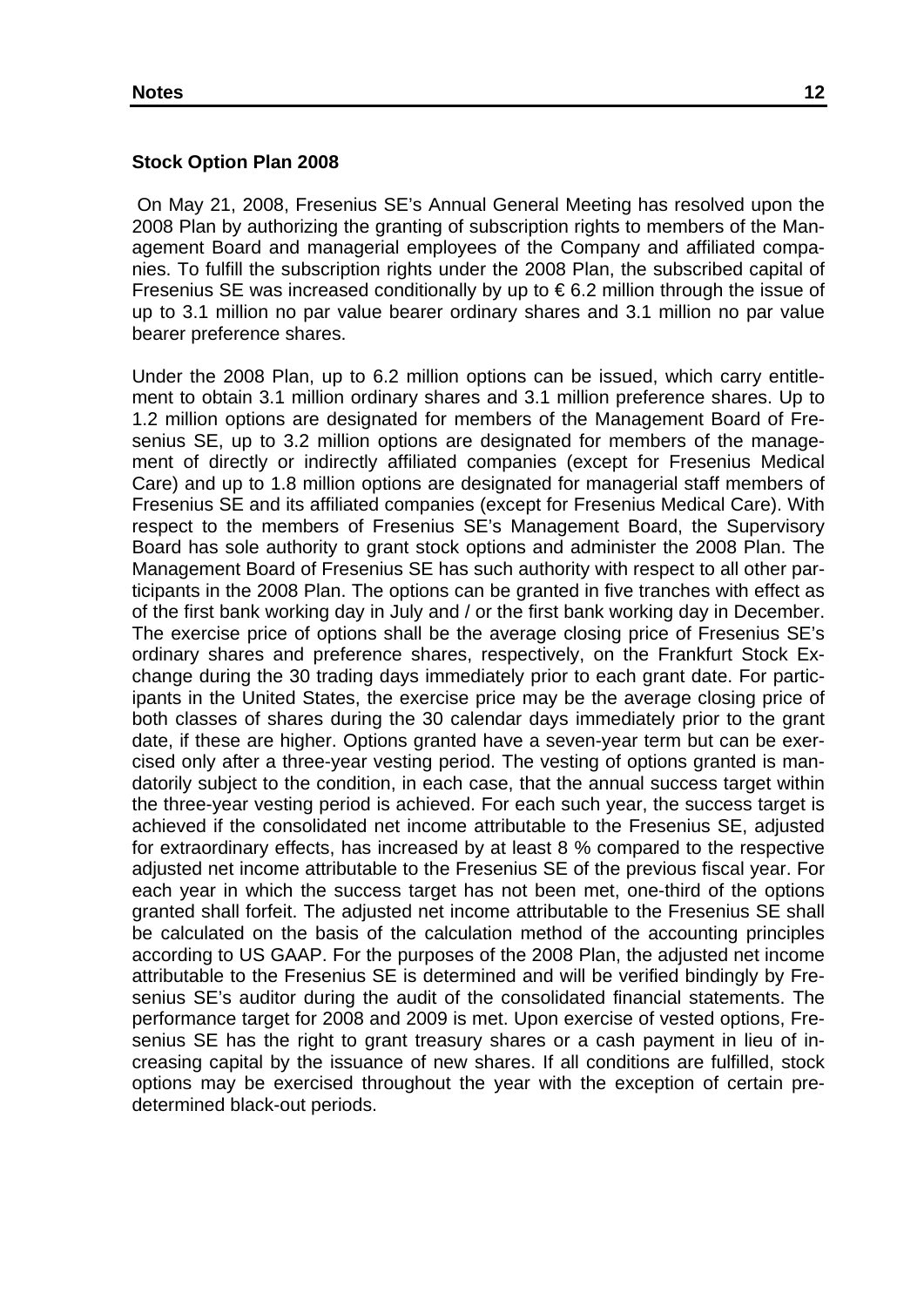**Stock Option Plan 2008**

On May 21, 2008, Fresenius SE's Annual General Meeting has resolved upon the 2008 Plan by authorizing the granting of subscription rights to members of the Management Board and managerial employees of the Company and affiliated companies. To fulfill the subscription rights under the 2008 Plan, the subscribed capital of Fresenius SE was increased conditionally by up to € 6.2 million through the issue of up to 3.1 million no par value bearer ordinary shares and 3.1 million no par value bearer preference shares.

Under the 2008 Plan, up to 6.2 million options can be issued, which carry entitlement to obtain 3.1 million ordinary shares and 3.1 million preference shares. Up to 1.2 million options are designated for members of the Management Board of Fresenius SE, up to 3.2 million options are designated for members of the management of directly or indirectly affiliated companies (except for Fresenius Medical Care) and up to 1.8 million options are designated for managerial staff members of Fresenius SE and its affiliated companies (except for Fresenius Medical Care). With respect to the members of Fresenius SE's Management Board, the Supervisory Board has sole authority to grant stock options and administer the 2008 Plan. The Management Board of Fresenius SE has such authority with respect to all other participants in the 2008 Plan. The options can be granted in five tranches with effect as of the first bank working day in July and / or the first bank working day in December. The exercise price of options shall be the average closing price of Fresenius SE's ordinary shares and preference shares, respectively, on the Frankfurt Stock Exchange during the 30 trading days immediately prior to each grant date. For participants in the United States, the exercise price may be the average closing price of both classes of shares during the 30 calendar days immediately prior to the grant date, if these are higher. Options granted have a seven-year term but can be exercised only after a three-year vesting period. The vesting of options granted is mandatorily subject to the condition, in each case, that the annual success target within the three-year vesting period is achieved. For each such year, the success target is achieved if the consolidated net income attributable to the Fresenius SE, adjusted for extraordinary effects, has increased by at least 8 % compared to the respective adjusted net income attributable to the Fresenius SE of the previous fiscal year. For each year in which the success target has not been met, one-third of the options granted shall forfeit. The adjusted net income attributable to the Fresenius SE shall be calculated on the basis of the calculation method of the accounting principles according to US GAAP. For the purposes of the 2008 Plan, the adjusted net income attributable to the Fresenius SE is determined and will be verified bindingly by Fresenius SE's auditor during the audit of the consolidated financial statements. The performance target for 2008 and 2009 is met. Upon exercise of vested options, Fresenius SE has the right to grant treasury shares or a cash payment in lieu of increasing capital by the issuance of new shares. If all conditions are fulfilled, stock options may be exercised throughout the year with the exception of certain predetermined black-out periods.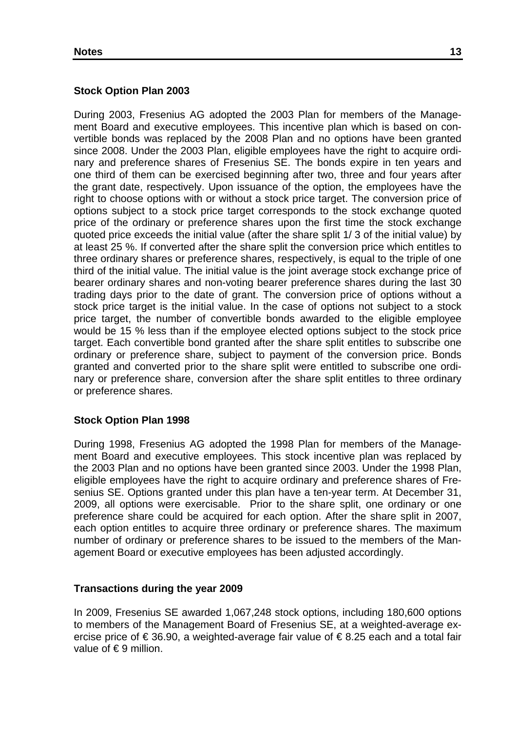### Stock Option Plan 2003

During 2003, Fresenius AG adopted the 2003 Plan for members of the Management Board and executive employees. This incentive plan which is based on convertible bonds was replaced by the 2008 Plan and no options have been granted since 2008. Under the 2003 Plan, eligible employees have the right to acquire ordinary and preference shares of Fresenius SE. The bonds expire in ten years and one third of them can be exercised beginning after two, three and four years after the grant date, respectively. Upon issuance of the option, the employees have the right to choose options with or without a stock price target. The conversion price of options subject to a stock price target corresponds to the stock exchange quoted price of the ordinary or preference shares upon the first time the stock exchange quoted price exceeds the initial value (after the share split 1/ 3 of the initial value) by at least 25 %. If converted after the share split the conversion price which entitles to three ordinary shares or preference shares, respectively, is equal to the triple of one third of the initial value. The initial value is the joint average stock exchange price of bearer ordinary shares and non-voting bearer preference shares during the last 30 trading days prior to the date of grant. The conversion price of options without a stock price target is the initial value. In the case of options not subject to a stock price target, the number of convertible bonds awarded to the eligible employee would be 15 % less than if the employee elected options subject to the stock price target. Each convertible bond granted after the share split entitles to subscribe one ordinary or preference share, subject to payment of the conversion price. Bonds granted and converted prior to the share split were entitled to subscribe one ordinary or preference share, conversion after the share split entitles to three ordinary or preference shares.

### Stock Option Plan 1998

During 1998, Fresenius AG adopted the 1998 Plan for members of the Management Board and executive employees. This stock incentive plan was replaced by the 2003 Plan and no options have been granted since 2003. Under the 1998 Plan, eligible employees have the right to acquire ordinary and preference shares of Fresenius SE. Options granted under this plan have a ten-year term. At December 31, 2009, all options were exercisable. Prior to the share split, one ordinary or one preference share could be acquired for each option. After the share split in 2007, each option entitles to acquire three ordinary or preference shares. The maximum number of ordinary or preference shares to be issued to the members of the Management Board or executive employees has been adjusted accordingly.

### Transactions during the year 2009

In 2009, Fresenius SE awarded 1,067,248 stock options, including 180,600 options to members of the Management Board of Fresenius SE, at a weighted-average exercise price of € 36.90, a weighted-average fair value of € 8.25 each and a total fair value of € 9 million.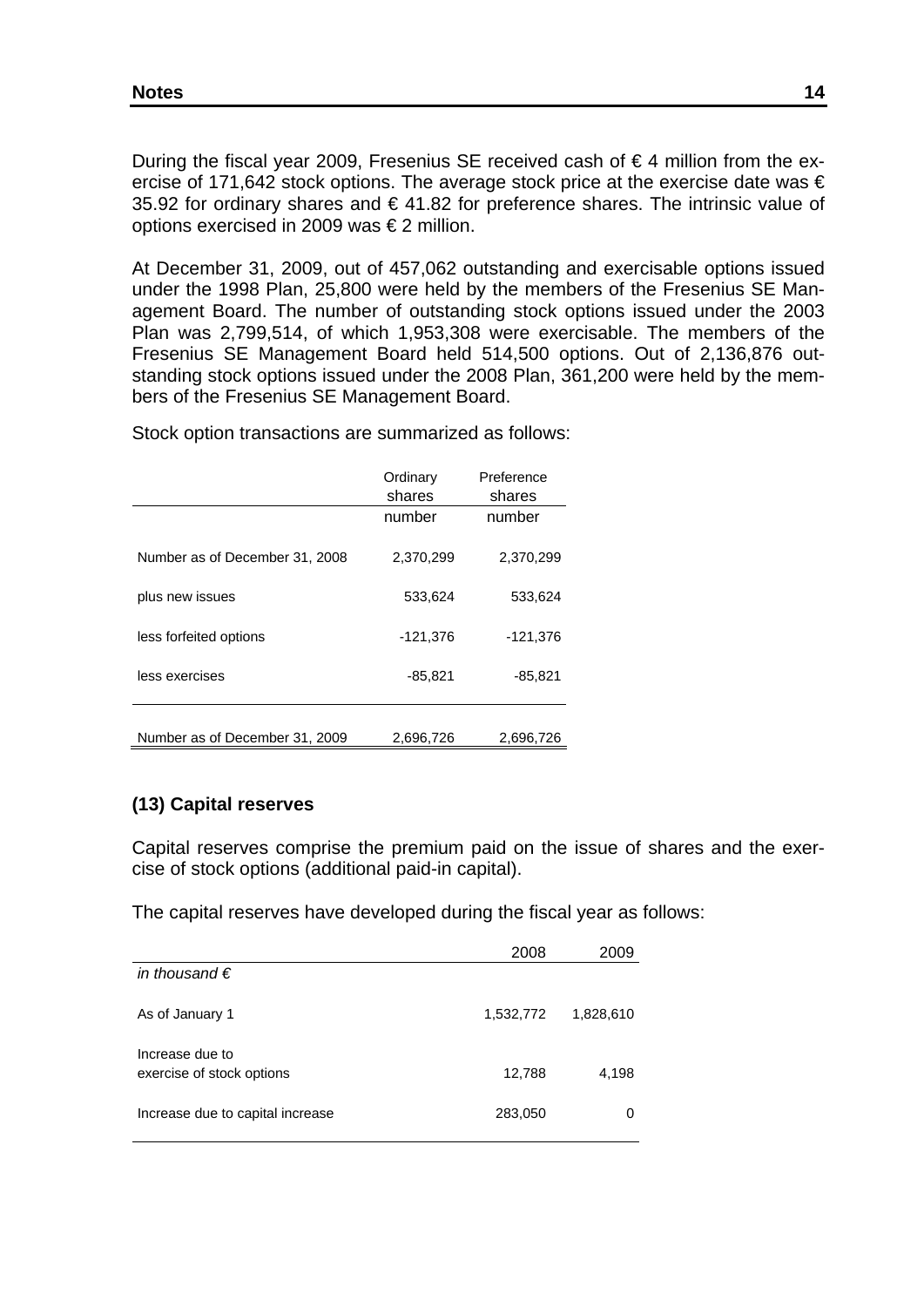During the fiscal year 2009, Fresenius SE received cash of € 4 million from the exercise of 171,642 stock options. The average stock price at the exercise date was € 35.92 for ordinary shares and € 41.82 for preference shares. The intrinsic value of options exercised in 2009 was € 2 million.

At December 31, 2009, out of 457,062 outstanding and exercisable options issued under the 1998 Plan, 25,800 were held by the members of the Fresenius SE Management Board. The number of outstanding stock options issued under the 2003 Plan was 2,799,514, of which 1,953,308 were exercisable. The members of the Fresenius SE Management Board held 514,500 options. Out of 2,136,876 outstanding stock options issued under the 2008 Plan, 361,200 were held by the members of the Fresenius SE Management Board.

Stock option transactions are summarized as follows:

| | Ordinary shares | Preference shares |
|---|---|---|
| | number | number |
| Number as of December 31, 2008 | 2,370,299 | 2,370,299 |
| plus new issues | 533,624 | 533,624 |
| less forfeited options | -121,376 | -121,376 |
| less exercises | -85,821 | -85,821 |
| Number as of December 31, 2009 | 2,696,726 | 2,696,726 |

## (13) Capital reserves

Capital reserves comprise the premium paid on the issue of shares and the exercise of stock options (additional paid-in capital).

The capital reserves have developed during the fiscal year as follows:

| | 2008 | 2009 |
|---|---|---|
| *in thousand €* | | |
| As of January 1 | 1,532,772 | 1,828,610 |
| Increase due to exercise of stock options | 12,788 | 4,198 |
| Increase due to capital increase | 283,050 | 0 |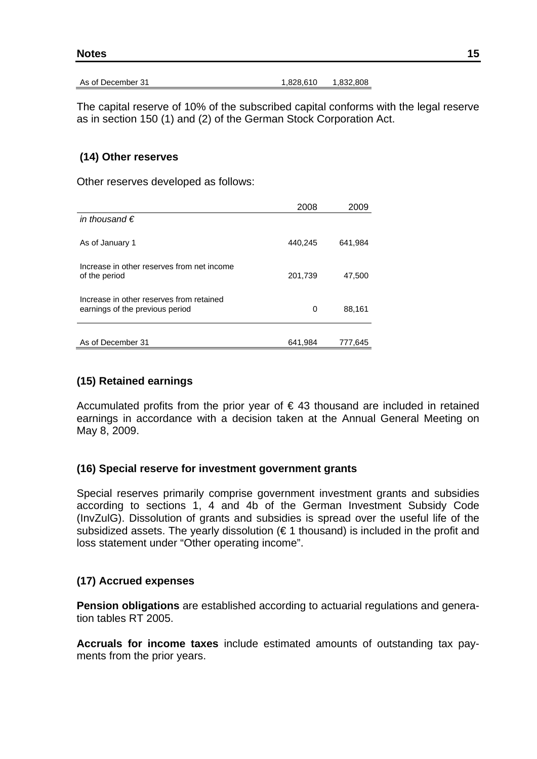| As of December 31 | 1,828,610 | 1,832,808 |
|---|---|---|

The capital reserve of 10% of the subscribed capital conforms with the legal reserve as in section 150 (1) and (2) of the German Stock Corporation Act.

### (14) Other reserves

Other reserves developed as follows:

| | 2008 | 2009 |
|---|---|---|
| *in thousand €* | | |
| As of January 1 | 440,245 | 641,984 |
| Increase in other reserves from net income of the period | 201,739 | 47,500 |
| Increase in other reserves from retained earnings of the previous period | 0 | 88,161 |
| As of December 31 | 641,984 | 777,645 |

### (15) Retained earnings

Accumulated profits from the prior year of € 43 thousand are included in retained earnings in accordance with a decision taken at the Annual General Meeting on May 8, 2009.

### (16) Special reserve for investment government grants

Special reserves primarily comprise government investment grants and subsidies according to sections 1, 4 and 4b of the German Investment Subsidy Code (InvZulG). Dissolution of grants and subsidies is spread over the useful life of the subsidized assets. The yearly dissolution (€ 1 thousand) is included in the profit and loss statement under "Other operating income".

### (17) Accrued expenses

**Pension obligations** are established according to actuarial regulations and generation tables RT 2005.

**Accruals for income taxes** include estimated amounts of outstanding tax payments from the prior years.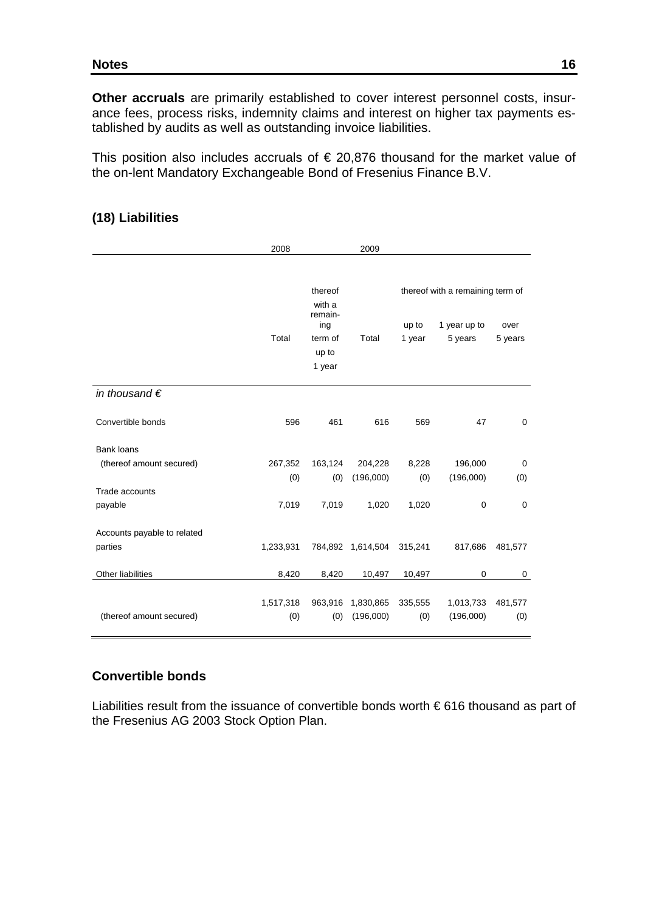**Other accruals** are primarily established to cover interest personnel costs, insurance fees, process risks, indemnity claims and interest on higher tax payments established by audits as well as outstanding invoice liabilities.

This position also includes accruals of € 20,876 thousand for the market value of the on-lent Mandatory Exchangeable Bond of Fresenius Finance B.V.

## (18) Liabilities

| | 2008 | | 2009 | | | |
|---|---|---|---|---|---|---|
| | | | | thereof with a remaining term of | | |
| | Total | thereof with a remaining term of up to 1 year | Total | up to 1 year | 1 year up to 5 years | over 5 years |
| *in thousand €* | | | | | | |
| Convertible bonds | 596 | 461 | 616 | 569 | 47 | 0 |
| Bank loans | | | | | | |
| (thereof amount secured) | 267,352 | 163,124 | 204,228 | 8,228 | 196,000 | 0 |
| | (0) | (0) | (196,000) | (0) | (196,000) | (0) |
| Trade accounts payable | 7,019 | 7,019 | 1,020 | 1,020 | 0 | 0 |
| Accounts payable to related parties | 1,233,931 | 784,892 | 1,614,504 | 315,241 | 817,686 | 481,577 |
| Other liabilities | 8,420 | 8,420 | 10,497 | 10,497 | 0 | 0 |
| | 1,517,318 | 963,916 | 1,830,865 | 335,555 | 1,013,733 | 481,577 |
| (thereof amount secured) | (0) | (0) | (196,000) | (0) | (196,000) | (0) |

### Convertible bonds

Liabilities result from the issuance of convertible bonds worth € 616 thousand as part of the Fresenius AG 2003 Stock Option Plan.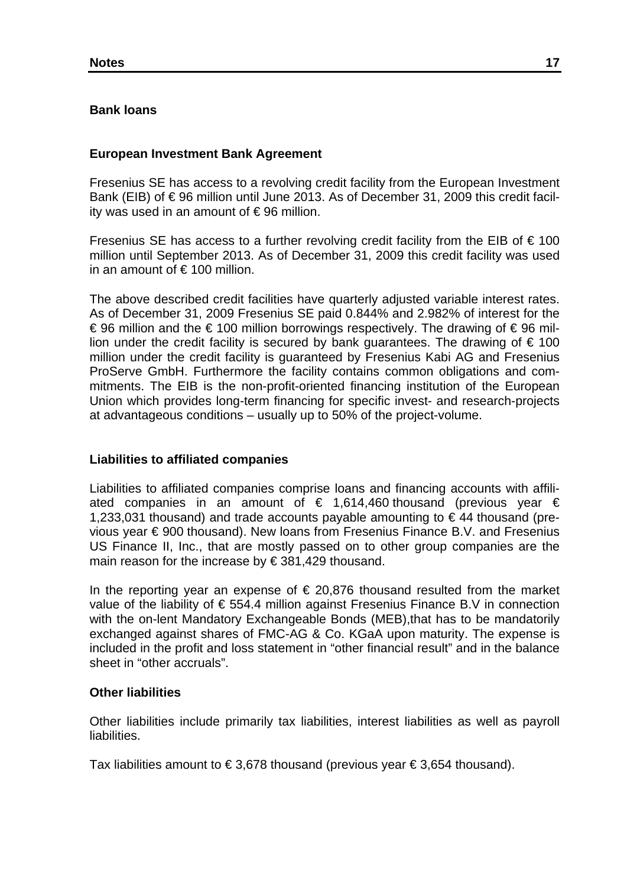## Bank loans

### European Investment Bank Agreement

Fresenius SE has access to a revolving credit facility from the European Investment Bank (EIB) of € 96 million until June 2013. As of December 31, 2009 this credit facility was used in an amount of € 96 million.

Fresenius SE has access to a further revolving credit facility from the EIB of € 100 million until September 2013. As of December 31, 2009 this credit facility was used in an amount of € 100 million.

The above described credit facilities have quarterly adjusted variable interest rates. As of December 31, 2009 Fresenius SE paid 0.844% and 2.982% of interest for the € 96 million and the € 100 million borrowings respectively. The drawing of € 96 million under the credit facility is secured by bank guarantees. The drawing of € 100 million under the credit facility is guaranteed by Fresenius Kabi AG and Fresenius ProServe GmbH. Furthermore the facility contains common obligations and commitments. The EIB is the non-profit-oriented financing institution of the European Union which provides long-term financing for specific invest- and research-projects at advantageous conditions – usually up to 50% of the project-volume.

## Liabilities to affiliated companies

Liabilities to affiliated companies comprise loans and financing accounts with affiliated companies in an amount of € 1,614,460 thousand (previous year € 1,233,031 thousand) and trade accounts payable amounting to € 44 thousand (previous year € 900 thousand). New loans from Fresenius Finance B.V. and Fresenius US Finance II, Inc., that are mostly passed on to other group companies are the main reason for the increase by € 381,429 thousand.

In the reporting year an expense of € 20,876 thousand resulted from the market value of the liability of € 554.4 million against Fresenius Finance B.V in connection with the on-lent Mandatory Exchangeable Bonds (MEB),that has to be mandatorily exchanged against shares of FMC-AG & Co. KGaA upon maturity. The expense is included in the profit and loss statement in "other financial result" and in the balance sheet in "other accruals".

## Other liabilities

Other liabilities include primarily tax liabilities, interest liabilities as well as payroll liabilities.

Tax liabilities amount to € 3,678 thousand (previous year € 3,654 thousand).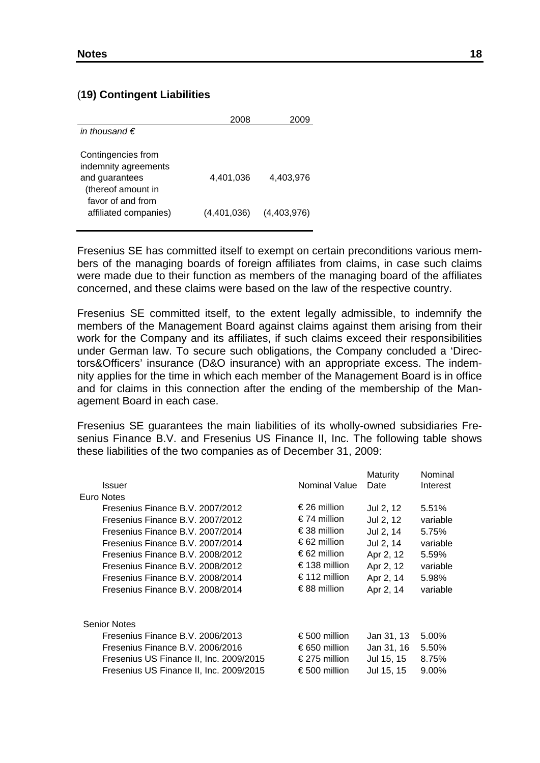## (19) Contingent Liabilities

| *in thousand €* | 2008 | 2009 |
|---|---|---|
| Contingencies from indemnity agreements and guarantees | 4,401,036 | 4,403,976 |
| (thereof amount in favor of and from affiliated companies) | (4,401,036) | (4,403,976) |

Fresenius SE has committed itself to exempt on certain preconditions various members of the managing boards of foreign affiliates from claims, in case such claims were made due to their function as members of the managing board of the affiliates concerned, and these claims were based on the law of the respective country.

Fresenius SE committed itself, to the extent legally admissible, to indemnify the members of the Management Board against claims against them arising from their work for the Company and its affiliates, if such claims exceed their responsibilities under German law. To secure such obligations, the Company concluded a 'Directors&Officers' insurance (D&O insurance) with an appropriate excess. The indemnity applies for the time in which each member of the Management Board is in office and for claims in this connection after the ending of the membership of the Management Board in each case.

Fresenius SE guarantees the main liabilities of its wholly-owned subsidiaries Fresenius Finance B.V. and Fresenius US Finance II, Inc. The following table shows these liabilities of the two companies as of December 31, 2009:

| Issuer | Nominal Value | Maturity Date | Nominal Interest |
|---|---|---|---|
| **Euro Notes** | | | |
| Fresenius Finance B.V. 2007/2012 | € 26 million | Jul 2, 12 | 5.51% |
| Fresenius Finance B.V. 2007/2012 | € 74 million | Jul 2, 12 | variable |
| Fresenius Finance B.V. 2007/2014 | € 38 million | Jul 2, 14 | 5.75% |
| Fresenius Finance B.V. 2007/2014 | € 62 million | Jul 2, 14 | variable |
| Fresenius Finance B.V. 2008/2012 | € 62 million | Apr 2, 12 | 5.59% |
| Fresenius Finance B.V. 2008/2012 | € 138 million | Apr 2, 12 | variable |
| Fresenius Finance B.V. 2008/2014 | € 112 million | Apr 2, 14 | 5.98% |
| Fresenius Finance B.V. 2008/2014 | € 88 million | Apr 2, 14 | variable |
| **Senior Notes** | | | |
| Fresenius Finance B.V. 2006/2013 | € 500 million | Jan 31, 13 | 5.00% |
| Fresenius Finance B.V. 2006/2016 | € 650 million | Jan 31, 16 | 5.50% |
| Fresenius US Finance II, Inc. 2009/2015 | € 275 million | Jul 15, 15 | 8.75% |
| Fresenius US Finance II, Inc. 2009/2015 | € 500 million | Jul 15, 15 | 9.00% |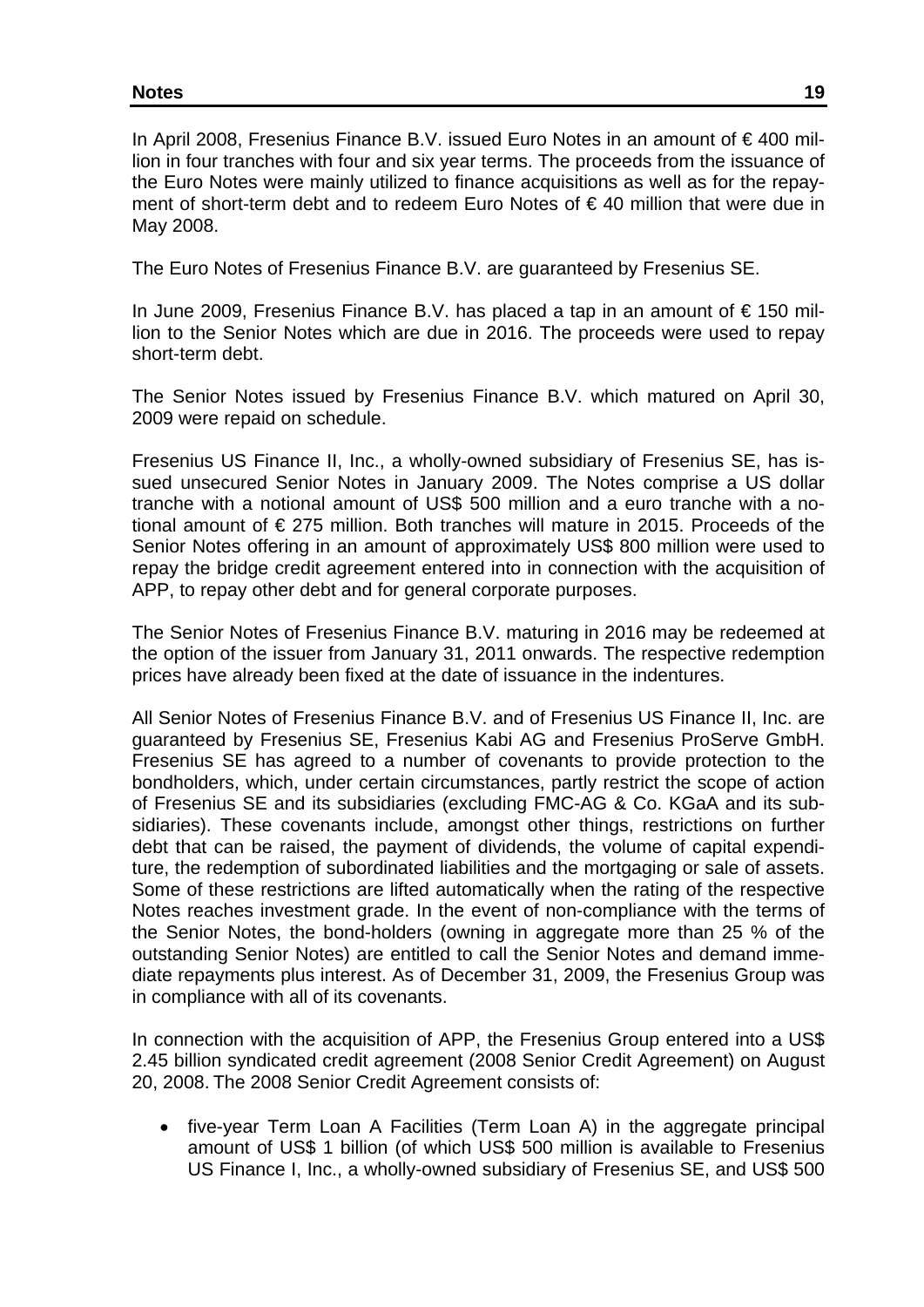In April 2008, Fresenius Finance B.V. issued Euro Notes in an amount of € 400 million in four tranches with four and six year terms. The proceeds from the issuance of the Euro Notes were mainly utilized to finance acquisitions as well as for the repayment of short-term debt and to redeem Euro Notes of € 40 million that were due in May 2008.

The Euro Notes of Fresenius Finance B.V. are guaranteed by Fresenius SE.

In June 2009, Fresenius Finance B.V. has placed a tap in an amount of € 150 million to the Senior Notes which are due in 2016. The proceeds were used to repay short-term debt.

The Senior Notes issued by Fresenius Finance B.V. which matured on April 30, 2009 were repaid on schedule.

Fresenius US Finance II, Inc., a wholly-owned subsidiary of Fresenius SE, has issued unsecured Senior Notes in January 2009. The Notes comprise a US dollar tranche with a notional amount of US$ 500 million and a euro tranche with a notional amount of € 275 million. Both tranches will mature in 2015. Proceeds of the Senior Notes offering in an amount of approximately US$ 800 million were used to repay the bridge credit agreement entered into in connection with the acquisition of APP, to repay other debt and for general corporate purposes.

The Senior Notes of Fresenius Finance B.V. maturing in 2016 may be redeemed at the option of the issuer from January 31, 2011 onwards. The respective redemption prices have already been fixed at the date of issuance in the indentures.

All Senior Notes of Fresenius Finance B.V. and of Fresenius US Finance II, Inc. are guaranteed by Fresenius SE, Fresenius Kabi AG and Fresenius ProServe GmbH. Fresenius SE has agreed to a number of covenants to provide protection to the bondholders, which, under certain circumstances, partly restrict the scope of action of Fresenius SE and its subsidiaries (excluding FMC-AG & Co. KGaA and its subsidiaries). These covenants include, amongst other things, restrictions on further debt that can be raised, the payment of dividends, the volume of capital expenditure, the redemption of subordinated liabilities and the mortgaging or sale of assets. Some of these restrictions are lifted automatically when the rating of the respective Notes reaches investment grade. In the event of non-compliance with the terms of the Senior Notes, the bond-holders (owning in aggregate more than 25 % of the outstanding Senior Notes) are entitled to call the Senior Notes and demand immediate repayments plus interest. As of December 31, 2009, the Fresenius Group was in compliance with all of its covenants.

In connection with the acquisition of APP, the Fresenius Group entered into a US$ 2.45 billion syndicated credit agreement (2008 Senior Credit Agreement) on August 20, 2008. The 2008 Senior Credit Agreement consists of:

- five-year Term Loan A Facilities (Term Loan A) in the aggregate principal amount of US$ 1 billion (of which US$ 500 million is available to Fresenius US Finance I, Inc., a wholly-owned subsidiary of Fresenius SE, and US$ 500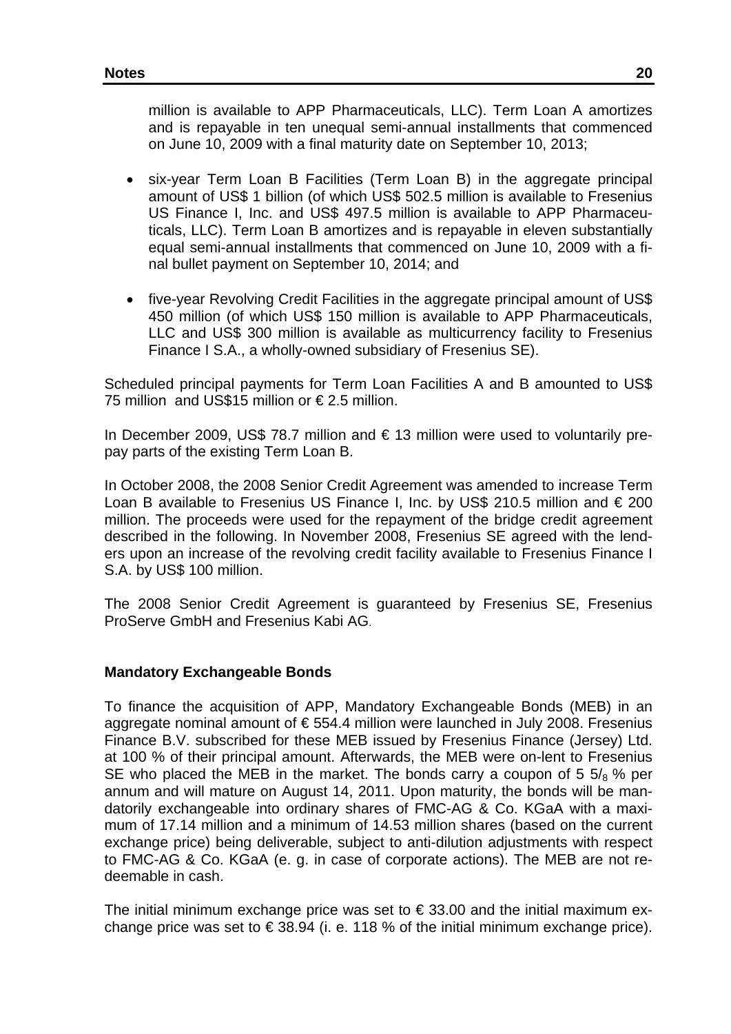million is available to APP Pharmaceuticals, LLC). Term Loan A amortizes and is repayable in ten unequal semi-annual installments that commenced on June 10, 2009 with a final maturity date on September 10, 2013;

- six-year Term Loan B Facilities (Term Loan B) in the aggregate principal amount of US$ 1 billion (of which US$ 502.5 million is available to Fresenius US Finance I, Inc. and US$ 497.5 million is available to APP Pharmaceuticals, LLC). Term Loan B amortizes and is repayable in eleven substantially equal semi-annual installments that commenced on June 10, 2009 with a final bullet payment on September 10, 2014; and

- five-year Revolving Credit Facilities in the aggregate principal amount of US$ 450 million (of which US$ 150 million is available to APP Pharmaceuticals, LLC and US$ 300 million is available as multicurrency facility to Fresenius Finance I S.A., a wholly-owned subsidiary of Fresenius SE).

Scheduled principal payments for Term Loan Facilities A and B amounted to US$ 75 million and US$15 million or € 2.5 million.

In December 2009, US$ 78.7 million and € 13 million were used to voluntarily prepay parts of the existing Term Loan B.

In October 2008, the 2008 Senior Credit Agreement was amended to increase Term Loan B available to Fresenius US Finance I, Inc. by US$ 210.5 million and € 200 million. The proceeds were used for the repayment of the bridge credit agreement described in the following. In November 2008, Fresenius SE agreed with the lenders upon an increase of the revolving credit facility available to Fresenius Finance I S.A. by US$ 100 million.

The 2008 Senior Credit Agreement is guaranteed by Fresenius SE, Fresenius ProServe GmbH and Fresenius Kabi AG.

**Mandatory Exchangeable Bonds**

To finance the acquisition of APP, Mandatory Exchangeable Bonds (MEB) in an aggregate nominal amount of € 554.4 million were launched in July 2008. Fresenius Finance B.V. subscribed for these MEB issued by Fresenius Finance (Jersey) Ltd. at 100 % of their principal amount. Afterwards, the MEB were on-lent to Fresenius SE who placed the MEB in the market. The bonds carry a coupon of 5 $5/_8$ % per annum and will mature on August 14, 2011. Upon maturity, the bonds will be mandatorily exchangeable into ordinary shares of FMC-AG & Co. KGaA with a maximum of 17.14 million and a minimum of 14.53 million shares (based on the current exchange price) being deliverable, subject to anti-dilution adjustments with respect to FMC-AG & Co. KGaA (e. g. in case of corporate actions). The MEB are not redeemable in cash.

The initial minimum exchange price was set to € 33.00 and the initial maximum exchange price was set to € 38.94 (i. e. 118 % of the initial minimum exchange price).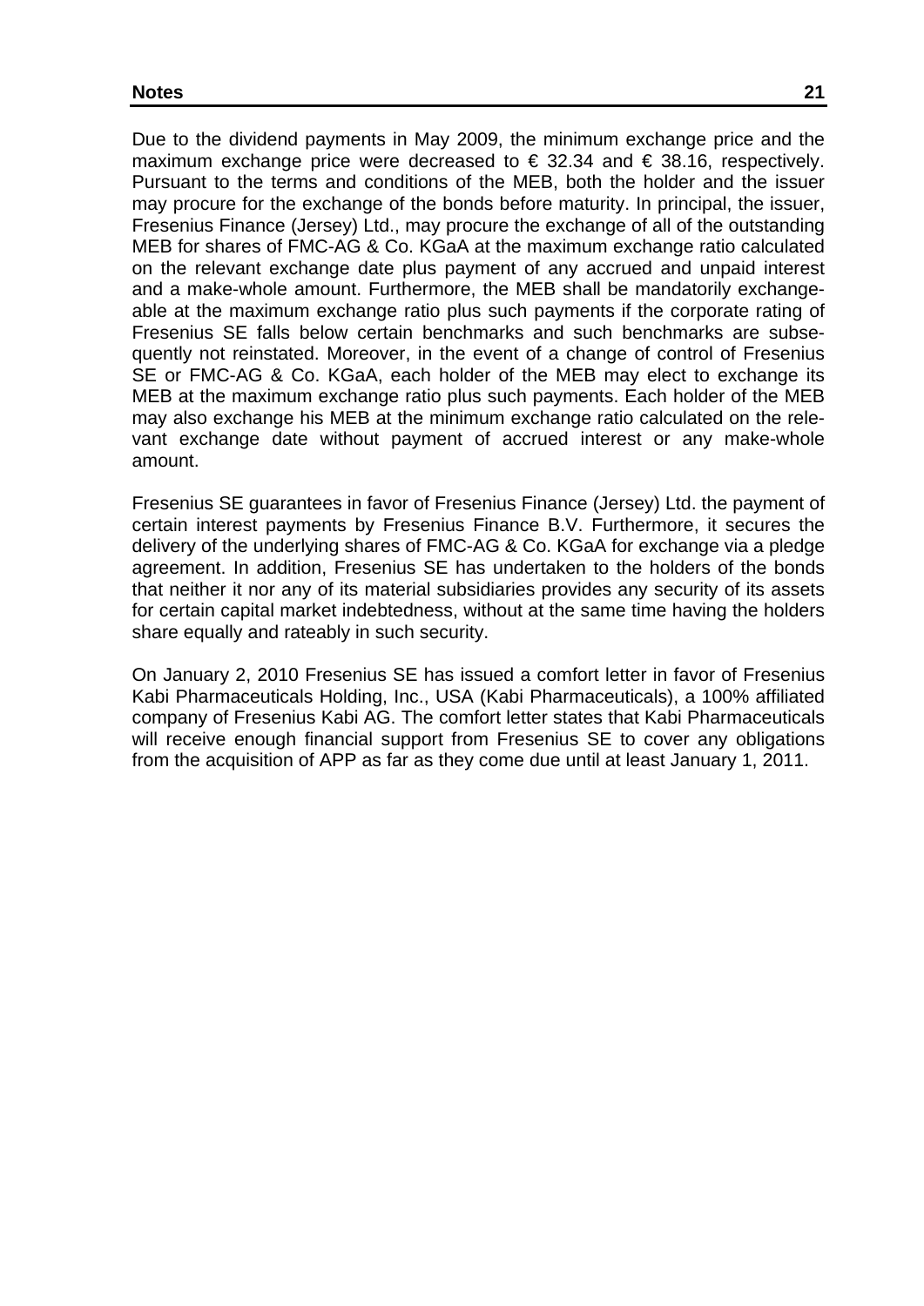Due to the dividend payments in May 2009, the minimum exchange price and the maximum exchange price were decreased to € 32.34 and € 38.16, respectively. Pursuant to the terms and conditions of the MEB, both the holder and the issuer may procure for the exchange of the bonds before maturity. In principal, the issuer, Fresenius Finance (Jersey) Ltd., may procure the exchange of all of the outstanding MEB for shares of FMC-AG & Co. KGaA at the maximum exchange ratio calculated on the relevant exchange date plus payment of any accrued and unpaid interest and a make-whole amount. Furthermore, the MEB shall be mandatorily exchangeable at the maximum exchange ratio plus such payments if the corporate rating of Fresenius SE falls below certain benchmarks and such benchmarks are subsequently not reinstated. Moreover, in the event of a change of control of Fresenius SE or FMC-AG & Co. KGaA, each holder of the MEB may elect to exchange its MEB at the maximum exchange ratio plus such payments. Each holder of the MEB may also exchange his MEB at the minimum exchange ratio calculated on the relevant exchange date without payment of accrued interest or any make-whole amount.

Fresenius SE guarantees in favor of Fresenius Finance (Jersey) Ltd. the payment of certain interest payments by Fresenius Finance B.V. Furthermore, it secures the delivery of the underlying shares of FMC-AG & Co. KGaA for exchange via a pledge agreement. In addition, Fresenius SE has undertaken to the holders of the bonds that neither it nor any of its material subsidiaries provides any security of its assets for certain capital market indebtedness, without at the same time having the holders share equally and rateably in such security.

On January 2, 2010 Fresenius SE has issued a comfort letter in favor of Fresenius Kabi Pharmaceuticals Holding, Inc., USA (Kabi Pharmaceuticals), a 100% affiliated company of Fresenius Kabi AG. The comfort letter states that Kabi Pharmaceuticals will receive enough financial support from Fresenius SE to cover any obligations from the acquisition of APP as far as they come due until at least January 1, 2011.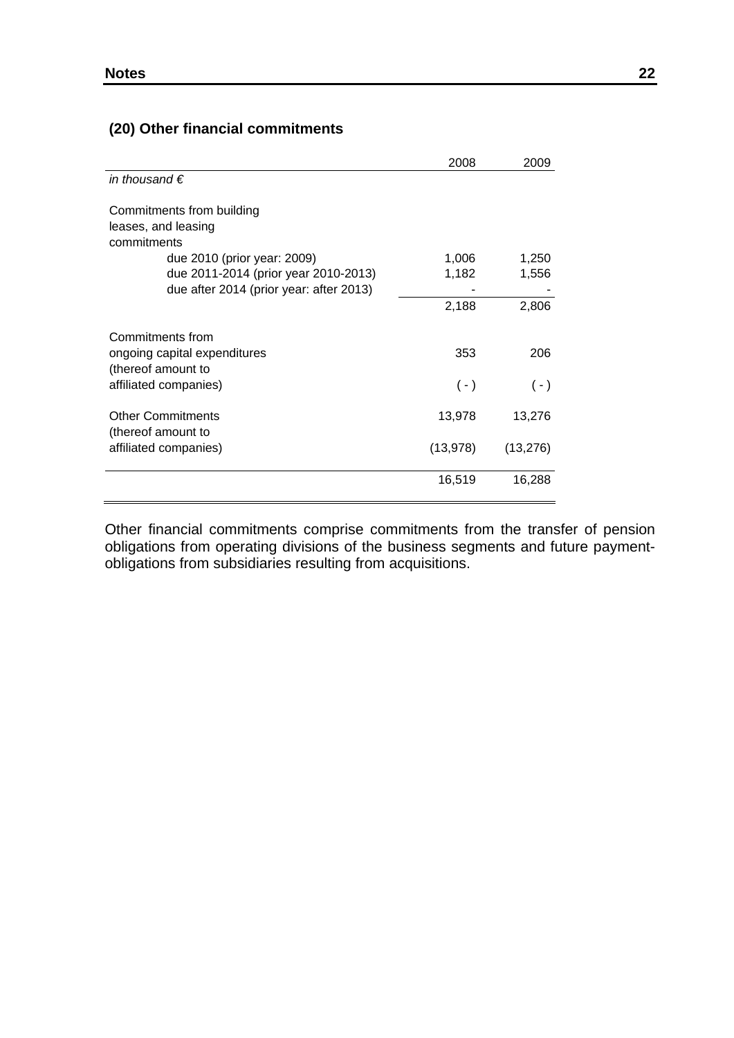## (20) Other financial commitments

| *in thousand €* | 2008 | 2009 |
|---|---|---|
| Commitments from building leases, and leasing commitments | | |
| due 2010 (prior year: 2009) | 1,006 | 1,250 |
| due 2011-2014 (prior year 2010-2013) | 1,182 | 1,556 |
| due after 2014 (prior year: after 2013) | - | - |
| | 2,188 | 2,806 |
| Commitments from ongoing capital expenditures | 353 | 206 |
| (thereof amount to affiliated companies) | ( - ) | ( - ) |
| Other Commitments | 13,978 | 13,276 |
| (thereof amount to affiliated companies) | (13,978) | (13,276) |
| | 16,519 | 16,288 |

Other financial commitments comprise commitments from the transfer of pension obligations from operating divisions of the business segments and future payment-obligations from subsidiaries resulting from acquisitions.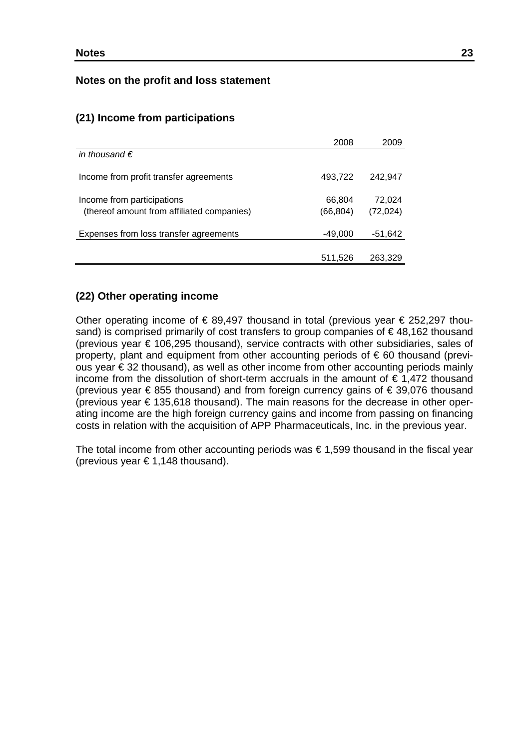## Notes on the profit and loss statement

### (21) Income from participations

| *in thousand €* | 2008 | 2009 |
|---|---|---|
| Income from profit transfer agreements | 493,722 | 242,947 |
| Income from participations | 66,804 | 72,024 |
| (thereof amount from affiliated companies) | (66,804) | (72,024) |
| Expenses from loss transfer agreements | -49,000 | -51,642 |
| | 511,526 | 263,329 |

### (22) Other operating income

Other operating income of € 89,497 thousand in total (previous year € 252,297 thousand) is comprised primarily of cost transfers to group companies of € 48,162 thousand (previous year € 106,295 thousand), service contracts with other subsidiaries, sales of property, plant and equipment from other accounting periods of € 60 thousand (previous year € 32 thousand), as well as other income from other accounting periods mainly income from the dissolution of short-term accruals in the amount of € 1,472 thousand (previous year € 855 thousand) and from foreign currency gains of € 39,076 thousand (previous year € 135,618 thousand). The main reasons for the decrease in other operating income are the high foreign currency gains and income from passing on financing costs in relation with the acquisition of APP Pharmaceuticals, Inc. in the previous year.

The total income from other accounting periods was € 1,599 thousand in the fiscal year (previous year € 1,148 thousand).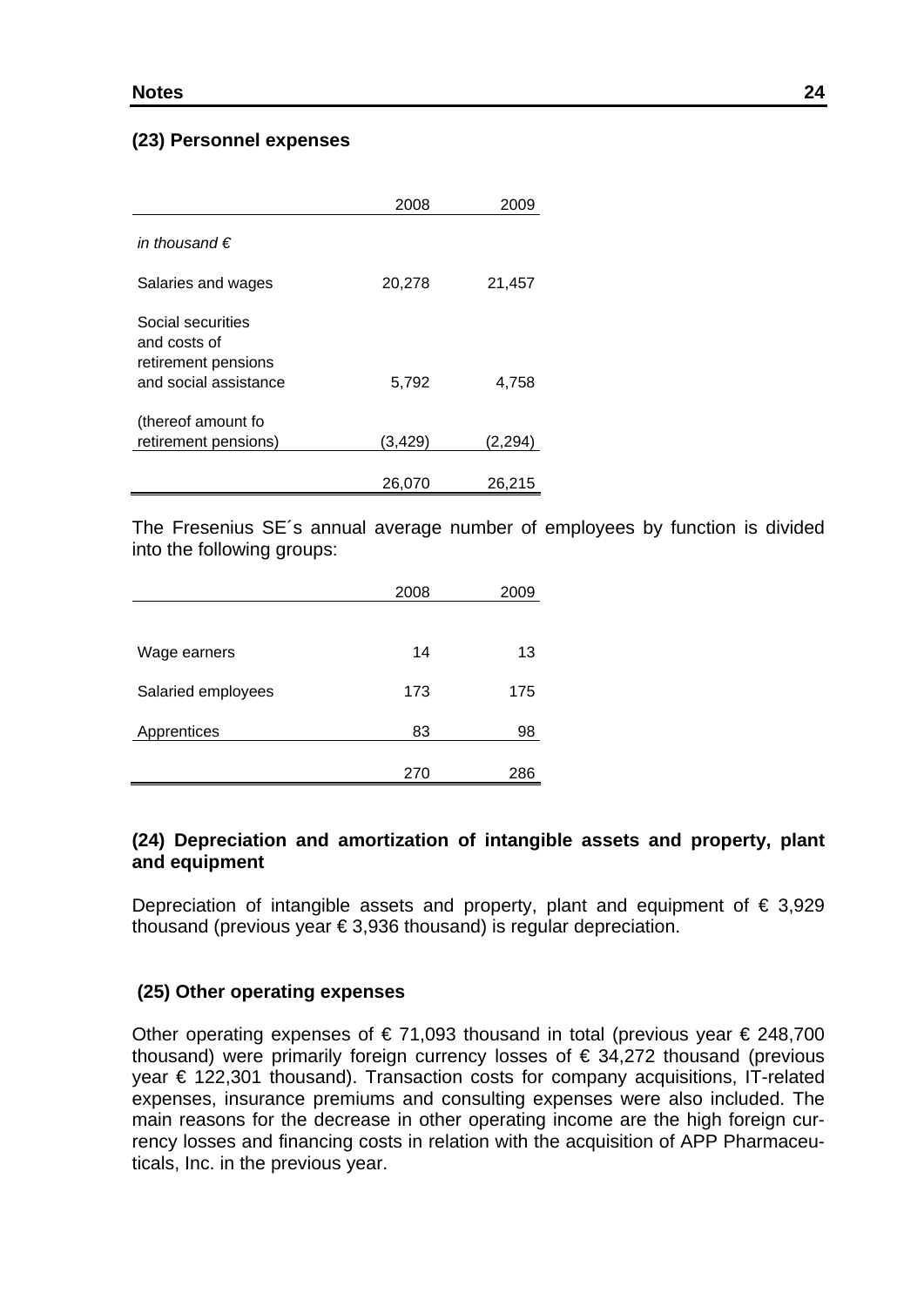## (23) Personnel expenses

| | 2008 | 2009 |
|---|---|---|
| *in thousand €* | | |
| Salaries and wages | 20,278 | 21,457 |
| Social securities and costs of retirement pensions and social assistance | 5,792 | 4,758 |
| (thereof amount fo retirement pensions) | (3,429) | (2,294) |
| | 26,070 | 26,215 |

The Fresenius SE´s annual average number of employees by function is divided into the following groups:

| | 2008 | 2009 |
|---|---|---|
| Wage earners | 14 | 13 |
| Salaried employees | 173 | 175 |
| Apprentices | 83 | 98 |
| | 270 | 286 |

## (24) Depreciation and amortization of intangible assets and property, plant and equipment

Depreciation of intangible assets and property, plant and equipment of € 3,929 thousand (previous year € 3,936 thousand) is regular depreciation.

## (25) Other operating expenses

Other operating expenses of € 71,093 thousand in total (previous year € 248,700 thousand) were primarily foreign currency losses of € 34,272 thousand (previous year € 122,301 thousand). Transaction costs for company acquisitions, IT-related expenses, insurance premiums and consulting expenses were also included. The main reasons for the decrease in other operating income are the high foreign currency losses and financing costs in relation with the acquisition of APP Pharmaceuticals, Inc. in the previous year.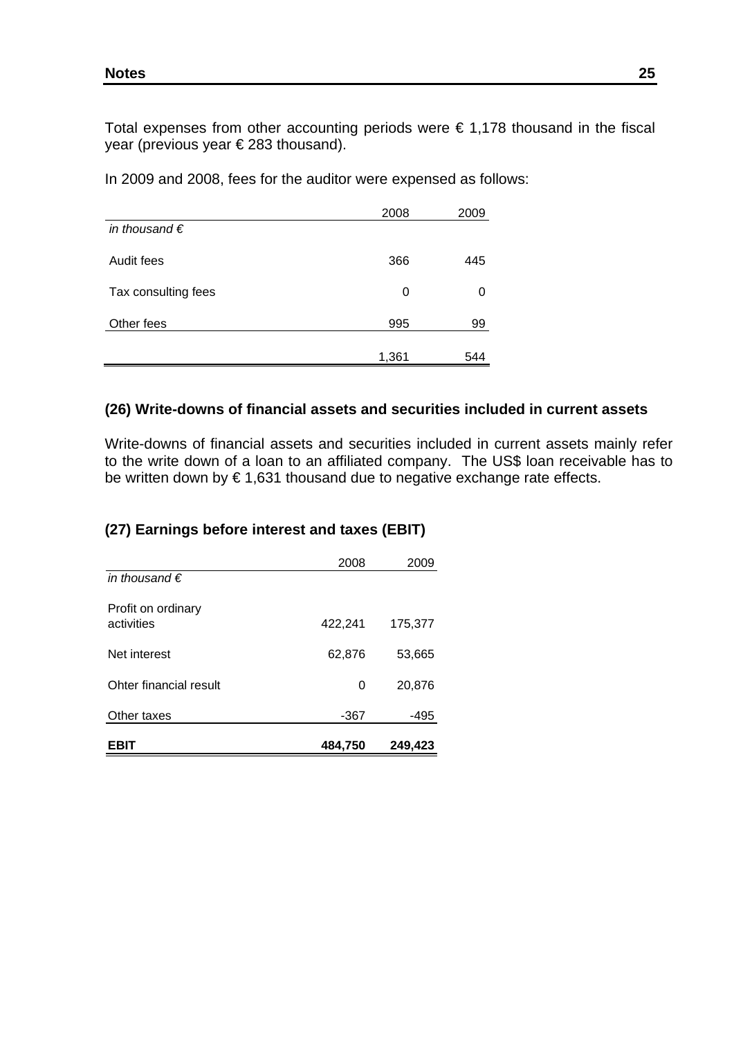Total expenses from other accounting periods were € 1,178 thousand in the fiscal year (previous year € 283 thousand).

In 2009 and 2008, fees for the auditor were expensed as follows:

| *in thousand €* | 2008 | 2009 |
|---|---|---|
| Audit fees | 366 | 445 |
| Tax consulting fees | 0 | 0 |
| Other fees | 995 | 99 |
| | 1,361 | 544 |

## (26) Write-downs of financial assets and securities included in current assets

Write-downs of financial assets and securities included in current assets mainly refer to the write down of a loan to an affiliated company. The US$ loan receivable has to be written down by € 1,631 thousand due to negative exchange rate effects.

## (27) Earnings before interest and taxes (EBIT)

| *in thousand €* | 2008 | 2009 |
|---|---|---|
| Profit on ordinary activities | 422,241 | 175,377 |
| Net interest | 62,876 | 53,665 |
| Ohter financial result | 0 | 20,876 |
| Other taxes | -367 | -495 |
| **EBIT** | **484,750** | **249,423** |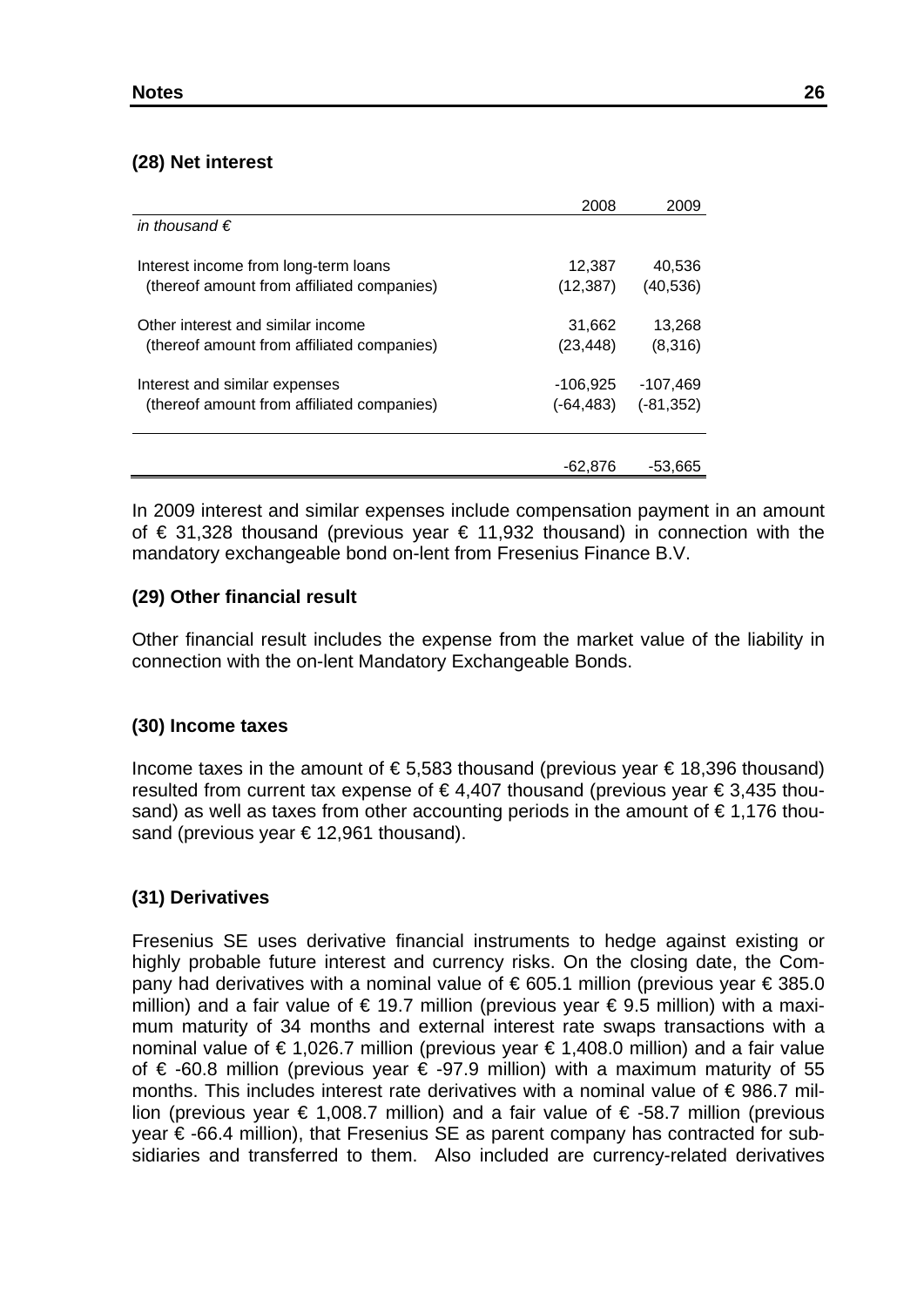### (28) Net interest

| in thousand € | 2008 | 2009 |
|---|---|---|
| Interest income from long-term loans | 12,387 | 40,536 |
| (thereof amount from affiliated companies) | (12,387) | (40,536) |
| Other interest and similar income | 31,662 | 13,268 |
| (thereof amount from affiliated companies) | (23,448) | (8,316) |
| Interest and similar expenses | -106,925 | -107,469 |
| (thereof amount from affiliated companies) | (-64,483) | (-81,352) |
| | -62,876 | -53,665 |

In 2009 interest and similar expenses include compensation payment in an amount of € 31,328 thousand (previous year € 11,932 thousand) in connection with the mandatory exchangeable bond on-lent from Fresenius Finance B.V.

### (29) Other financial result

Other financial result includes the expense from the market value of the liability in connection with the on-lent Mandatory Exchangeable Bonds.

### (30) Income taxes

Income taxes in the amount of € 5,583 thousand (previous year € 18,396 thousand) resulted from current tax expense of € 4,407 thousand (previous year € 3,435 thousand) as well as taxes from other accounting periods in the amount of € 1,176 thousand (previous year € 12,961 thousand).

### (31) Derivatives

Fresenius SE uses derivative financial instruments to hedge against existing or highly probable future interest and currency risks. On the closing date, the Company had derivatives with a nominal value of € 605.1 million (previous year € 385.0 million) and a fair value of € 19.7 million (previous year € 9.5 million) with a maximum maturity of 34 months and external interest rate swaps transactions with a nominal value of € 1,026.7 million (previous year € 1,408.0 million) and a fair value of € -60.8 million (previous year € -97.9 million) with a maximum maturity of 55 months. This includes interest rate derivatives with a nominal value of € 986.7 million (previous year € 1,008.7 million) and a fair value of € -58.7 million (previous year € -66.4 million), that Fresenius SE as parent company has contracted for subsidiaries and transferred to them. Also included are currency-related derivatives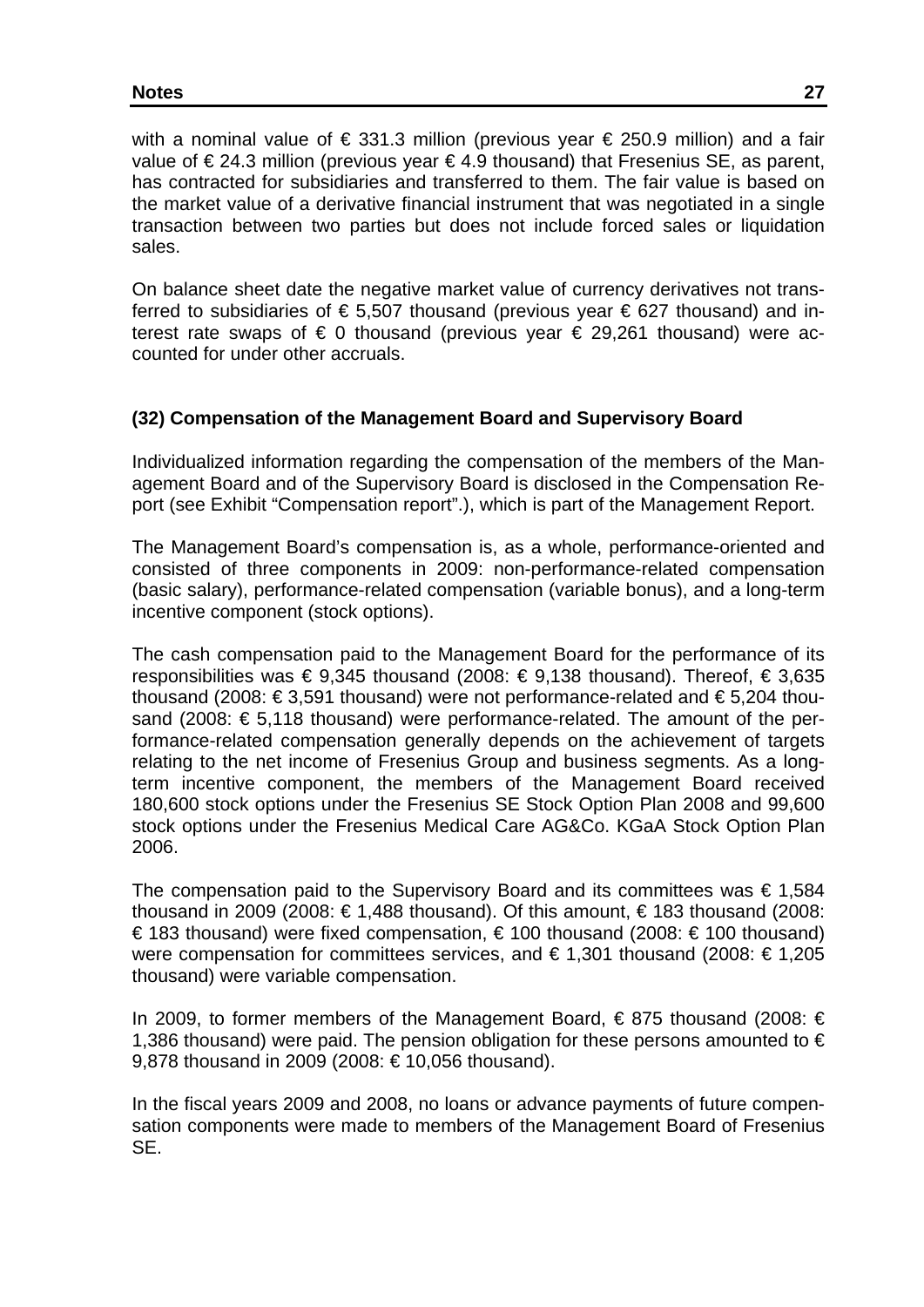with a nominal value of € 331.3 million (previous year € 250.9 million) and a fair value of € 24.3 million (previous year € 4.9 thousand) that Fresenius SE, as parent, has contracted for subsidiaries and transferred to them. The fair value is based on the market value of a derivative financial instrument that was negotiated in a single transaction between two parties but does not include forced sales or liquidation sales.

On balance sheet date the negative market value of currency derivatives not transferred to subsidiaries of € 5,507 thousand (previous year € 627 thousand) and interest rate swaps of € 0 thousand (previous year € 29,261 thousand) were accounted for under other accruals.

### (32) Compensation of the Management Board and Supervisory Board

Individualized information regarding the compensation of the members of the Management Board and of the Supervisory Board is disclosed in the Compensation Report (see Exhibit "Compensation report".), which is part of the Management Report.

The Management Board's compensation is, as a whole, performance-oriented and consisted of three components in 2009: non-performance-related compensation (basic salary), performance-related compensation (variable bonus), and a long-term incentive component (stock options).

The cash compensation paid to the Management Board for the performance of its responsibilities was € 9,345 thousand (2008: € 9,138 thousand). Thereof, € 3,635 thousand (2008: € 3,591 thousand) were not performance-related and € 5,204 thousand (2008: € 5,118 thousand) were performance-related. The amount of the performance-related compensation generally depends on the achievement of targets relating to the net income of Fresenius Group and business segments. As a long-term incentive component, the members of the Management Board received 180,600 stock options under the Fresenius SE Stock Option Plan 2008 and 99,600 stock options under the Fresenius Medical Care AG&Co. KGaA Stock Option Plan 2006.

The compensation paid to the Supervisory Board and its committees was € 1,584 thousand in 2009 (2008: € 1,488 thousand). Of this amount, € 183 thousand (2008: € 183 thousand) were fixed compensation, € 100 thousand (2008: € 100 thousand) were compensation for committees services, and € 1,301 thousand (2008: € 1,205 thousand) were variable compensation.

In 2009, to former members of the Management Board, € 875 thousand (2008: € 1,386 thousand) were paid. The pension obligation for these persons amounted to € 9,878 thousand in 2009 (2008: € 10,056 thousand).

In the fiscal years 2009 and 2008, no loans or advance payments of future compensation components were made to members of the Management Board of Fresenius SE.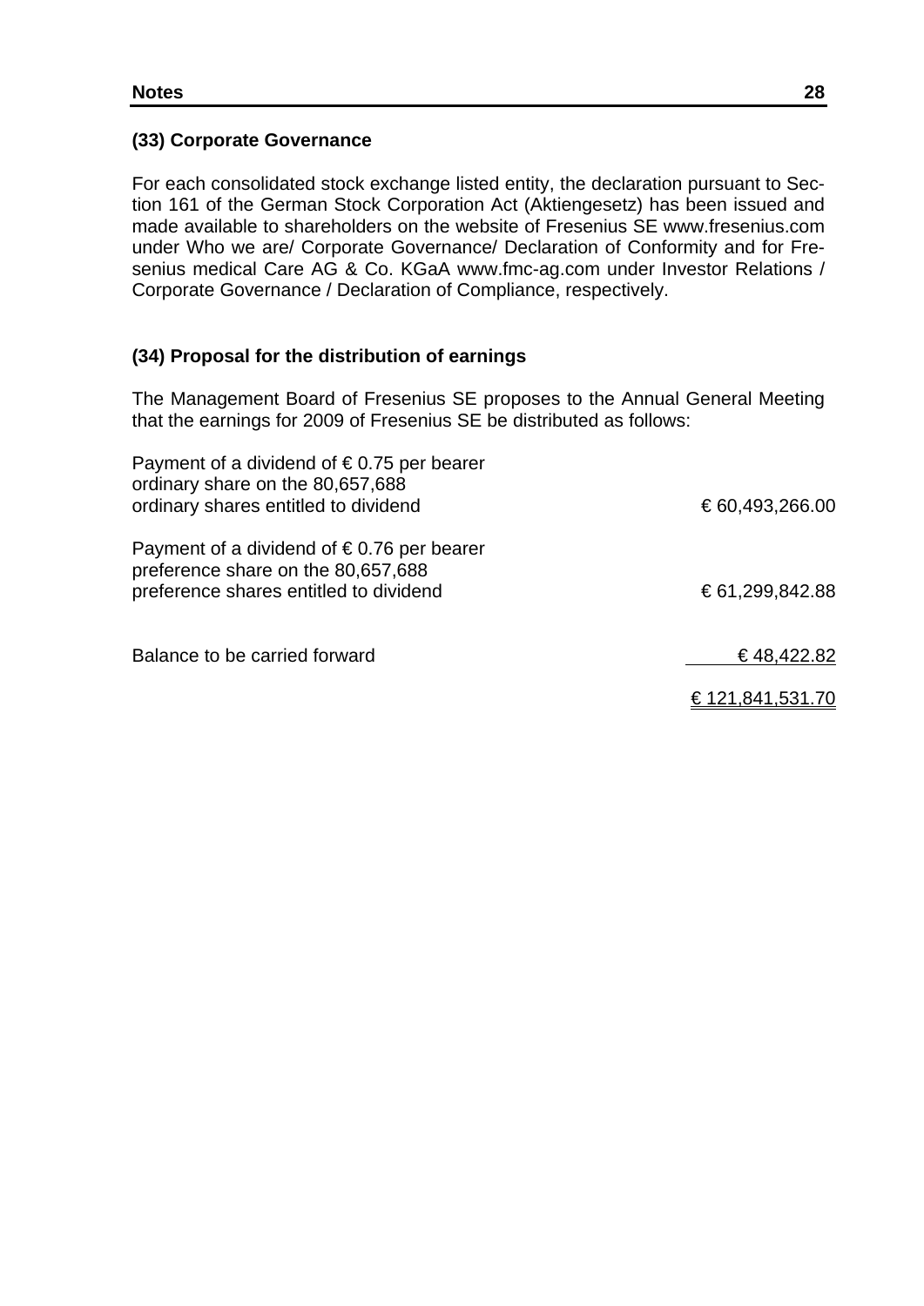### (33) Corporate Governance

For each consolidated stock exchange listed entity, the declaration pursuant to Section 161 of the German Stock Corporation Act (Aktiengesetz) has been issued and made available to shareholders on the website of Fresenius SE www.fresenius.com under Who we are/ Corporate Governance/ Declaration of Conformity and for Fresenius medical Care AG & Co. KGaA www.fmc-ag.com under Investor Relations / Corporate Governance / Declaration of Compliance, respectively.

### (34) Proposal for the distribution of earnings

The Management Board of Fresenius SE proposes to the Annual General Meeting that the earnings for 2009 of Fresenius SE be distributed as follows:

| | |
|---|---|
| Payment of a dividend of € 0.75 per bearer ordinary share on the 80,657,688 ordinary shares entitled to dividend | € 60,493,266.00 |
| Payment of a dividend of € 0.76 per bearer preference share on the 80,657,688 preference shares entitled to dividend | € 61,299,842.88 |
| Balance to be carried forward | € 48,422.82 |
| | € 121,841,531.70 |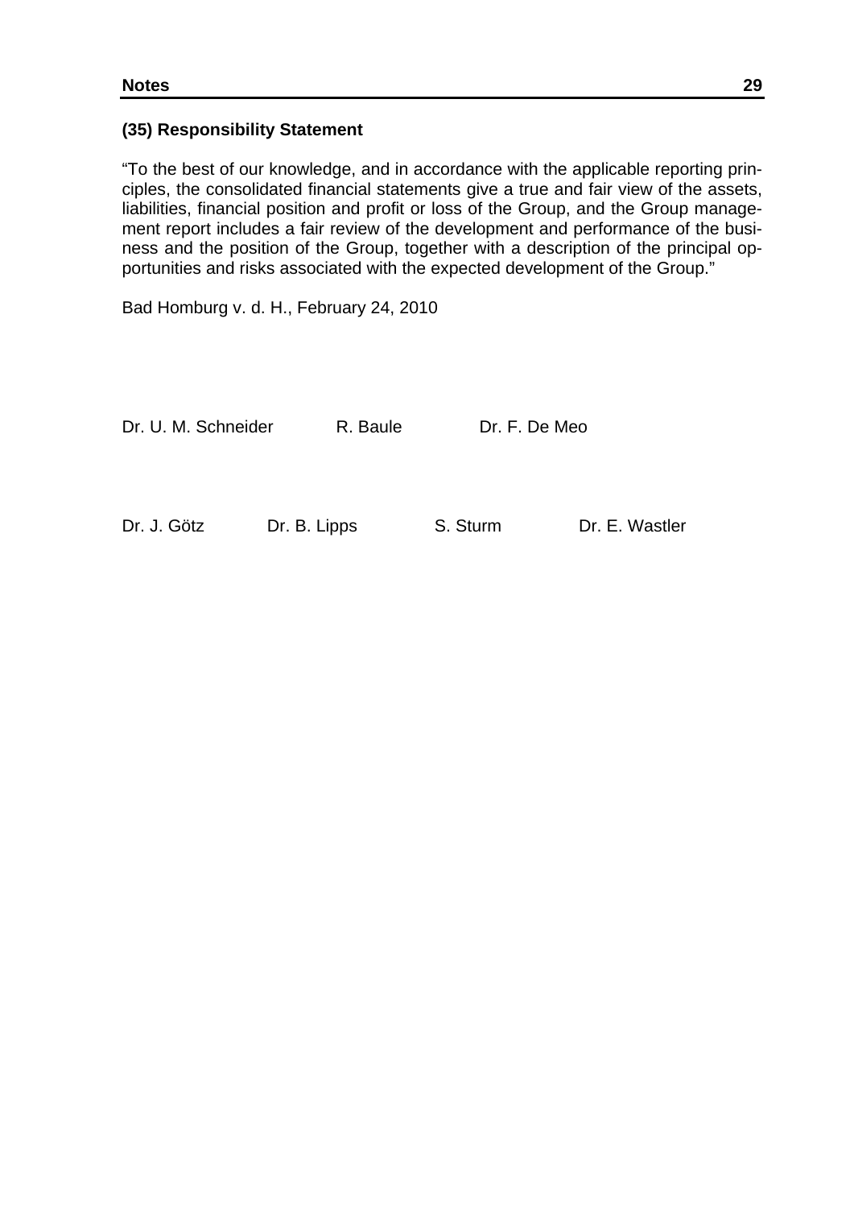### (35) Responsibility Statement

"To the best of our knowledge, and in accordance with the applicable reporting principles, the consolidated financial statements give a true and fair view of the assets, liabilities, financial position and profit or loss of the Group, and the Group management report includes a fair review of the development and performance of the business and the position of the Group, together with a description of the principal opportunities and risks associated with the expected development of the Group."

Bad Homburg v. d. H., February 24, 2010

Dr. U. M. Schneider R. Baule Dr. F. De Meo

Dr. J. Götz Dr. B. Lipps S. Sturm Dr. E. Wastler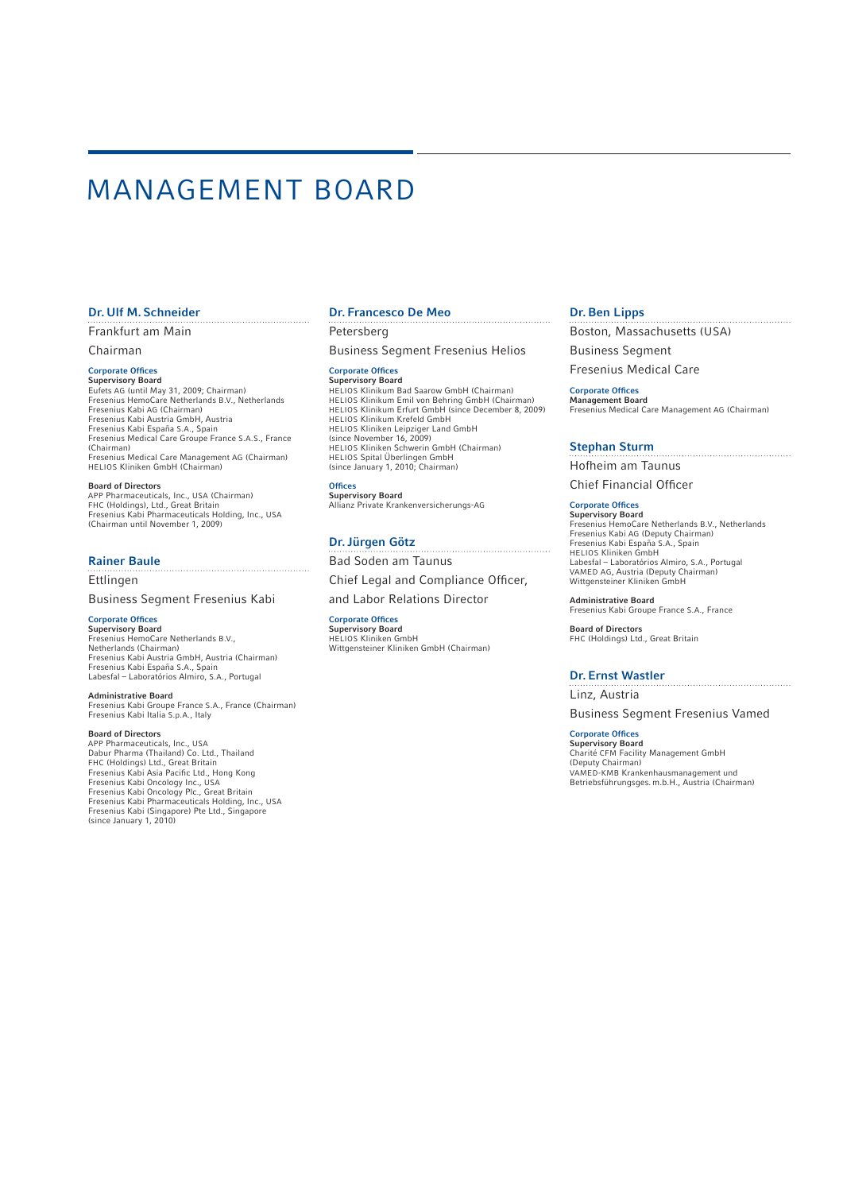# MANAGEMENT BOARD

## Dr. Ulf M. Schneider

Frankfurt am Main

Chairman

**Corporate Offices**

**Supervisory Board**
Eufets AG (until May 31, 2009; Chairman)
Fresenius HemoCare Netherlands B.V., Netherlands
Fresenius Kabi AG (Chairman)
Fresenius Kabi Austria GmbH, Austria
Fresenius Kabi España S.A., Spain
Fresenius Medical Care Groupe France S.A.S., France (Chairman)
Fresenius Medical Care Management AG (Chairman)
HELIOS Kliniken GmbH (Chairman)

**Board of Directors**
APP Pharmaceuticals, Inc., USA (Chairman)
FHC (Holdings), Ltd., Great Britain
Fresenius Kabi Pharmaceuticals Holding, Inc., USA (Chairman until November 1, 2009)

## Rainer Baule

Ettlingen

Business Segment Fresenius Kabi

**Corporate Offices**

**Supervisory Board**
Fresenius HemoCare Netherlands B.V., Netherlands (Chairman)
Fresenius Kabi Austria GmbH, Austria (Chairman)
Fresenius Kabi España S.A., Spain
Labesfal – Laboratórios Almiro, S.A., Portugal

**Administrative Board**
Fresenius Kabi Groupe France S.A., France (Chairman)
Fresenius Kabi Italia S.p.A., Italy

**Board of Directors**
APP Pharmaceuticals, Inc., USA
Dabur Pharma (Thailand) Co. Ltd., Thailand
FHC (Holdings) Ltd., Great Britain
Fresenius Kabi Asia Pacific Ltd., Hong Kong
Fresenius Kabi Oncology Inc., USA
Fresenius Kabi Oncology Plc., Great Britain
Fresenius Kabi Pharmaceuticals Holding, Inc., USA
Fresenius Kabi (Singapore) Pte Ltd., Singapore (since January 1, 2010)

## Dr. Francesco De Meo

Petersberg

Business Segment Fresenius Helios

**Corporate Offices**

**Supervisory Board**
HELIOS Klinikum Bad Saarow GmbH (Chairman)
HELIOS Klinikum Emil von Behring GmbH (Chairman)
HELIOS Klinikum Erfurt GmbH (since December 8, 2009)
HELIOS Klinikum Krefeld GmbH
HELIOS Kliniken Leipziger Land GmbH (since November 16, 2009)
HELIOS Kliniken Schwerin GmbH (Chairman)
HELIOS Spital Überlingen GmbH (since January 1, 2010; Chairman)

**Offices**

**Supervisory Board**
Allianz Private Krankenversicherungs-AG

## Dr. Jürgen Götz

Bad Soden am Taunus

Chief Legal and Compliance Officer, and Labor Relations Director

**Corporate Offices**

**Supervisory Board**
HELIOS Kliniken GmbH
Wittgensteiner Kliniken GmbH (Chairman)

## Dr. Ben Lipps

Boston, Massachusetts (USA)

Business Segment Fresenius Medical Care

**Corporate Offices**

**Management Board**
Fresenius Medical Care Management AG (Chairman)

## Stephan Sturm

Hofheim am Taunus

Chief Financial Officer

**Corporate Offices**

**Supervisory Board**
Fresenius HemoCare Netherlands B.V., Netherlands
Fresenius Kabi AG (Deputy Chairman)
Fresenius Kabi España S.A., Spain
HELIOS Kliniken GmbH
Labesfal – Laboratórios Almiro, S.A., Portugal
VAMED AG, Austria (Deputy Chairman)
Wittgensteiner Kliniken GmbH

**Administrative Board**
Fresenius Kabi Groupe France S.A., France

**Board of Directors**
FHC (Holdings) Ltd., Great Britain

## Dr. Ernst Wastler

Linz, Austria

Business Segment Fresenius Vamed

**Corporate Offices**

**Supervisory Board**
Charité CFM Facility Management GmbH (Deputy Chairman)
VAMED-KMB Krankenhausmanagement und Betriebsführungsges. m.b.H., Austria (Chairman)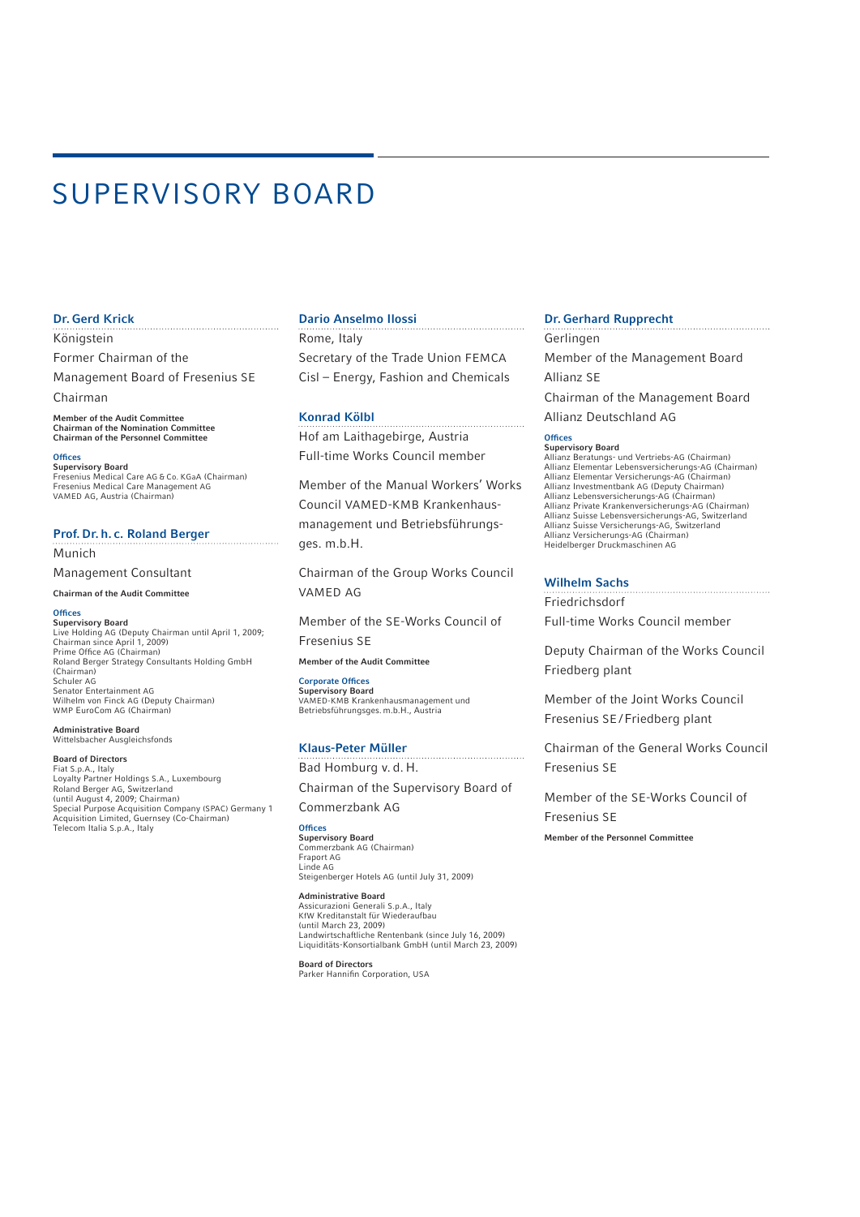# SUPERVISORY BOARD

### Dr. Gerd Krick

Königstein

Former Chairman of the Management Board of Fresenius SE

Chairman

**Member of the Audit Committee**
**Chairman of the Nomination Committee**
**Chairman of the Personnel Committee**

**Offices**

**Supervisory Board**
Fresenius Medical Care AG & Co. KGaA (Chairman)
Fresenius Medical Care Management AG
VAMED AG, Austria (Chairman)

### Prof. Dr. h. c. Roland Berger

Munich

Management Consultant

**Chairman of the Audit Committee**

**Offices**

**Supervisory Board**
Live Holding AG (Deputy Chairman until April 1, 2009; Chairman since April 1, 2009)
Prime Office AG (Chairman)
Roland Berger Strategy Consultants Holding GmbH (Chairman)
Schuler AG
Senator Entertainment AG
Wilhelm von Finck AG (Deputy Chairman)
WMP EuroCom AG (Chairman)

**Administrative Board**
Wittelsbacher Ausgleichsfonds

**Board of Directors**
Fiat S.p.A., Italy
Loyalty Partner Holdings S.A., Luxembourg
Roland Berger AG, Switzerland (until August 4, 2009; Chairman)
Special Purpose Acquisition Company (SPAC) Germany 1 Acquisition Limited, Guernsey (Co-Chairman)
Telecom Italia S.p.A., Italy

### Dario Anselmo Ilossi

Rome, Italy

Secretary of the Trade Union FEMCA Cisl – Energy, Fashion and Chemicals

### Konrad Kölbl

Hof am Laithagebirge, Austria

Full-time Works Council member

Member of the Manual Workers' Works Council VAMED-KMB Krankenhaus­management und Betriebsführungs­ges. m.b.H.

Chairman of the Group Works Council VAMED AG

Member of the SE-Works Council of Fresenius SE

**Member of the Audit Committee**

**Corporate Offices**

**Supervisory Board**
VAMED-KMB Krankenhausmanagement und Betriebsführungsges. m.b.H., Austria

### Klaus-Peter Müller

Bad Homburg v. d. H.

Chairman of the Supervisory Board of Commerzbank AG

**Offices**

**Supervisory Board**
Commerzbank AG (Chairman)
Fraport AG
Linde AG
Steigenberger Hotels AG (until July 31, 2009)

**Administrative Board**
Assicurazioni Generali S.p.A., Italy
KfW Kreditanstalt für Wiederaufbau (until March 23, 2009)
Landwirtschaftliche Rentenbank (since July 16, 2009)
Liquiditäts-Konsortialbank GmbH (until March 23, 2009)

**Board of Directors**
Parker Hannifin Corporation, USA

### Dr. Gerhard Rupprecht

Gerlingen

Member of the Management Board Allianz SE

Chairman of the Management Board Allianz Deutschland AG

**Offices**

**Supervisory Board**
Allianz Beratungs- und Vertriebs-AG (Chairman)
Allianz Elementar Lebensversicherungs-AG (Chairman)
Allianz Elementar Versicherungs-AG (Chairman)
Allianz Investmentbank AG (Deputy Chairman)
Allianz Lebensversicherungs-AG (Chairman)
Allianz Private Krankenversicherungs-AG (Chairman)
Allianz Suisse Lebensversicherungs-AG, Switzerland
Allianz Suisse Versicherungs-AG, Switzerland
Allianz Versicherungs-AG (Chairman)
Heidelberger Druckmaschinen AG

### Wilhelm Sachs

Friedrichsdorf

Full-time Works Council member

Deputy Chairman of the Works Council Friedberg plant

Member of the Joint Works Council Fresenius SE / Friedberg plant

Chairman of the General Works Council Fresenius SE

Member of the SE-Works Council of Fresenius SE

**Member of the Personnel Committee**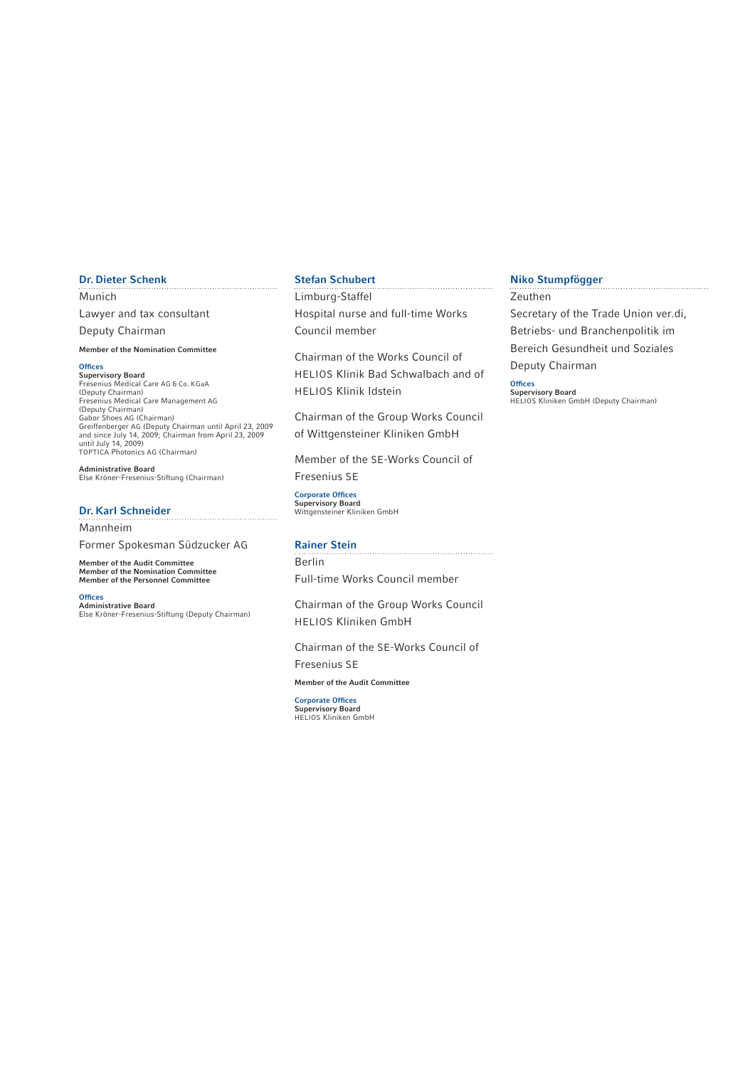### Dr. Dieter Schenk

Munich

Lawyer and tax consultant

Deputy Chairman

**Member of the Nomination Committee**

**Offices**

**Supervisory Board**
Fresenius Medical Care AG & Co. KGaA (Deputy Chairman)
Fresenius Medical Care Management AG (Deputy Chairman)
Gabor Shoes AG (Chairman)
Greiffenberger AG (Deputy Chairman until April 23, 2009 and since July 14, 2009; Chairman from April 23, 2009 until July 14, 2009)
TOPTICA Photonics AG (Chairman)

**Administrative Board**
Else Kröner-Fresenius-Stiftung (Chairman)

### Dr. Karl Schneider

Mannheim

Former Spokesman Südzucker AG

**Member of the Audit Committee**
**Member of the Nomination Committee**
**Member of the Personnel Committee**

**Offices**

**Administrative Board**
Else Kröner-Fresenius-Stiftung (Deputy Chairman)

### Stefan Schubert

Limburg-Staffel

Hospital nurse and full-time Works Council member

Chairman of the Works Council of HELIOS Klinik Bad Schwalbach and of HELIOS Klinik Idstein

Chairman of the Group Works Council of Wittgensteiner Kliniken GmbH

Member of the SE-Works Council of Fresenius SE

**Corporate Offices**

**Supervisory Board**
Wittgensteiner Kliniken GmbH

### Rainer Stein

Berlin

Full-time Works Council member

Chairman of the Group Works Council HELIOS Kliniken GmbH

Chairman of the SE-Works Council of Fresenius SE

**Member of the Audit Committee**

**Corporate Offices**

**Supervisory Board**
HELIOS Kliniken GmbH

### Niko Stumpfögger

Zeuthen

Secretary of the Trade Union ver.di, Betriebs- und Branchenpolitik im Bereich Gesundheit und Soziales

Deputy Chairman

**Offices**

**Supervisory Board**
HELIOS Kliniken GmbH (Deputy Chairman)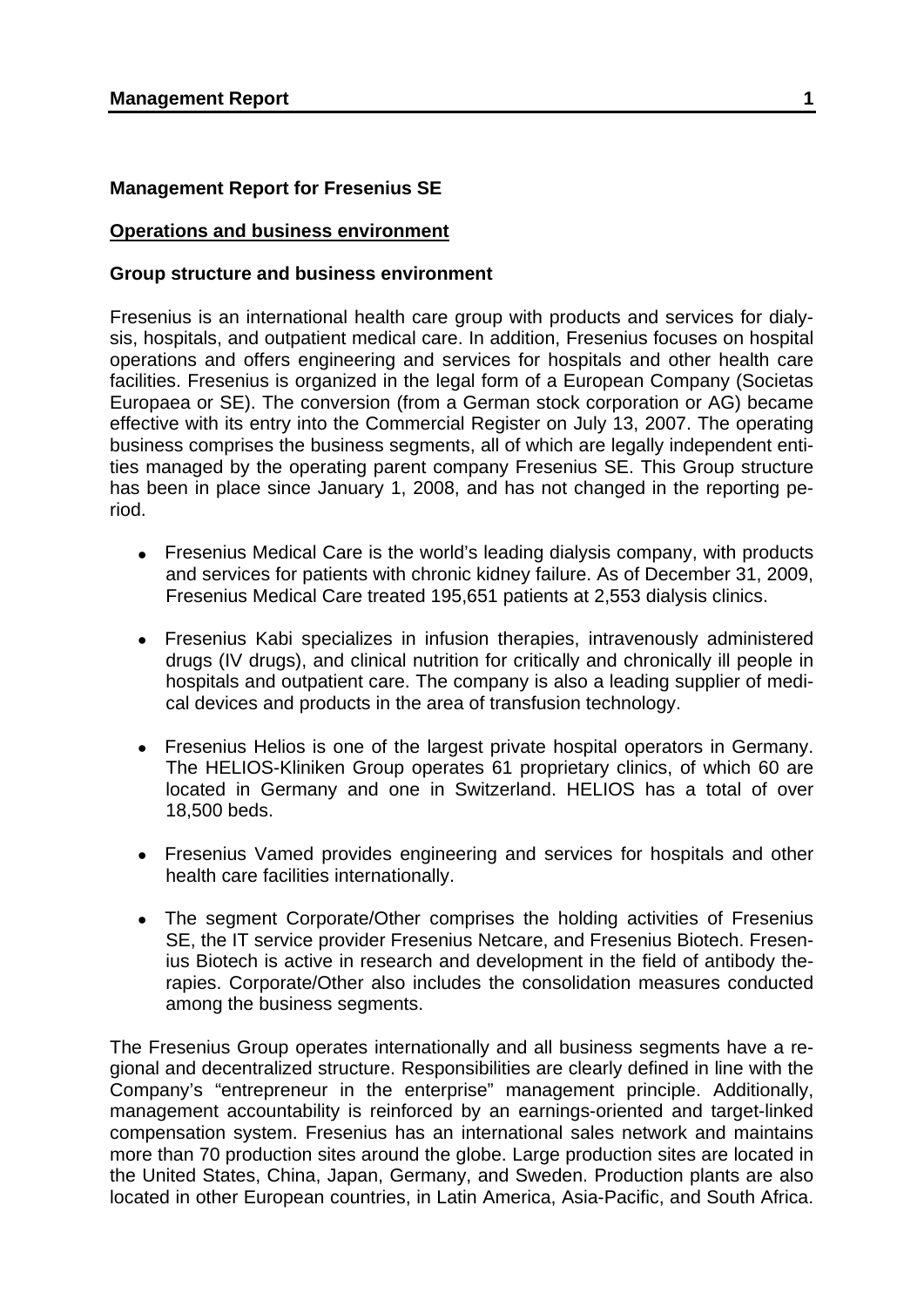## Management Report for Fresenius SE

### Operations and business environment

### Group structure and business environment

Fresenius is an international health care group with products and services for dialysis, hospitals, and outpatient medical care. In addition, Fresenius focuses on hospital operations and offers engineering and services for hospitals and other health care facilities. Fresenius is organized in the legal form of a European Company (Societas Europaea or SE). The conversion (from a German stock corporation or AG) became effective with its entry into the Commercial Register on July 13, 2007. The operating business comprises the business segments, all of which are legally independent entities managed by the operating parent company Fresenius SE. This Group structure has been in place since January 1, 2008, and has not changed in the reporting period.

- Fresenius Medical Care is the world's leading dialysis company, with products and services for patients with chronic kidney failure. As of December 31, 2009, Fresenius Medical Care treated 195,651 patients at 2,553 dialysis clinics.
- Fresenius Kabi specializes in infusion therapies, intravenously administered drugs (IV drugs), and clinical nutrition for critically and chronically ill people in hospitals and outpatient care. The company is also a leading supplier of medical devices and products in the area of transfusion technology.
- Fresenius Helios is one of the largest private hospital operators in Germany. The HELIOS-Kliniken Group operates 61 proprietary clinics, of which 60 are located in Germany and one in Switzerland. HELIOS has a total of over 18,500 beds.
- Fresenius Vamed provides engineering and services for hospitals and other health care facilities internationally.
- The segment Corporate/Other comprises the holding activities of Fresenius SE, the IT service provider Fresenius Netcare, and Fresenius Biotech. Fresenius Biotech is active in research and development in the field of antibody therapies. Corporate/Other also includes the consolidation measures conducted among the business segments.

The Fresenius Group operates internationally and all business segments have a regional and decentralized structure. Responsibilities are clearly defined in line with the Company's "entrepreneur in the enterprise" management principle. Additionally, management accountability is reinforced by an earnings-oriented and target-linked compensation system. Fresenius has an international sales network and maintains more than 70 production sites around the globe. Large production sites are located in the United States, China, Japan, Germany, and Sweden. Production plants are also located in other European countries, in Latin America, Asia-Pacific, and South Africa.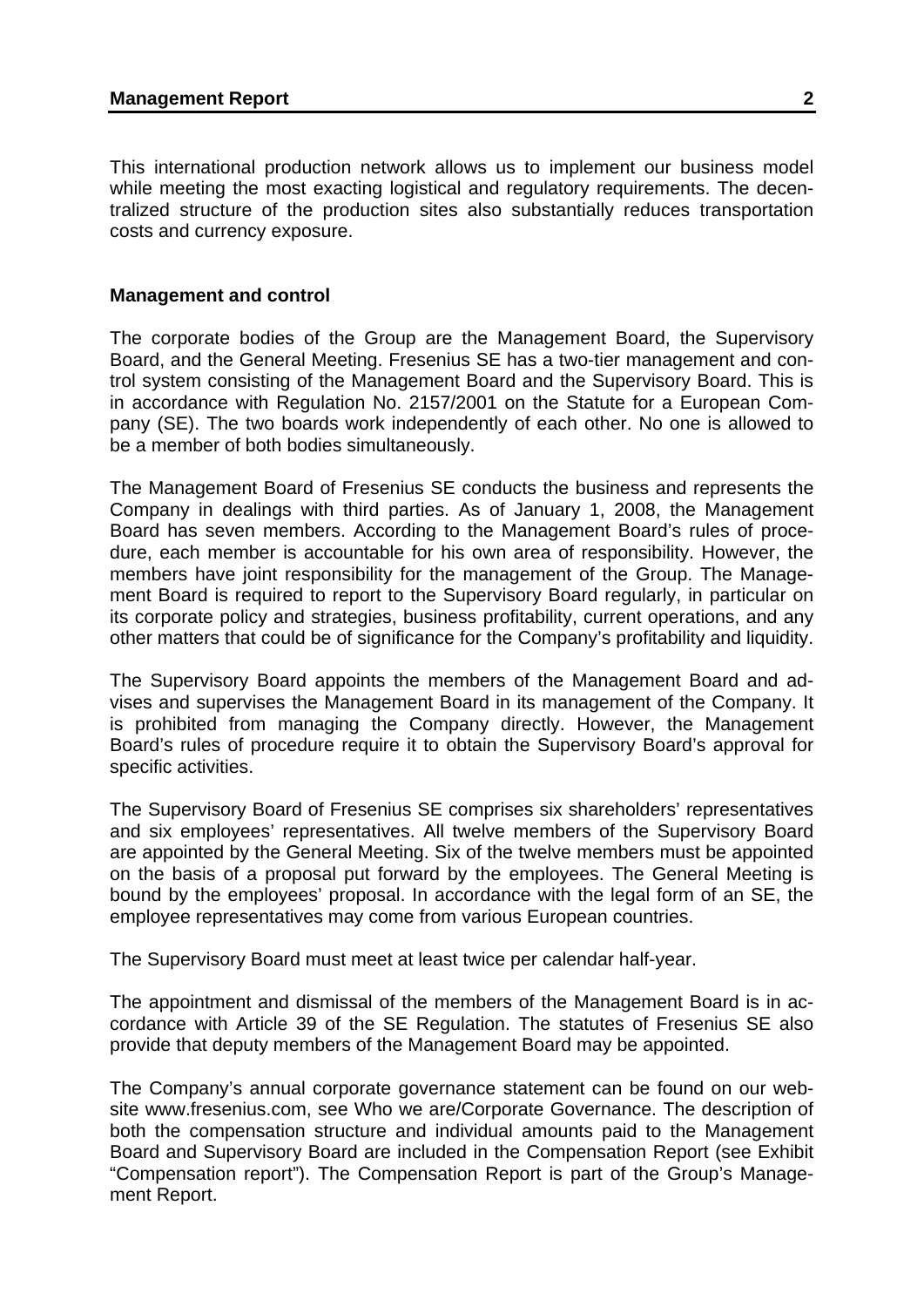This international production network allows us to implement our business model while meeting the most exacting logistical and regulatory requirements. The decentralized structure of the production sites also substantially reduces transportation costs and currency exposure.

**Management and control**

The corporate bodies of the Group are the Management Board, the Supervisory Board, and the General Meeting. Fresenius SE has a two-tier management and control system consisting of the Management Board and the Supervisory Board. This is in accordance with Regulation No. 2157/2001 on the Statute for a European Company (SE). The two boards work independently of each other. No one is allowed to be a member of both bodies simultaneously.

The Management Board of Fresenius SE conducts the business and represents the Company in dealings with third parties. As of January 1, 2008, the Management Board has seven members. According to the Management Board's rules of procedure, each member is accountable for his own area of responsibility. However, the members have joint responsibility for the management of the Group. The Management Board is required to report to the Supervisory Board regularly, in particular on its corporate policy and strategies, business profitability, current operations, and any other matters that could be of significance for the Company's profitability and liquidity.

The Supervisory Board appoints the members of the Management Board and advises and supervises the Management Board in its management of the Company. It is prohibited from managing the Company directly. However, the Management Board's rules of procedure require it to obtain the Supervisory Board's approval for specific activities.

The Supervisory Board of Fresenius SE comprises six shareholders' representatives and six employees' representatives. All twelve members of the Supervisory Board are appointed by the General Meeting. Six of the twelve members must be appointed on the basis of a proposal put forward by the employees. The General Meeting is bound by the employees' proposal. In accordance with the legal form of an SE, the employee representatives may come from various European countries.

The Supervisory Board must meet at least twice per calendar half-year.

The appointment and dismissal of the members of the Management Board is in accordance with Article 39 of the SE Regulation. The statutes of Fresenius SE also provide that deputy members of the Management Board may be appointed.

The Company's annual corporate governance statement can be found on our website www.fresenius.com, see Who we are/Corporate Governance. The description of both the compensation structure and individual amounts paid to the Management Board and Supervisory Board are included in the Compensation Report (see Exhibit "Compensation report"). The Compensation Report is part of the Group's Management Report.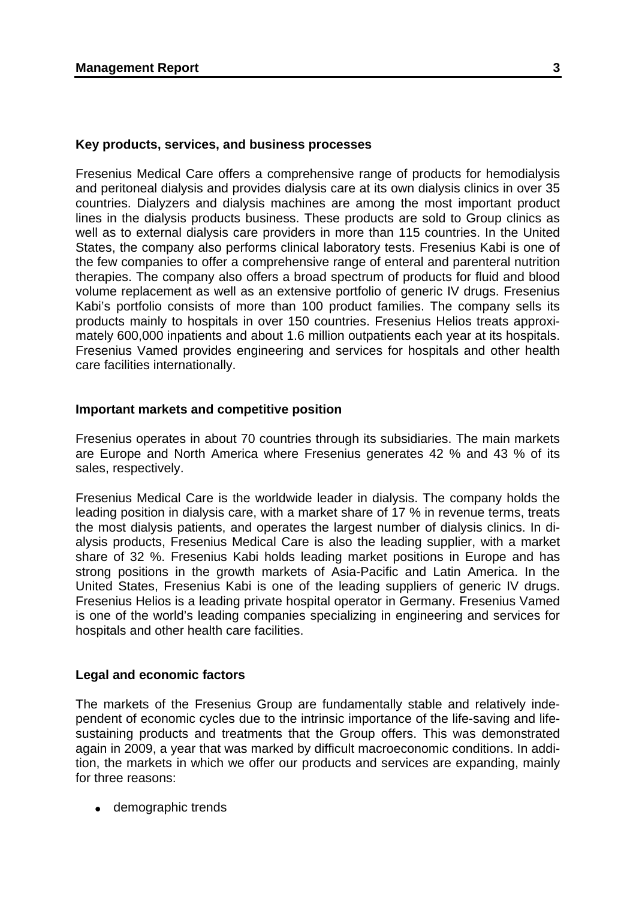### Key products, services, and business processes

Fresenius Medical Care offers a comprehensive range of products for hemodialysis and peritoneal dialysis and provides dialysis care at its own dialysis clinics in over 35 countries. Dialyzers and dialysis machines are among the most important product lines in the dialysis products business. These products are sold to Group clinics as well as to external dialysis care providers in more than 115 countries. In the United States, the company also performs clinical laboratory tests. Fresenius Kabi is one of the few companies to offer a comprehensive range of enteral and parenteral nutrition therapies. The company also offers a broad spectrum of products for fluid and blood volume replacement as well as an extensive portfolio of generic IV drugs. Fresenius Kabi's portfolio consists of more than 100 product families. The company sells its products mainly to hospitals in over 150 countries. Fresenius Helios treats approximately 600,000 inpatients and about 1.6 million outpatients each year at its hospitals. Fresenius Vamed provides engineering and services for hospitals and other health care facilities internationally.

### Important markets and competitive position

Fresenius operates in about 70 countries through its subsidiaries. The main markets are Europe and North America where Fresenius generates 42 % and 43 % of its sales, respectively.

Fresenius Medical Care is the worldwide leader in dialysis. The company holds the leading position in dialysis care, with a market share of 17 % in revenue terms, treats the most dialysis patients, and operates the largest number of dialysis clinics. In dialysis products, Fresenius Medical Care is also the leading supplier, with a market share of 32 %. Fresenius Kabi holds leading market positions in Europe and has strong positions in the growth markets of Asia-Pacific and Latin America. In the United States, Fresenius Kabi is one of the leading suppliers of generic IV drugs. Fresenius Helios is a leading private hospital operator in Germany. Fresenius Vamed is one of the world's leading companies specializing in engineering and services for hospitals and other health care facilities.

### Legal and economic factors

The markets of the Fresenius Group are fundamentally stable and relatively independent of economic cycles due to the intrinsic importance of the life-saving and life-sustaining products and treatments that the Group offers. This was demonstrated again in 2009, a year that was marked by difficult macroeconomic conditions. In addition, the markets in which we offer our products and services are expanding, mainly for three reasons:

- demographic trends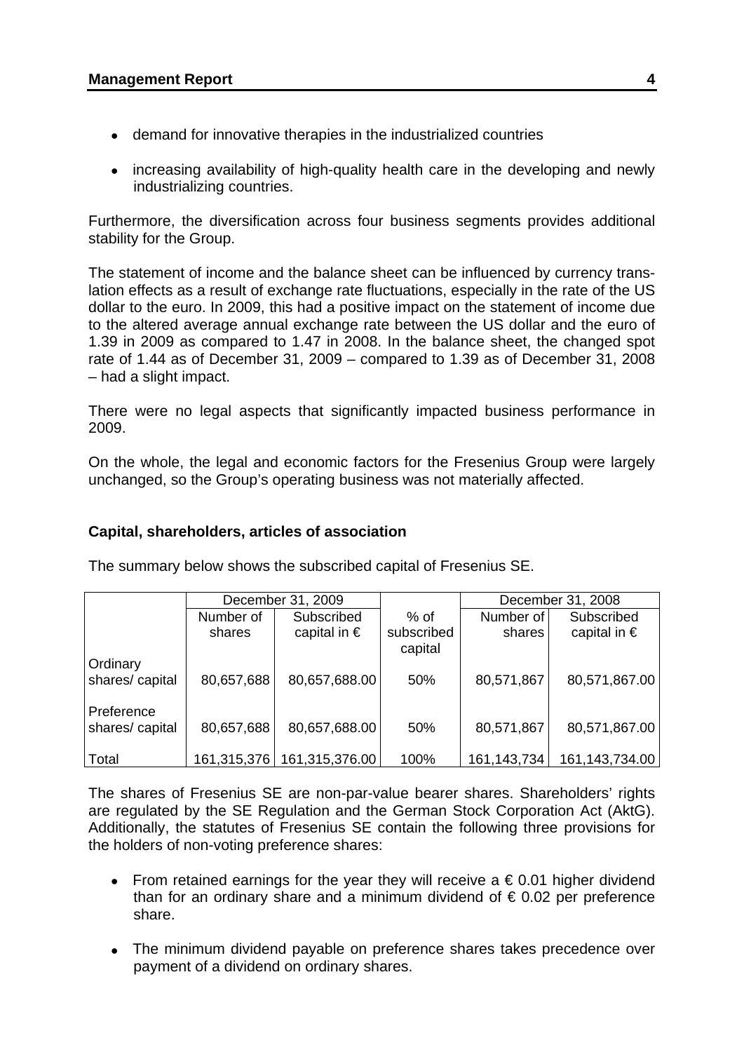- demand for innovative therapies in the industrialized countries
- increasing availability of high-quality health care in the developing and newly industrializing countries.

Furthermore, the diversification across four business segments provides additional stability for the Group.

The statement of income and the balance sheet can be influenced by currency translation effects as a result of exchange rate fluctuations, especially in the rate of the US dollar to the euro. In 2009, this had a positive impact on the statement of income due to the altered average annual exchange rate between the US dollar and the euro of 1.39 in 2009 as compared to 1.47 in 2008. In the balance sheet, the changed spot rate of 1.44 as of December 31, 2009 – compared to 1.39 as of December 31, 2008 – had a slight impact.

There were no legal aspects that significantly impacted business performance in 2009.

On the whole, the legal and economic factors for the Fresenius Group were largely unchanged, so the Group's operating business was not materially affected.

### Capital, shareholders, articles of association

The summary below shows the subscribed capital of Fresenius SE.

| | December 31, 2009 | | | December 31, 2008 | |
|---|---|---|---|---|---|
| | Number of shares | Subscribed capital in € | % of subscribed capital | Number of shares | Subscribed capital in € |
| Ordinary shares/ capital | 80,657,688 | 80,657,688.00 | 50% | 80,571,867 | 80,571,867.00 |
| Preference shares/ capital | 80,657,688 | 80,657,688.00 | 50% | 80,571,867 | 80,571,867.00 |
| Total | 161,315,376 | 161,315,376.00 | 100% | 161,143,734 | 161,143,734.00 |

The shares of Fresenius SE are non-par-value bearer shares. Shareholders' rights are regulated by the SE Regulation and the German Stock Corporation Act (AktG). Additionally, the statutes of Fresenius SE contain the following three provisions for the holders of non-voting preference shares:

- From retained earnings for the year they will receive a € 0.01 higher dividend than for an ordinary share and a minimum dividend of € 0.02 per preference share.
- The minimum dividend payable on preference shares takes precedence over payment of a dividend on ordinary shares.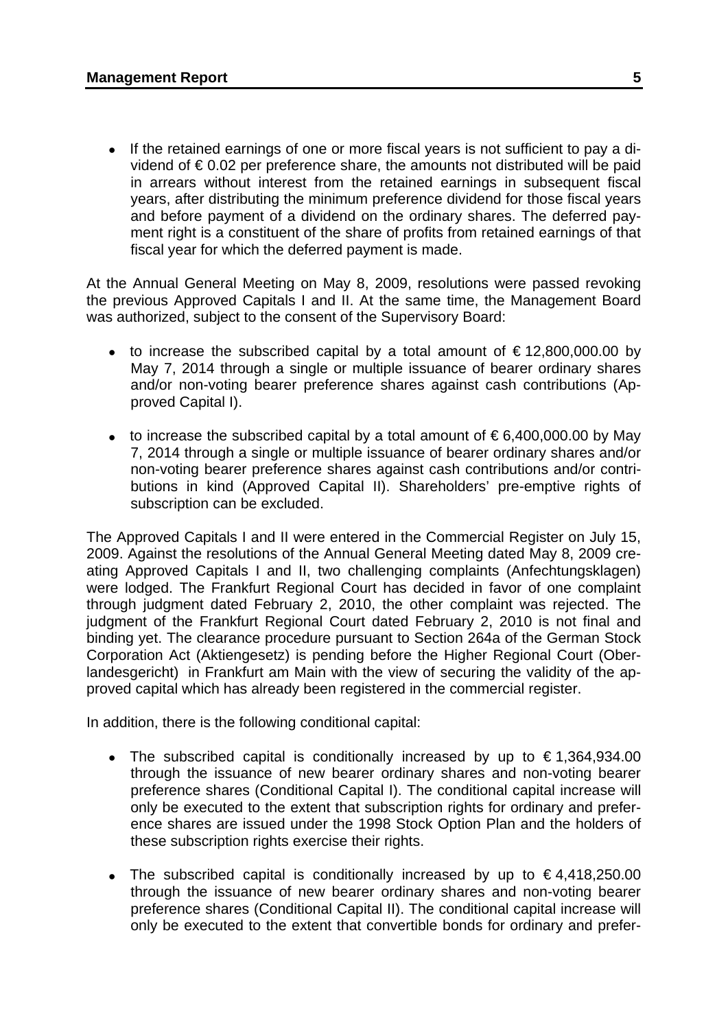- If the retained earnings of one or more fiscal years is not sufficient to pay a dividend of € 0.02 per preference share, the amounts not distributed will be paid in arrears without interest from the retained earnings in subsequent fiscal years, after distributing the minimum preference dividend for those fiscal years and before payment of a dividend on the ordinary shares. The deferred payment right is a constituent of the share of profits from retained earnings of that fiscal year for which the deferred payment is made.

At the Annual General Meeting on May 8, 2009, resolutions were passed revoking the previous Approved Capitals I and II. At the same time, the Management Board was authorized, subject to the consent of the Supervisory Board:

- to increase the subscribed capital by a total amount of € 12,800,000.00 by May 7, 2014 through a single or multiple issuance of bearer ordinary shares and/or non-voting bearer preference shares against cash contributions (Approved Capital I).
- to increase the subscribed capital by a total amount of € 6,400,000.00 by May 7, 2014 through a single or multiple issuance of bearer ordinary shares and/or non-voting bearer preference shares against cash contributions and/or contributions in kind (Approved Capital II). Shareholders' pre-emptive rights of subscription can be excluded.

The Approved Capitals I and II were entered in the Commercial Register on July 15, 2009. Against the resolutions of the Annual General Meeting dated May 8, 2009 creating Approved Capitals I and II, two challenging complaints (Anfechtungsklagen) were lodged. The Frankfurt Regional Court has decided in favor of one complaint through judgment dated February 2, 2010, the other complaint was rejected. The judgment of the Frankfurt Regional Court dated February 2, 2010 is not final and binding yet. The clearance procedure pursuant to Section 264a of the German Stock Corporation Act (Aktiengesetz) is pending before the Higher Regional Court (Oberlandesgericht) in Frankfurt am Main with the view of securing the validity of the approved capital which has already been registered in the commercial register.

In addition, there is the following conditional capital:

- The subscribed capital is conditionally increased by up to € 1,364,934.00 through the issuance of new bearer ordinary shares and non-voting bearer preference shares (Conditional Capital I). The conditional capital increase will only be executed to the extent that subscription rights for ordinary and preference shares are issued under the 1998 Stock Option Plan and the holders of these subscription rights exercise their rights.
- The subscribed capital is conditionally increased by up to € 4,418,250.00 through the issuance of new bearer ordinary shares and non-voting bearer preference shares (Conditional Capital II). The conditional capital increase will only be executed to the extent that convertible bonds for ordinary and prefer-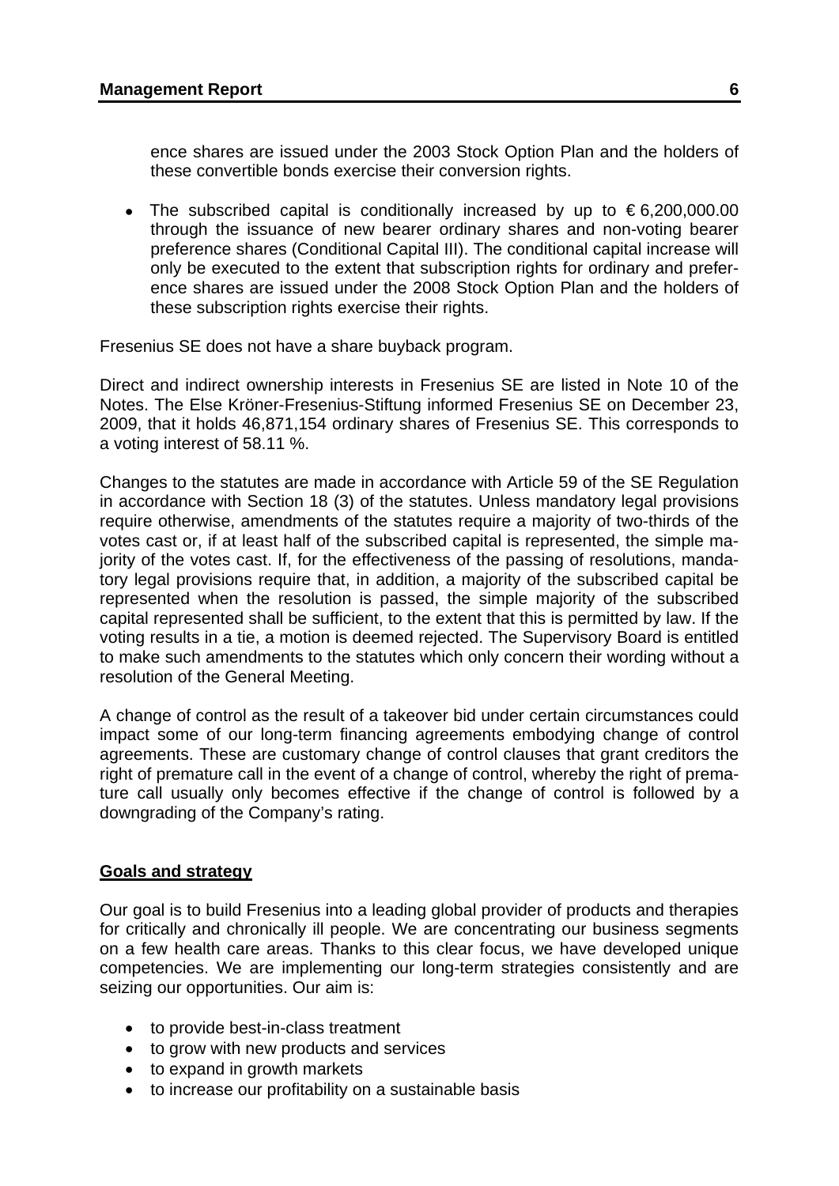ence shares are issued under the 2003 Stock Option Plan and the holders of these convertible bonds exercise their conversion rights.

- The subscribed capital is conditionally increased by up to € 6,200,000.00 through the issuance of new bearer ordinary shares and non-voting bearer preference shares (Conditional Capital III). The conditional capital increase will only be executed to the extent that subscription rights for ordinary and preference shares are issued under the 2008 Stock Option Plan and the holders of these subscription rights exercise their rights.

Fresenius SE does not have a share buyback program.

Direct and indirect ownership interests in Fresenius SE are listed in Note 10 of the Notes. The Else Kröner-Fresenius-Stiftung informed Fresenius SE on December 23, 2009, that it holds 46,871,154 ordinary shares of Fresenius SE. This corresponds to a voting interest of 58.11 %.

Changes to the statutes are made in accordance with Article 59 of the SE Regulation in accordance with Section 18 (3) of the statutes. Unless mandatory legal provisions require otherwise, amendments of the statutes require a majority of two-thirds of the votes cast or, if at least half of the subscribed capital is represented, the simple majority of the votes cast. If, for the effectiveness of the passing of resolutions, mandatory legal provisions require that, in addition, a majority of the subscribed capital be represented when the resolution is passed, the simple majority of the subscribed capital represented shall be sufficient, to the extent that this is permitted by law. If the voting results in a tie, a motion is deemed rejected. The Supervisory Board is entitled to make such amendments to the statutes which only concern their wording without a resolution of the General Meeting.

A change of control as the result of a takeover bid under certain circumstances could impact some of our long-term financing agreements embodying change of control agreements. These are customary change of control clauses that grant creditors the right of premature call in the event of a change of control, whereby the right of premature call usually only becomes effective if the change of control is followed by a downgrading of the Company's rating.

## Goals and strategy

Our goal is to build Fresenius into a leading global provider of products and therapies for critically and chronically ill people. We are concentrating our business segments on a few health care areas. Thanks to this clear focus, we have developed unique competencies. We are implementing our long-term strategies consistently and are seizing our opportunities. Our aim is:

- to provide best-in-class treatment
- to grow with new products and services
- to expand in growth markets
- to increase our profitability on a sustainable basis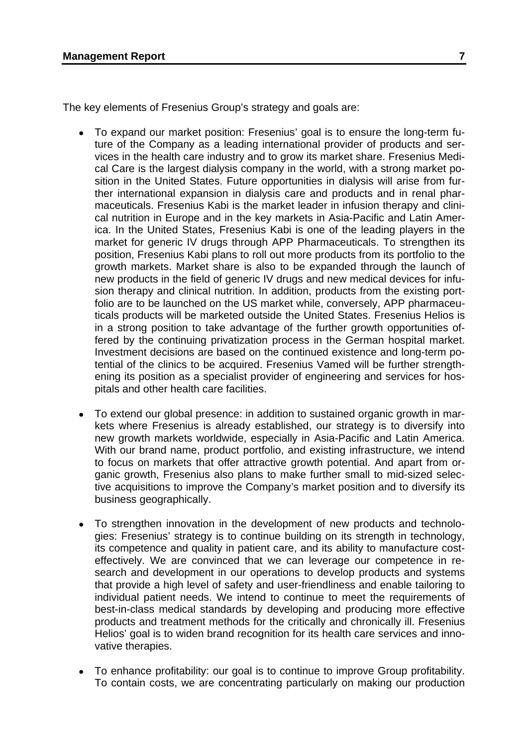The key elements of Fresenius Group's strategy and goals are:

- To expand our market position: Fresenius' goal is to ensure the long-term future of the Company as a leading international provider of products and services in the health care industry and to grow its market share. Fresenius Medical Care is the largest dialysis company in the world, with a strong market position in the United States. Future opportunities in dialysis will arise from further international expansion in dialysis care and products and in renal pharmaceuticals. Fresenius Kabi is the market leader in infusion therapy and clinical nutrition in Europe and in the key markets in Asia-Pacific and Latin America. In the United States, Fresenius Kabi is one of the leading players in the market for generic IV drugs through APP Pharmaceuticals. To strengthen its position, Fresenius Kabi plans to roll out more products from its portfolio to the growth markets. Market share is also to be expanded through the launch of new products in the field of generic IV drugs and new medical devices for infusion therapy and clinical nutrition. In addition, products from the existing portfolio are to be launched on the US market while, conversely, APP pharmaceuticals products will be marketed outside the United States. Fresenius Helios is in a strong position to take advantage of the further growth opportunities offered by the continuing privatization process in the German hospital market. Investment decisions are based on the continued existence and long-term potential of the clinics to be acquired. Fresenius Vamed will be further strengthening its position as a specialist provider of engineering and services for hospitals and other health care facilities.

- To extend our global presence: in addition to sustained organic growth in markets where Fresenius is already established, our strategy is to diversify into new growth markets worldwide, especially in Asia-Pacific and Latin America. With our brand name, product portfolio, and existing infrastructure, we intend to focus on markets that offer attractive growth potential. And apart from organic growth, Fresenius also plans to make further small to mid-sized selective acquisitions to improve the Company's market position and to diversify its business geographically.

- To strengthen innovation in the development of new products and technologies: Fresenius' strategy is to continue building on its strength in technology, its competence and quality in patient care, and its ability to manufacture cost-effectively. We are convinced that we can leverage our competence in research and development in our operations to develop products and systems that provide a high level of safety and user-friendliness and enable tailoring to individual patient needs. We intend to continue to meet the requirements of best-in-class medical standards by developing and producing more effective products and treatment methods for the critically and chronically ill. Fresenius Helios' goal is to widen brand recognition for its health care services and innovative therapies.

- To enhance profitability: our goal is to continue to improve Group profitability. To contain costs, we are concentrating particularly on making our production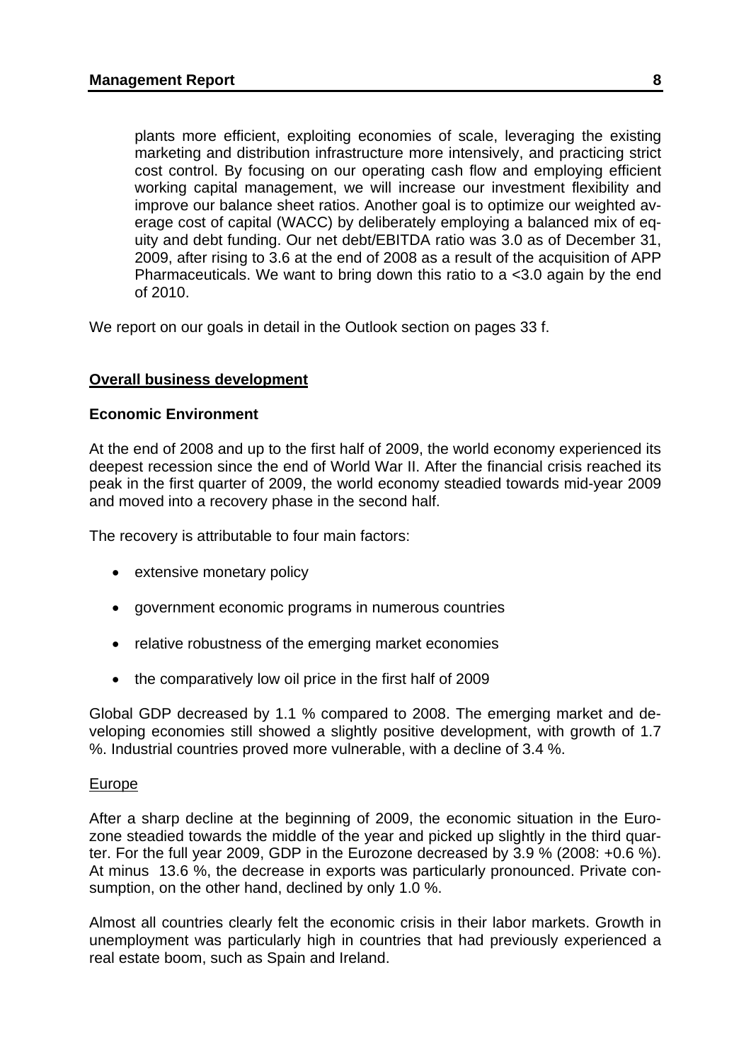plants more efficient, exploiting economies of scale, leveraging the existing marketing and distribution infrastructure more intensively, and practicing strict cost control. By focusing on our operating cash flow and employing efficient working capital management, we will increase our investment flexibility and improve our balance sheet ratios. Another goal is to optimize our weighted average cost of capital (WACC) by deliberately employing a balanced mix of equity and debt funding. Our net debt/EBITDA ratio was 3.0 as of December 31, 2009, after rising to 3.6 at the end of 2008 as a result of the acquisition of APP Pharmaceuticals. We want to bring down this ratio to a <3.0 again by the end of 2010.

We report on our goals in detail in the Outlook section on pages 33 f.

## Overall business development

### Economic Environment

At the end of 2008 and up to the first half of 2009, the world economy experienced its deepest recession since the end of World War II. After the financial crisis reached its peak in the first quarter of 2009, the world economy steadied towards mid-year 2009 and moved into a recovery phase in the second half.

The recovery is attributable to four main factors:

- extensive monetary policy
- government economic programs in numerous countries
- relative robustness of the emerging market economies
- the comparatively low oil price in the first half of 2009

Global GDP decreased by 1.1 % compared to 2008. The emerging market and developing economies still showed a slightly positive development, with growth of 1.7 %. Industrial countries proved more vulnerable, with a decline of 3.4 %.

#### Europe

After a sharp decline at the beginning of 2009, the economic situation in the Eurozone steadied towards the middle of the year and picked up slightly in the third quarter. For the full year 2009, GDP in the Eurozone decreased by 3.9 % (2008: +0.6 %). At minus 13.6 %, the decrease in exports was particularly pronounced. Private consumption, on the other hand, declined by only 1.0 %.

Almost all countries clearly felt the economic crisis in their labor markets. Growth in unemployment was particularly high in countries that had previously experienced a real estate boom, such as Spain and Ireland.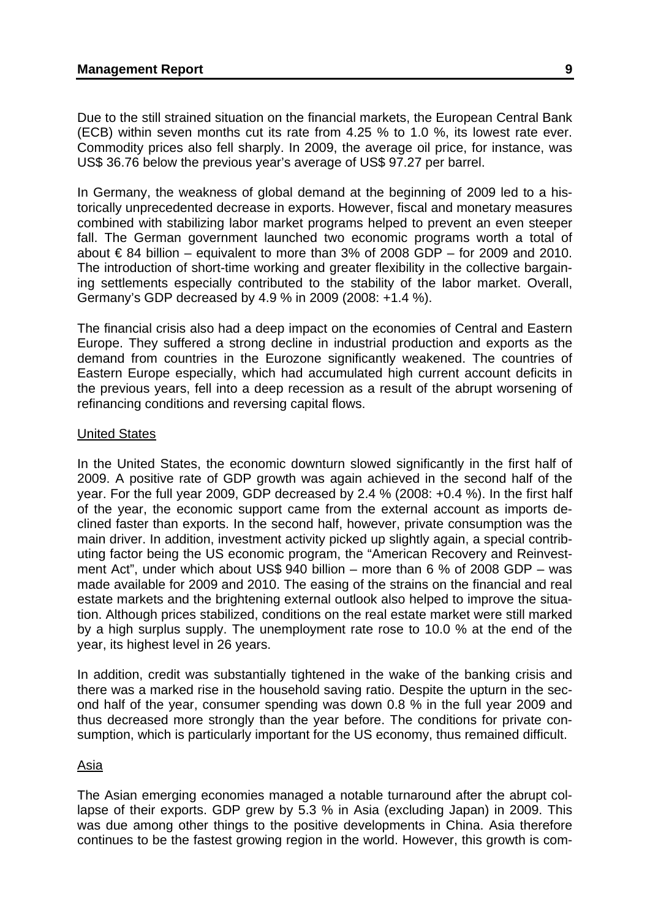Due to the still strained situation on the financial markets, the European Central Bank (ECB) within seven months cut its rate from 4.25 % to 1.0 %, its lowest rate ever. Commodity prices also fell sharply. In 2009, the average oil price, for instance, was US$ 36.76 below the previous year's average of US$ 97.27 per barrel.

In Germany, the weakness of global demand at the beginning of 2009 led to a historically unprecedented decrease in exports. However, fiscal and monetary measures combined with stabilizing labor market programs helped to prevent an even steeper fall. The German government launched two economic programs worth a total of about € 84 billion – equivalent to more than 3% of 2008 GDP – for 2009 and 2010. The introduction of short-time working and greater flexibility in the collective bargaining settlements especially contributed to the stability of the labor market. Overall, Germany's GDP decreased by 4.9 % in 2009 (2008: +1.4 %).

The financial crisis also had a deep impact on the economies of Central and Eastern Europe. They suffered a strong decline in industrial production and exports as the demand from countries in the Eurozone significantly weakened. The countries of Eastern Europe especially, which had accumulated high current account deficits in the previous years, fell into a deep recession as a result of the abrupt worsening of refinancing conditions and reversing capital flows.

United States

In the United States, the economic downturn slowed significantly in the first half of 2009. A positive rate of GDP growth was again achieved in the second half of the year. For the full year 2009, GDP decreased by 2.4 % (2008: +0.4 %). In the first half of the year, the economic support came from the external account as imports declined faster than exports. In the second half, however, private consumption was the main driver. In addition, investment activity picked up slightly again, a special contributing factor being the US economic program, the "American Recovery and Reinvestment Act", under which about US$ 940 billion – more than 6 % of 2008 GDP – was made available for 2009 and 2010. The easing of the strains on the financial and real estate markets and the brightening external outlook also helped to improve the situation. Although prices stabilized, conditions on the real estate market were still marked by a high surplus supply. The unemployment rate rose to 10.0 % at the end of the year, its highest level in 26 years.

In addition, credit was substantially tightened in the wake of the banking crisis and there was a marked rise in the household saving ratio. Despite the upturn in the second half of the year, consumer spending was down 0.8 % in the full year 2009 and thus decreased more strongly than the year before. The conditions for private consumption, which is particularly important for the US economy, thus remained difficult.

Asia

The Asian emerging economies managed a notable turnaround after the abrupt collapse of their exports. GDP grew by 5.3 % in Asia (excluding Japan) in 2009. This was due among other things to the positive developments in China. Asia therefore continues to be the fastest growing region in the world. However, this growth is com-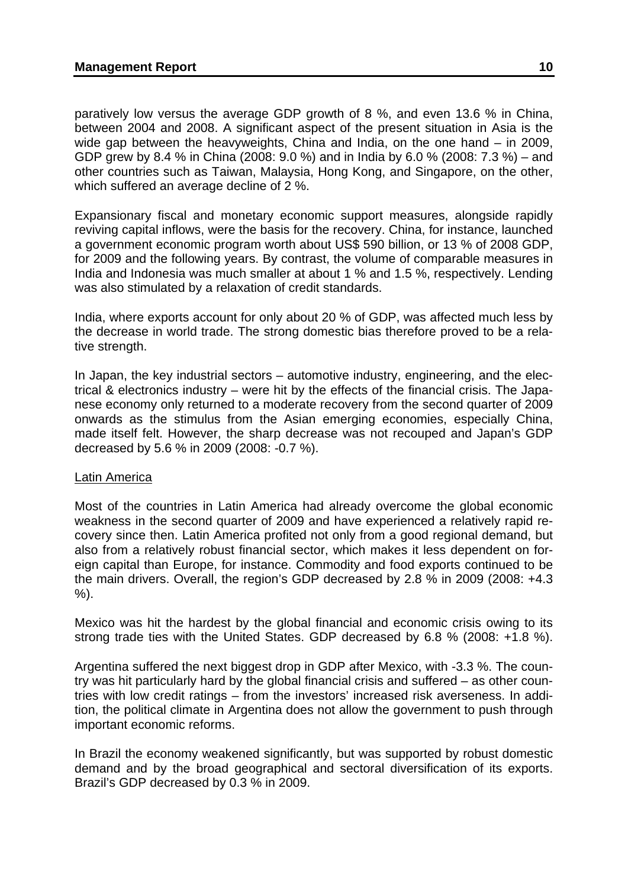paratively low versus the average GDP growth of 8 %, and even 13.6 % in China, between 2004 and 2008. A significant aspect of the present situation in Asia is the wide gap between the heavyweights, China and India, on the one hand – in 2009, GDP grew by 8.4 % in China (2008: 9.0 %) and in India by 6.0 % (2008: 7.3 %) – and other countries such as Taiwan, Malaysia, Hong Kong, and Singapore, on the other, which suffered an average decline of 2 %.

Expansionary fiscal and monetary economic support measures, alongside rapidly reviving capital inflows, were the basis for the recovery. China, for instance, launched a government economic program worth about US$ 590 billion, or 13 % of 2008 GDP, for 2009 and the following years. By contrast, the volume of comparable measures in India and Indonesia was much smaller at about 1 % and 1.5 %, respectively. Lending was also stimulated by a relaxation of credit standards.

India, where exports account for only about 20 % of GDP, was affected much less by the decrease in world trade. The strong domestic bias therefore proved to be a relative strength.

In Japan, the key industrial sectors – automotive industry, engineering, and the electrical & electronics industry – were hit by the effects of the financial crisis. The Japanese economy only returned to a moderate recovery from the second quarter of 2009 onwards as the stimulus from the Asian emerging economies, especially China, made itself felt. However, the sharp decrease was not recouped and Japan's GDP decreased by 5.6 % in 2009 (2008: -0.7 %).

Latin America

Most of the countries in Latin America had already overcome the global economic weakness in the second quarter of 2009 and have experienced a relatively rapid recovery since then. Latin America profited not only from a good regional demand, but also from a relatively robust financial sector, which makes it less dependent on foreign capital than Europe, for instance. Commodity and food exports continued to be the main drivers. Overall, the region's GDP decreased by 2.8 % in 2009 (2008: +4.3 %).

Mexico was hit the hardest by the global financial and economic crisis owing to its strong trade ties with the United States. GDP decreased by 6.8 % (2008: +1.8 %).

Argentina suffered the next biggest drop in GDP after Mexico, with -3.3 %. The country was hit particularly hard by the global financial crisis and suffered – as other countries with low credit ratings – from the investors' increased risk averseness. In addition, the political climate in Argentina does not allow the government to push through important economic reforms.

In Brazil the economy weakened significantly, but was supported by robust domestic demand and by the broad geographical and sectoral diversification of its exports. Brazil's GDP decreased by 0.3 % in 2009.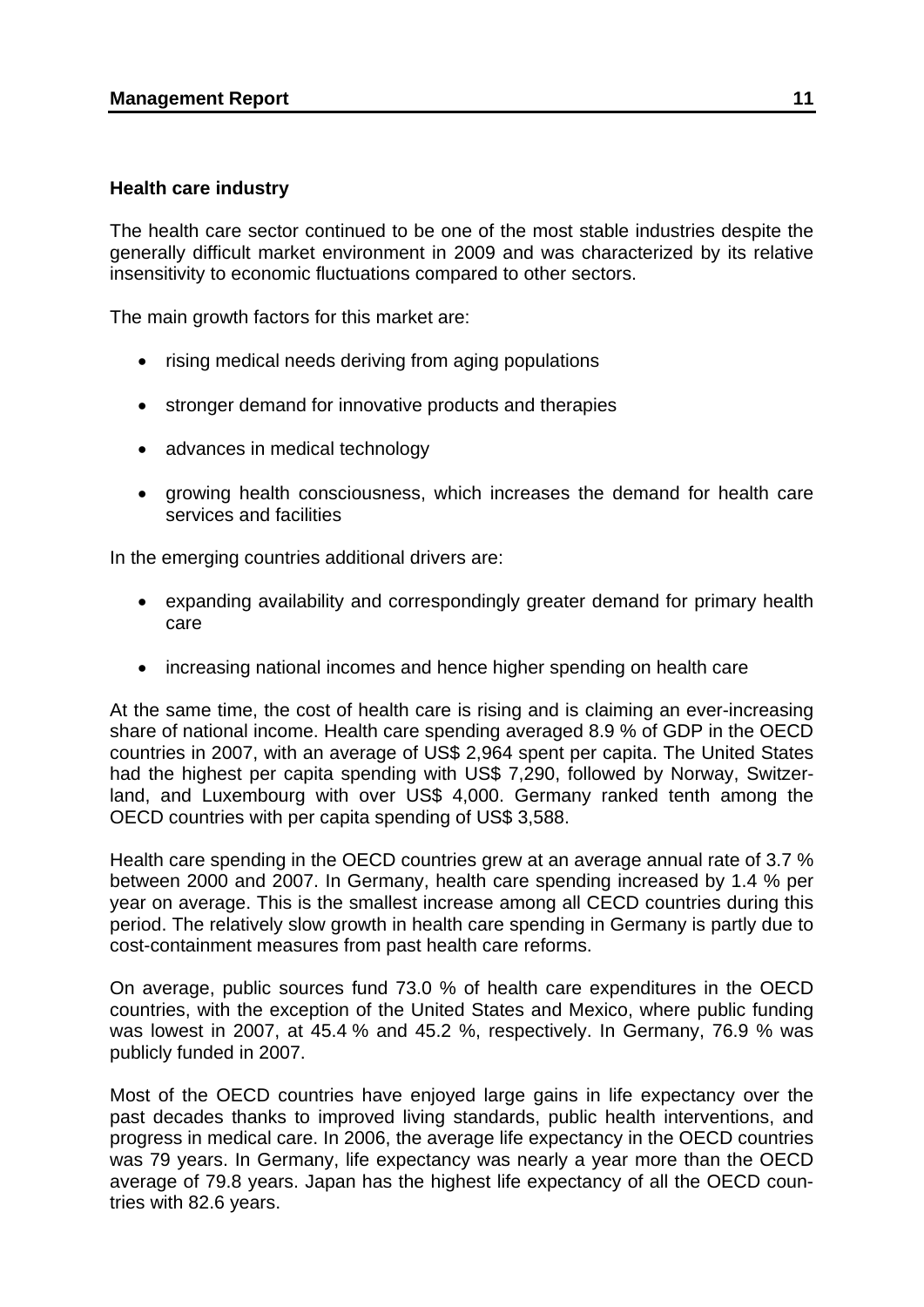### Health care industry

The health care sector continued to be one of the most stable industries despite the generally difficult market environment in 2009 and was characterized by its relative insensitivity to economic fluctuations compared to other sectors.

The main growth factors for this market are:

- rising medical needs deriving from aging populations
- stronger demand for innovative products and therapies
- advances in medical technology
- growing health consciousness, which increases the demand for health care services and facilities

In the emerging countries additional drivers are:

- expanding availability and correspondingly greater demand for primary health care
- increasing national incomes and hence higher spending on health care

At the same time, the cost of health care is rising and is claiming an ever-increasing share of national income. Health care spending averaged 8.9 % of GDP in the OECD countries in 2007, with an average of US$ 2,964 spent per capita. The United States had the highest per capita spending with US$ 7,290, followed by Norway, Switzerland, and Luxembourg with over US$ 4,000. Germany ranked tenth among the OECD countries with per capita spending of US$ 3,588.

Health care spending in the OECD countries grew at an average annual rate of 3.7 % between 2000 and 2007. In Germany, health care spending increased by 1.4 % per year on average. This is the smallest increase among all CECD countries during this period. The relatively slow growth in health care spending in Germany is partly due to cost-containment measures from past health care reforms.

On average, public sources fund 73.0 % of health care expenditures in the OECD countries, with the exception of the United States and Mexico, where public funding was lowest in 2007, at 45.4 % and 45.2 %, respectively. In Germany, 76.9 % was publicly funded in 2007.

Most of the OECD countries have enjoyed large gains in life expectancy over the past decades thanks to improved living standards, public health interventions, and progress in medical care. In 2006, the average life expectancy in the OECD countries was 79 years. In Germany, life expectancy was nearly a year more than the OECD average of 79.8 years. Japan has the highest life expectancy of all the OECD countries with 82.6 years.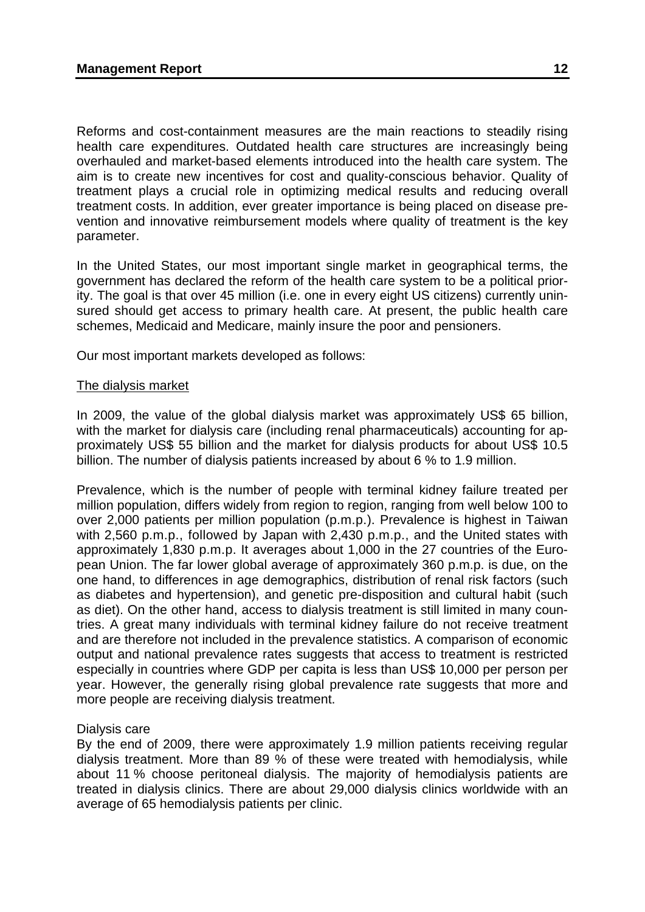Reforms and cost-containment measures are the main reactions to steadily rising health care expenditures. Outdated health care structures are increasingly being overhauled and market-based elements introduced into the health care system. The aim is to create new incentives for cost and quality-conscious behavior. Quality of treatment plays a crucial role in optimizing medical results and reducing overall treatment costs. In addition, ever greater importance is being placed on disease prevention and innovative reimbursement models where quality of treatment is the key parameter.

In the United States, our most important single market in geographical terms, the government has declared the reform of the health care system to be a political priority. The goal is that over 45 million (i.e. one in every eight US citizens) currently uninsured should get access to primary health care. At present, the public health care schemes, Medicaid and Medicare, mainly insure the poor and pensioners.

Our most important markets developed as follows:

<u>The dialysis market</u>

In 2009, the value of the global dialysis market was approximately US$ 65 billion, with the market for dialysis care (including renal pharmaceuticals) accounting for approximately US$ 55 billion and the market for dialysis products for about US$ 10.5 billion. The number of dialysis patients increased by about 6 % to 1.9 million.

Prevalence, which is the number of people with terminal kidney failure treated per million population, differs widely from region to region, ranging from well below 100 to over 2,000 patients per million population (p.m.p.). Prevalence is highest in Taiwan with 2,560 p.m.p., followed by Japan with 2,430 p.m.p., and the United states with approximately 1,830 p.m.p. It averages about 1,000 in the 27 countries of the European Union. The far lower global average of approximately 360 p.m.p. is due, on the one hand, to differences in age demographics, distribution of renal risk factors (such as diabetes and hypertension), and genetic pre-disposition and cultural habit (such as diet). On the other hand, access to dialysis treatment is still limited in many countries. A great many individuals with terminal kidney failure do not receive treatment and are therefore not included in the prevalence statistics. A comparison of economic output and national prevalence rates suggests that access to treatment is restricted especially in countries where GDP per capita is less than US$ 10,000 per person per year. However, the generally rising global prevalence rate suggests that more and more people are receiving dialysis treatment.

Dialysis care

By the end of 2009, there were approximately 1.9 million patients receiving regular dialysis treatment. More than 89 % of these were treated with hemodialysis, while about 11 % choose peritoneal dialysis. The majority of hemodialysis patients are treated in dialysis clinics. There are about 29,000 dialysis clinics worldwide with an average of 65 hemodialysis patients per clinic.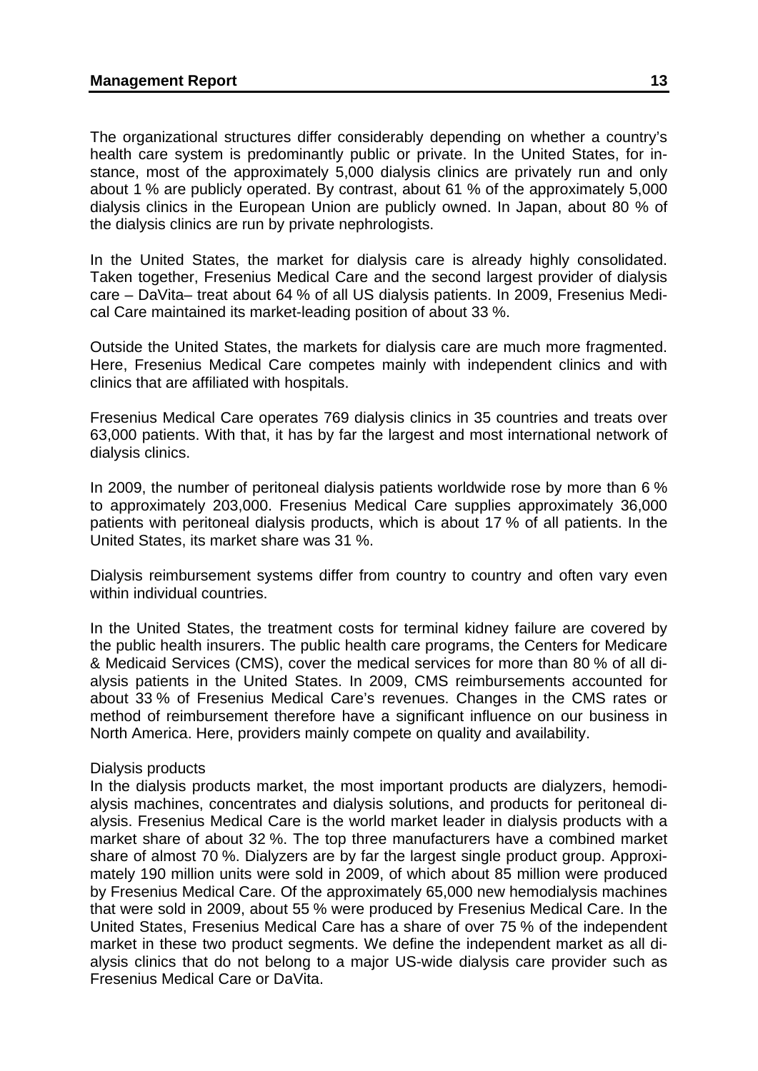The organizational structures differ considerably depending on whether a country's health care system is predominantly public or private. In the United States, for instance, most of the approximately 5,000 dialysis clinics are privately run and only about 1 % are publicly operated. By contrast, about 61 % of the approximately 5,000 dialysis clinics in the European Union are publicly owned. In Japan, about 80 % of the dialysis clinics are run by private nephrologists.

In the United States, the market for dialysis care is already highly consolidated. Taken together, Fresenius Medical Care and the second largest provider of dialysis care – DaVita– treat about 64 % of all US dialysis patients. In 2009, Fresenius Medical Care maintained its market-leading position of about 33 %.

Outside the United States, the markets for dialysis care are much more fragmented. Here, Fresenius Medical Care competes mainly with independent clinics and with clinics that are affiliated with hospitals.

Fresenius Medical Care operates 769 dialysis clinics in 35 countries and treats over 63,000 patients. With that, it has by far the largest and most international network of dialysis clinics.

In 2009, the number of peritoneal dialysis patients worldwide rose by more than 6 % to approximately 203,000. Fresenius Medical Care supplies approximately 36,000 patients with peritoneal dialysis products, which is about 17 % of all patients. In the United States, its market share was 31 %.

Dialysis reimbursement systems differ from country to country and often vary even within individual countries.

In the United States, the treatment costs for terminal kidney failure are covered by the public health insurers. The public health care programs, the Centers for Medicare & Medicaid Services (CMS), cover the medical services for more than 80 % of all dialysis patients in the United States. In 2009, CMS reimbursements accounted for about 33 % of Fresenius Medical Care's revenues. Changes in the CMS rates or method of reimbursement therefore have a significant influence on our business in North America. Here, providers mainly compete on quality and availability.

Dialysis products

In the dialysis products market, the most important products are dialyzers, hemodialysis machines, concentrates and dialysis solutions, and products for peritoneal dialysis. Fresenius Medical Care is the world market leader in dialysis products with a market share of about 32 %. The top three manufacturers have a combined market share of almost 70 %. Dialyzers are by far the largest single product group. Approximately 190 million units were sold in 2009, of which about 85 million were produced by Fresenius Medical Care. Of the approximately 65,000 new hemodialysis machines that were sold in 2009, about 55 % were produced by Fresenius Medical Care. In the United States, Fresenius Medical Care has a share of over 75 % of the independent market in these two product segments. We define the independent market as all dialysis clinics that do not belong to a major US-wide dialysis care provider such as Fresenius Medical Care or DaVita.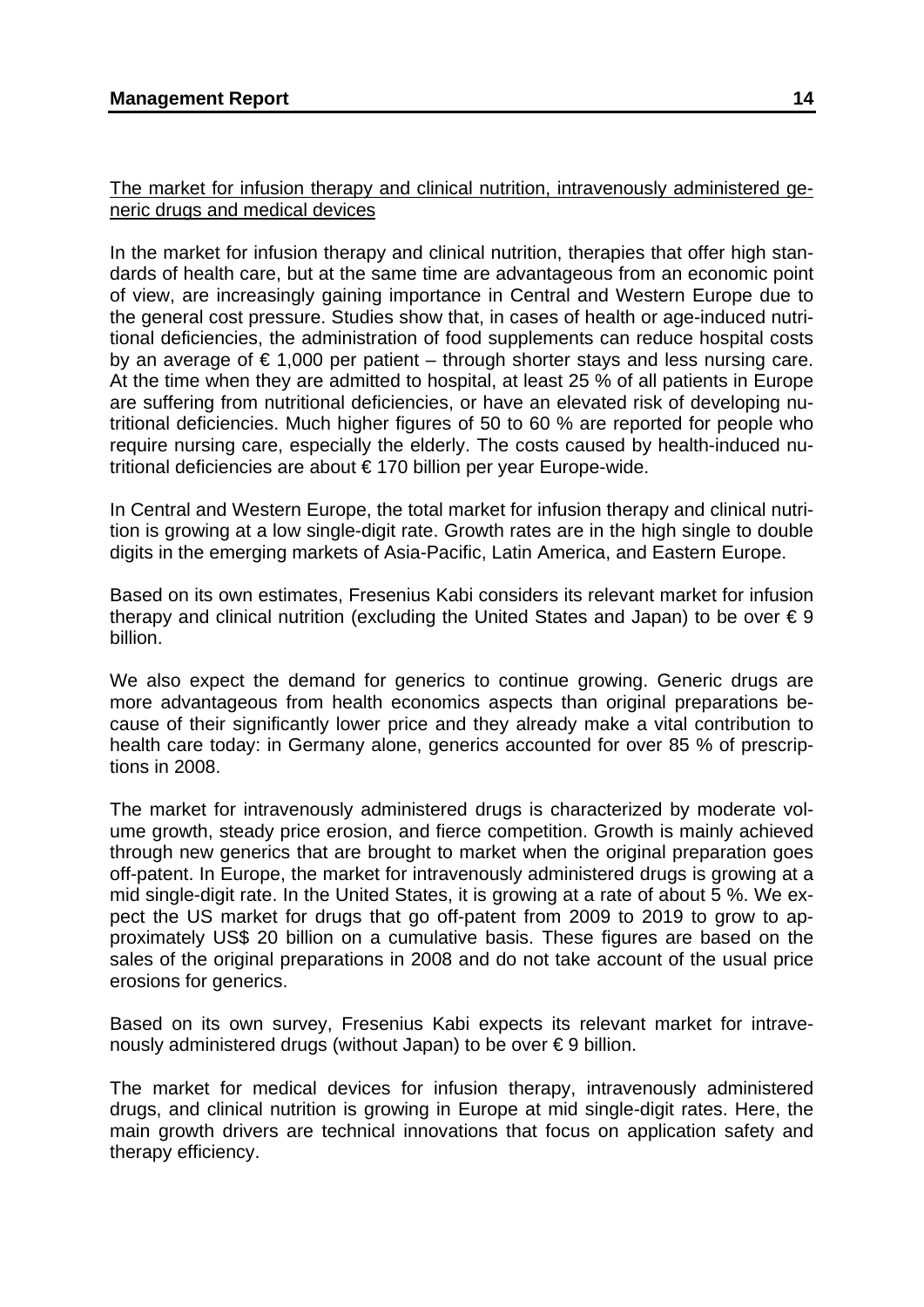The market for infusion therapy and clinical nutrition, intravenously administered generic drugs and medical devices

In the market for infusion therapy and clinical nutrition, therapies that offer high standards of health care, but at the same time are advantageous from an economic point of view, are increasingly gaining importance in Central and Western Europe due to the general cost pressure. Studies show that, in cases of health or age-induced nutritional deficiencies, the administration of food supplements can reduce hospital costs by an average of € 1,000 per patient – through shorter stays and less nursing care. At the time when they are admitted to hospital, at least 25 % of all patients in Europe are suffering from nutritional deficiencies, or have an elevated risk of developing nutritional deficiencies. Much higher figures of 50 to 60 % are reported for people who require nursing care, especially the elderly. The costs caused by health-induced nutritional deficiencies are about € 170 billion per year Europe-wide.

In Central and Western Europe, the total market for infusion therapy and clinical nutrition is growing at a low single-digit rate. Growth rates are in the high single to double digits in the emerging markets of Asia-Pacific, Latin America, and Eastern Europe.

Based on its own estimates, Fresenius Kabi considers its relevant market for infusion therapy and clinical nutrition (excluding the United States and Japan) to be over € 9 billion.

We also expect the demand for generics to continue growing. Generic drugs are more advantageous from health economics aspects than original preparations because of their significantly lower price and they already make a vital contribution to health care today: in Germany alone, generics accounted for over 85 % of prescriptions in 2008.

The market for intravenously administered drugs is characterized by moderate volume growth, steady price erosion, and fierce competition. Growth is mainly achieved through new generics that are brought to market when the original preparation goes off-patent. In Europe, the market for intravenously administered drugs is growing at a mid single-digit rate. In the United States, it is growing at a rate of about 5 %. We expect the US market for drugs that go off-patent from 2009 to 2019 to grow to approximately US$ 20 billion on a cumulative basis. These figures are based on the sales of the original preparations in 2008 and do not take account of the usual price erosions for generics.

Based on its own survey, Fresenius Kabi expects its relevant market for intravenously administered drugs (without Japan) to be over € 9 billion.

The market for medical devices for infusion therapy, intravenously administered drugs, and clinical nutrition is growing in Europe at mid single-digit rates. Here, the main growth drivers are technical innovations that focus on application safety and therapy efficiency.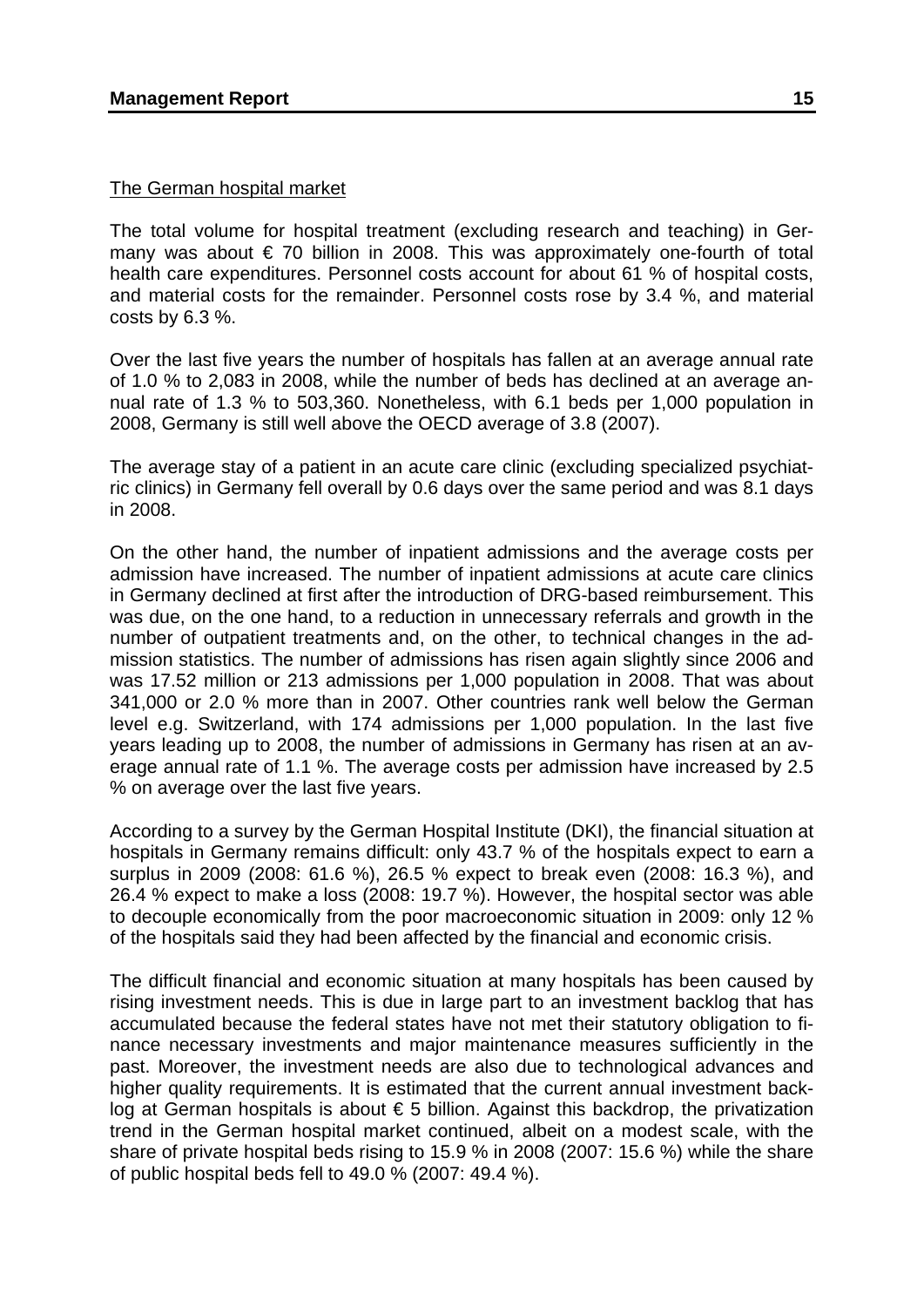The German hospital market

The total volume for hospital treatment (excluding research and teaching) in Germany was about € 70 billion in 2008. This was approximately one-fourth of total health care expenditures. Personnel costs account for about 61 % of hospital costs, and material costs for the remainder. Personnel costs rose by 3.4 %, and material costs by 6.3 %.

Over the last five years the number of hospitals has fallen at an average annual rate of 1.0 % to 2,083 in 2008, while the number of beds has declined at an average annual rate of 1.3 % to 503,360. Nonetheless, with 6.1 beds per 1,000 population in 2008, Germany is still well above the OECD average of 3.8 (2007).

The average stay of a patient in an acute care clinic (excluding specialized psychiatric clinics) in Germany fell overall by 0.6 days over the same period and was 8.1 days in 2008.

On the other hand, the number of inpatient admissions and the average costs per admission have increased. The number of inpatient admissions at acute care clinics in Germany declined at first after the introduction of DRG-based reimbursement. This was due, on the one hand, to a reduction in unnecessary referrals and growth in the number of outpatient treatments and, on the other, to technical changes in the admission statistics. The number of admissions has risen again slightly since 2006 and was 17.52 million or 213 admissions per 1,000 population in 2008. That was about 341,000 or 2.0 % more than in 2007. Other countries rank well below the German level e.g. Switzerland, with 174 admissions per 1,000 population. In the last five years leading up to 2008, the number of admissions in Germany has risen at an average annual rate of 1.1 %. The average costs per admission have increased by 2.5 % on average over the last five years.

According to a survey by the German Hospital Institute (DKI), the financial situation at hospitals in Germany remains difficult: only 43.7 % of the hospitals expect to earn a surplus in 2009 (2008: 61.6 %), 26.5 % expect to break even (2008: 16.3 %), and 26.4 % expect to make a loss (2008: 19.7 %). However, the hospital sector was able to decouple economically from the poor macroeconomic situation in 2009: only 12 % of the hospitals said they had been affected by the financial and economic crisis.

The difficult financial and economic situation at many hospitals has been caused by rising investment needs. This is due in large part to an investment backlog that has accumulated because the federal states have not met their statutory obligation to finance necessary investments and major maintenance measures sufficiently in the past. Moreover, the investment needs are also due to technological advances and higher quality requirements. It is estimated that the current annual investment backlog at German hospitals is about € 5 billion. Against this backdrop, the privatization trend in the German hospital market continued, albeit on a modest scale, with the share of private hospital beds rising to 15.9 % in 2008 (2007: 15.6 %) while the share of public hospital beds fell to 49.0 % (2007: 49.4 %).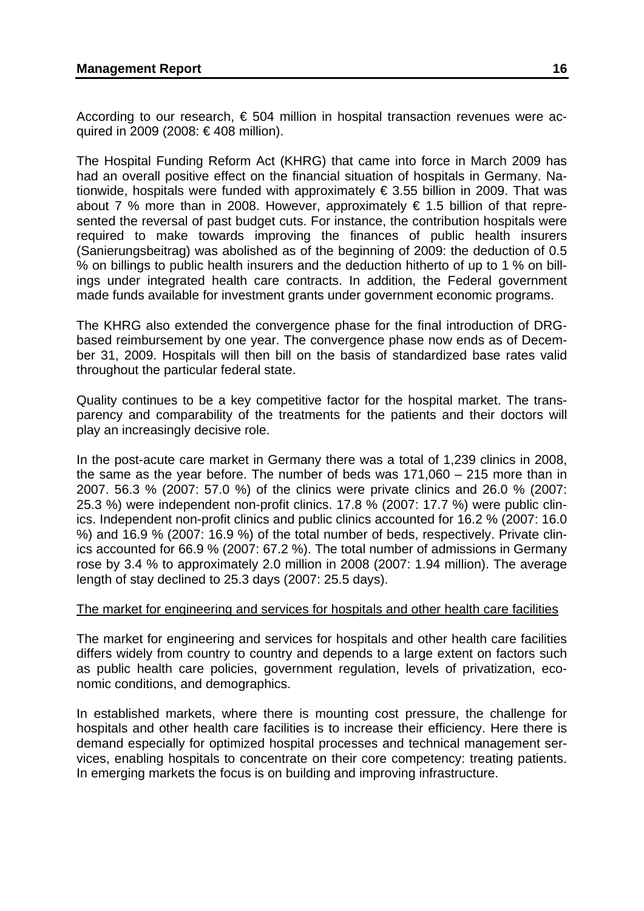According to our research, € 504 million in hospital transaction revenues were acquired in 2009 (2008: € 408 million).

The Hospital Funding Reform Act (KHRG) that came into force in March 2009 has had an overall positive effect on the financial situation of hospitals in Germany. Nationwide, hospitals were funded with approximately € 3.55 billion in 2009. That was about 7 % more than in 2008. However, approximately € 1.5 billion of that represented the reversal of past budget cuts. For instance, the contribution hospitals were required to make towards improving the finances of public health insurers (Sanierungsbeitrag) was abolished as of the beginning of 2009: the deduction of 0.5 % on billings to public health insurers and the deduction hitherto of up to 1 % on billings under integrated health care contracts. In addition, the Federal government made funds available for investment grants under government economic programs.

The KHRG also extended the convergence phase for the final introduction of DRG-based reimbursement by one year. The convergence phase now ends as of December 31, 2009. Hospitals will then bill on the basis of standardized base rates valid throughout the particular federal state.

Quality continues to be a key competitive factor for the hospital market. The transparency and comparability of the treatments for the patients and their doctors will play an increasingly decisive role.

In the post-acute care market in Germany there was a total of 1,239 clinics in 2008, the same as the year before. The number of beds was 171,060 – 215 more than in 2007. 56.3 % (2007: 57.0 %) of the clinics were private clinics and 26.0 % (2007: 25.3 %) were independent non-profit clinics. 17.8 % (2007: 17.7 %) were public clinics. Independent non-profit clinics and public clinics accounted for 16.2 % (2007: 16.0 %) and 16.9 % (2007: 16.9 %) of the total number of beds, respectively. Private clinics accounted for 66.9 % (2007: 67.2 %). The total number of admissions in Germany rose by 3.4 % to approximately 2.0 million in 2008 (2007: 1.94 million). The average length of stay declined to 25.3 days (2007: 25.5 days).

<u>The market for engineering and services for hospitals and other health care facilities</u>

The market for engineering and services for hospitals and other health care facilities differs widely from country to country and depends to a large extent on factors such as public health care policies, government regulation, levels of privatization, economic conditions, and demographics.

In established markets, where there is mounting cost pressure, the challenge for hospitals and other health care facilities is to increase their efficiency. Here there is demand especially for optimized hospital processes and technical management services, enabling hospitals to concentrate on their core competency: treating patients. In emerging markets the focus is on building and improving infrastructure.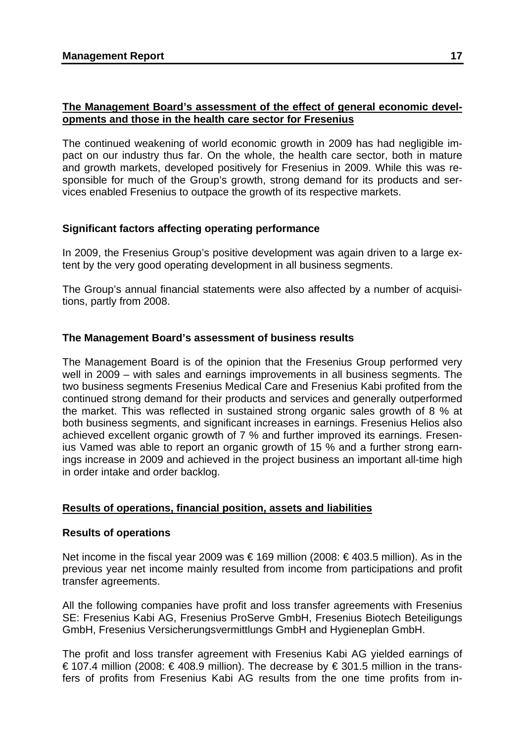## The Management Board's assessment of the effect of general economic developments and those in the health care sector for Fresenius

The continued weakening of world economic growth in 2009 has had negligible impact on our industry thus far. On the whole, the health care sector, both in mature and growth markets, developed positively for Fresenius in 2009. While this was responsible for much of the Group's growth, strong demand for its products and services enabled Fresenius to outpace the growth of its respective markets.

### Significant factors affecting operating performance

In 2009, the Fresenius Group's positive development was again driven to a large extent by the very good operating development in all business segments.

The Group's annual financial statements were also affected by a number of acquisitions, partly from 2008.

### The Management Board's assessment of business results

The Management Board is of the opinion that the Fresenius Group performed very well in 2009 – with sales and earnings improvements in all business segments. The two business segments Fresenius Medical Care and Fresenius Kabi profited from the continued strong demand for their products and services and generally outperformed the market. This was reflected in sustained strong organic sales growth of 8 % at both business segments, and significant increases in earnings. Fresenius Helios also achieved excellent organic growth of 7 % and further improved its earnings. Fresenius Vamed was able to report an organic growth of 15 % and a further strong earnings increase in 2009 and achieved in the project business an important all-time high in order intake and order backlog.

## Results of operations, financial position, assets and liabilities

### Results of operations

Net income in the fiscal year 2009 was € 169 million (2008: € 403.5 million). As in the previous year net income mainly resulted from income from participations and profit transfer agreements.

All the following companies have profit and loss transfer agreements with Fresenius SE: Fresenius Kabi AG, Fresenius ProServe GmbH, Fresenius Biotech Beteiligungs GmbH, Fresenius Versicherungsvermittlungs GmbH and Hygieneplan GmbH.

The profit and loss transfer agreement with Fresenius Kabi AG yielded earnings of € 107.4 million (2008: € 408.9 million). The decrease by € 301.5 million in the transfers of profits from Fresenius Kabi AG results from the one time profits from in-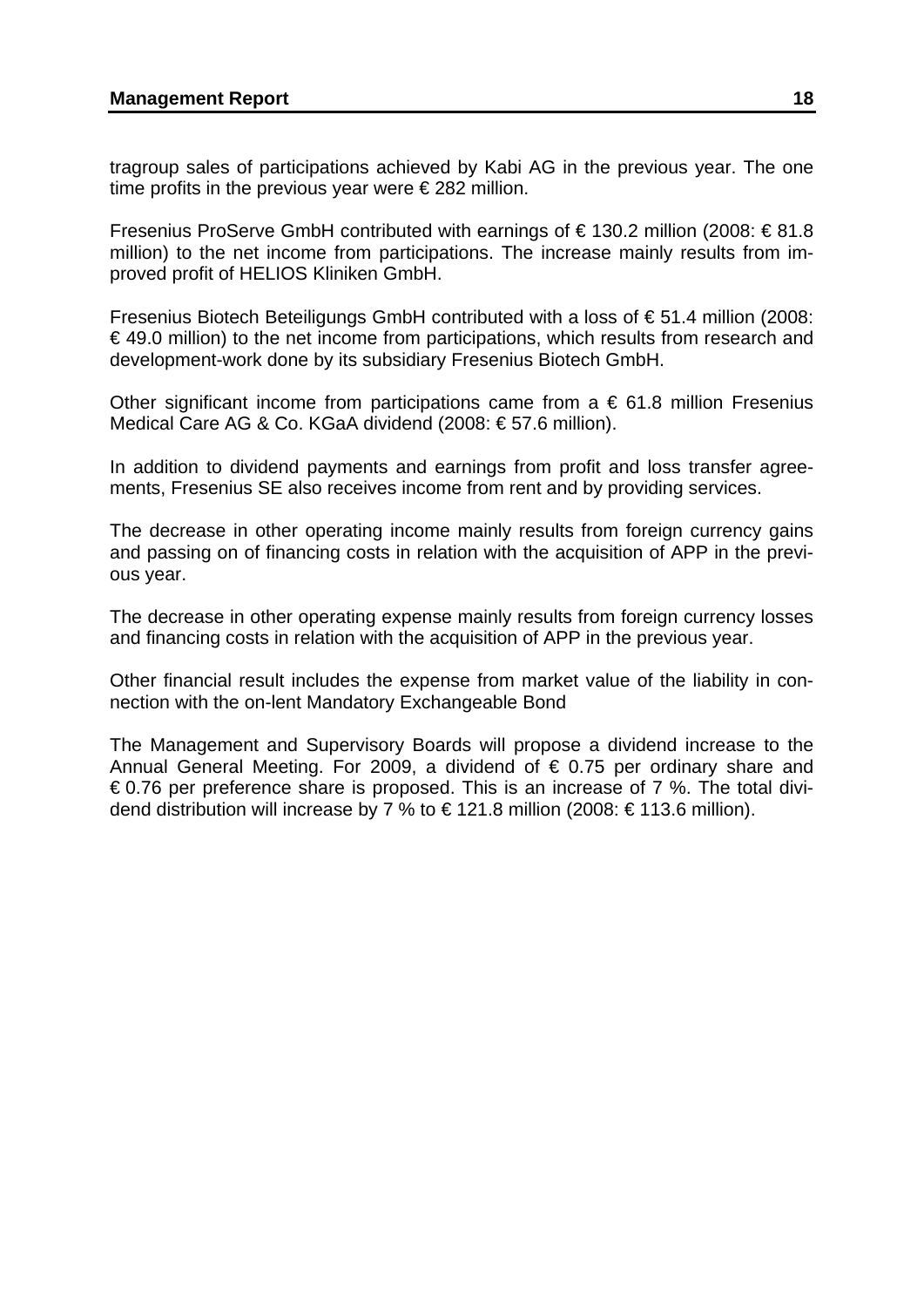tragroup sales of participations achieved by Kabi AG in the previous year. The one time profits in the previous year were € 282 million.

Fresenius ProServe GmbH contributed with earnings of € 130.2 million (2008: € 81.8 million) to the net income from participations. The increase mainly results from improved profit of HELIOS Kliniken GmbH.

Fresenius Biotech Beteiligungs GmbH contributed with a loss of € 51.4 million (2008: € 49.0 million) to the net income from participations, which results from research and development-work done by its subsidiary Fresenius Biotech GmbH.

Other significant income from participations came from a € 61.8 million Fresenius Medical Care AG & Co. KGaA dividend (2008: € 57.6 million).

In addition to dividend payments and earnings from profit and loss transfer agreements, Fresenius SE also receives income from rent and by providing services.

The decrease in other operating income mainly results from foreign currency gains and passing on of financing costs in relation with the acquisition of APP in the previous year.

The decrease in other operating expense mainly results from foreign currency losses and financing costs in relation with the acquisition of APP in the previous year.

Other financial result includes the expense from market value of the liability in connection with the on-lent Mandatory Exchangeable Bond

The Management and Supervisory Boards will propose a dividend increase to the Annual General Meeting. For 2009, a dividend of € 0.75 per ordinary share and € 0.76 per preference share is proposed. This is an increase of 7 %. The total dividend distribution will increase by 7 % to € 121.8 million (2008: € 113.6 million).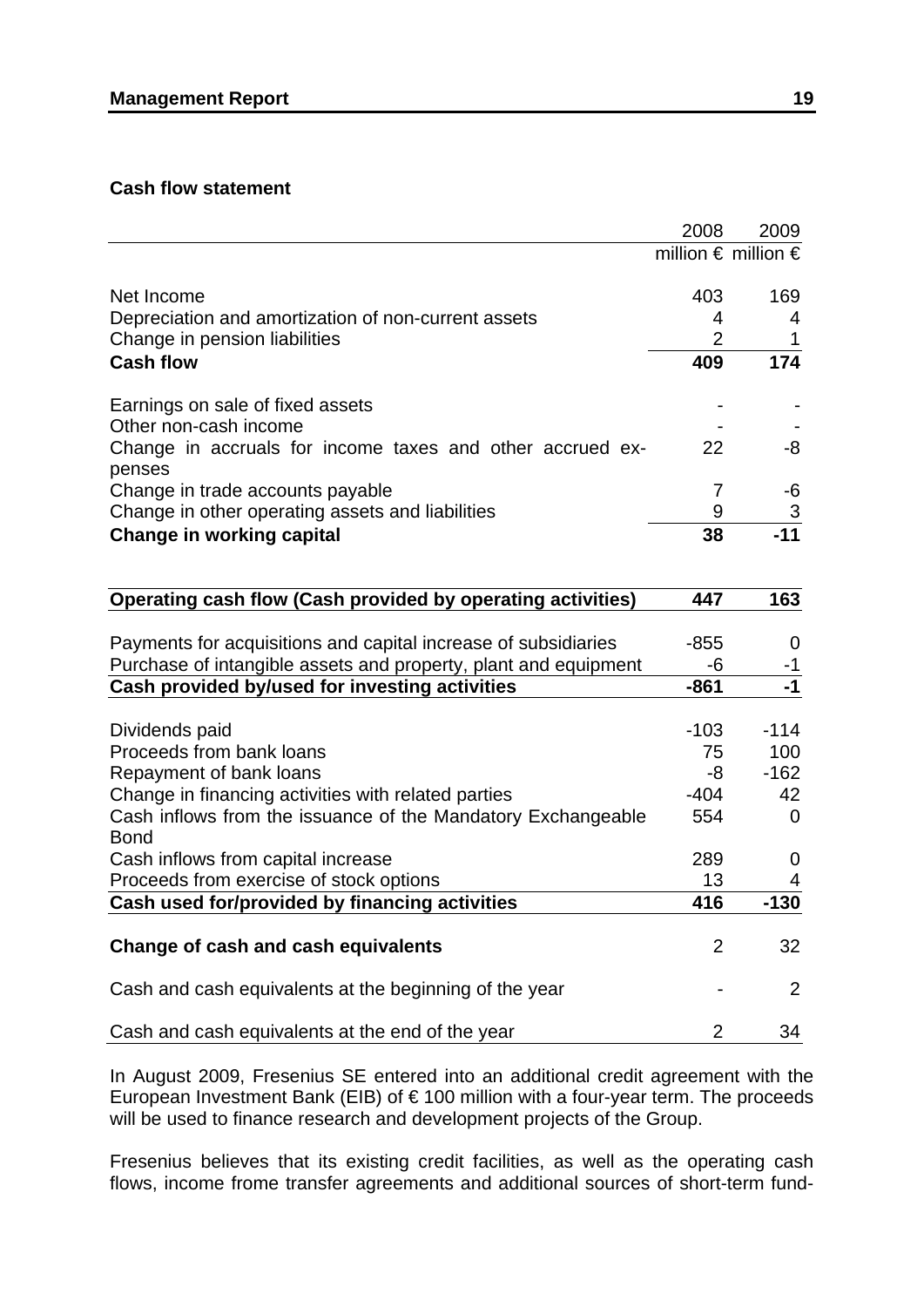**Cash flow statement**

| | 2008 | 2009 |
|---|---|---|
| | million € | million € |
| Net Income | 403 | 169 |
| Depreciation and amortization of non-current assets | 4 | 4 |
| Change in pension liabilities | 2 | 1 |
| **Cash flow** | **409** | **174** |
| Earnings on sale of fixed assets | - | - |
| Other non-cash income | - | - |
| Change in accruals for income taxes and other accrued expenses | 22 | -8 |
| Change in trade accounts payable | 7 | -6 |
| Change in other operating assets and liabilities | 9 | 3 |
| **Change in working capital** | **38** | **-11** |
| **Operating cash flow (Cash provided by operating activities)** | **447** | **163** |
| Payments for acquisitions and capital increase of subsidiaries | -855 | 0 |
| Purchase of intangible assets and property, plant and equipment | -6 | -1 |
| **Cash provided by/used for investing activities** | **-861** | **-1** |
| Dividends paid | -103 | -114 |
| Proceeds from bank loans | 75 | 100 |
| Repayment of bank loans | -8 | -162 |
| Change in financing activities with related parties | -404 | 42 |
| Cash inflows from the issuance of the Mandatory Exchangeable Bond | 554 | 0 |
| Cash inflows from capital increase | 289 | 0 |
| Proceeds from exercise of stock options | 13 | 4 |
| **Cash used for/provided by financing activities** | **416** | **-130** |
| **Change of cash and cash equivalents** | 2 | 32 |
| Cash and cash equivalents at the beginning of the year | - | 2 |
| Cash and cash equivalents at the end of the year | 2 | 34 |

In August 2009, Fresenius SE entered into an additional credit agreement with the European Investment Bank (EIB) of € 100 million with a four-year term. The proceeds will be used to finance research and development projects of the Group.

Fresenius believes that its existing credit facilities, as well as the operating cash flows, income frome transfer agreements and additional sources of short-term fund-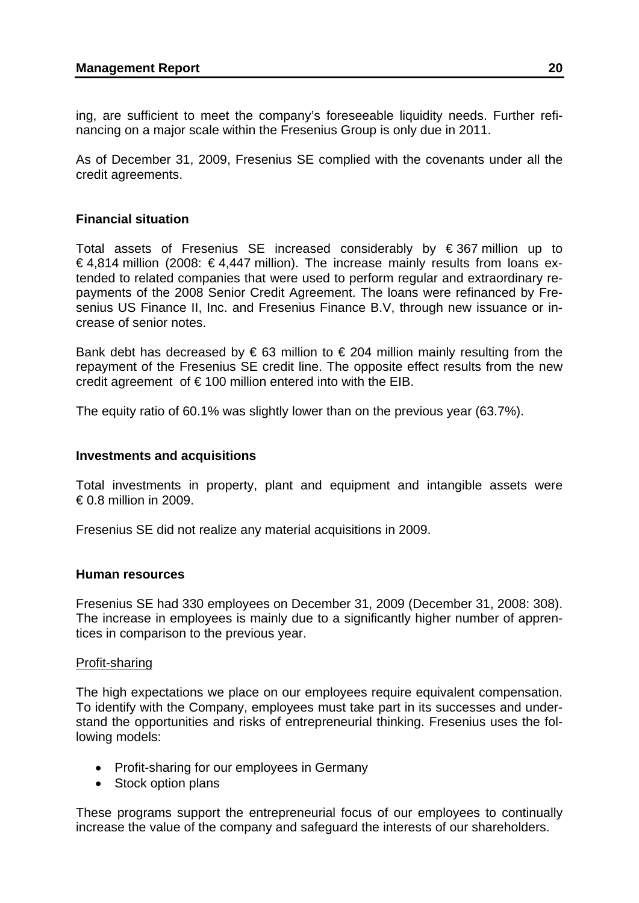ing, are sufficient to meet the company's foreseeable liquidity needs. Further refinancing on a major scale within the Fresenius Group is only due in 2011.

As of December 31, 2009, Fresenius SE complied with the covenants under all the credit agreements.

**Financial situation**

Total assets of Fresenius SE increased considerably by € 367 million up to € 4,814 million (2008: € 4,447 million). The increase mainly results from loans extended to related companies that were used to perform regular and extraordinary repayments of the 2008 Senior Credit Agreement. The loans were refinanced by Fresenius US Finance II, Inc. and Fresenius Finance B.V, through new issuance or increase of senior notes.

Bank debt has decreased by € 63 million to € 204 million mainly resulting from the repayment of the Fresenius SE credit line. The opposite effect results from the new credit agreement of € 100 million entered into with the EIB.

The equity ratio of 60.1% was slightly lower than on the previous year (63.7%).

**Investments and acquisitions**

Total investments in property, plant and equipment and intangible assets were € 0.8 million in 2009.

Fresenius SE did not realize any material acquisitions in 2009.

**Human resources**

Fresenius SE had 330 employees on December 31, 2009 (December 31, 2008: 308). The increase in employees is mainly due to a significantly higher number of apprentices in comparison to the previous year.

Profit-sharing

The high expectations we place on our employees require equivalent compensation. To identify with the Company, employees must take part in its successes and understand the opportunities and risks of entrepreneurial thinking. Fresenius uses the following models:

- Profit-sharing for our employees in Germany
- Stock option plans

These programs support the entrepreneurial focus of our employees to continually increase the value of the company and safeguard the interests of our shareholders.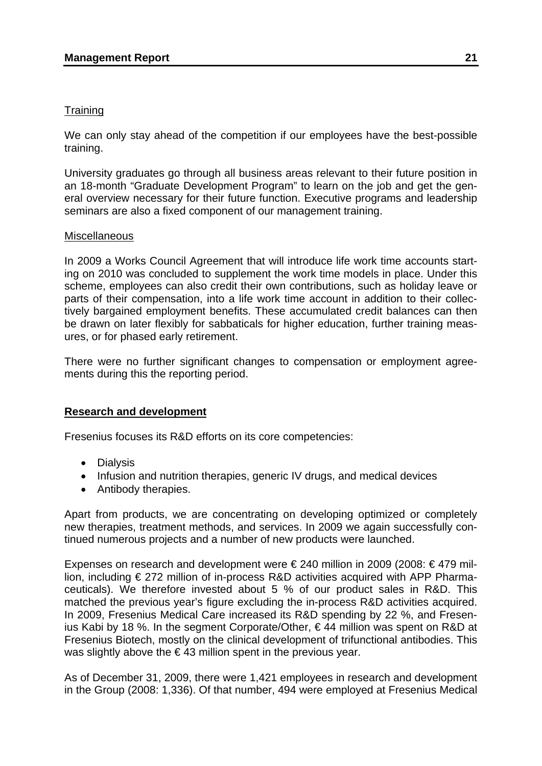Training

We can only stay ahead of the competition if our employees have the best-possible training.

University graduates go through all business areas relevant to their future position in an 18-month “Graduate Development Program” to learn on the job and get the general overview necessary for their future function. Executive programs and leadership seminars are also a fixed component of our management training.

Miscellaneous

In 2009 a Works Council Agreement that will introduce life work time accounts starting on 2010 was concluded to supplement the work time models in place. Under this scheme, employees can also credit their own contributions, such as holiday leave or parts of their compensation, into a life work time account in addition to their collectively bargained employment benefits. These accumulated credit balances can then be drawn on later flexibly for sabbaticals for higher education, further training measures, or for phased early retirement.

There were no further significant changes to compensation or employment agreements during this the reporting period.

## Research and development

Fresenius focuses its R&D efforts on its core competencies:

- Dialysis
- Infusion and nutrition therapies, generic IV drugs, and medical devices
- Antibody therapies.

Apart from products, we are concentrating on developing optimized or completely new therapies, treatment methods, and services. In 2009 we again successfully continued numerous projects and a number of new products were launched.

Expenses on research and development were € 240 million in 2009 (2008: € 479 million, including € 272 million of in-process R&D activities acquired with APP Pharmaceuticals). We therefore invested about 5 % of our product sales in R&D. This matched the previous year’s figure excluding the in-process R&D activities acquired. In 2009, Fresenius Medical Care increased its R&D spending by 22 %, and Fresenius Kabi by 18 %. In the segment Corporate/Other, € 44 million was spent on R&D at Fresenius Biotech, mostly on the clinical development of trifunctional antibodies. This was slightly above the € 43 million spent in the previous year.

As of December 31, 2009, there were 1,421 employees in research and development in the Group (2008: 1,336). Of that number, 494 were employed at Fresenius Medical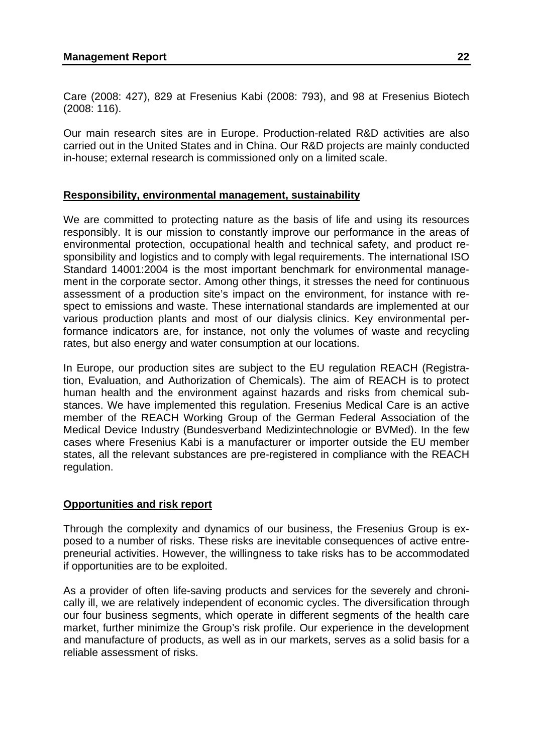Care (2008: 427), 829 at Fresenius Kabi (2008: 793), and 98 at Fresenius Biotech (2008: 116).

Our main research sites are in Europe. Production-related R&D activities are also carried out in the United States and in China. Our R&D projects are mainly conducted in-house; external research is commissioned only on a limited scale.

## Responsibility, environmental management, sustainability

We are committed to protecting nature as the basis of life and using its resources responsibly. It is our mission to constantly improve our performance in the areas of environmental protection, occupational health and technical safety, and product responsibility and logistics and to comply with legal requirements. The international ISO Standard 14001:2004 is the most important benchmark for environmental management in the corporate sector. Among other things, it stresses the need for continuous assessment of a production site's impact on the environment, for instance with respect to emissions and waste. These international standards are implemented at our various production plants and most of our dialysis clinics. Key environmental performance indicators are, for instance, not only the volumes of waste and recycling rates, but also energy and water consumption at our locations.

In Europe, our production sites are subject to the EU regulation REACH (Registration, Evaluation, and Authorization of Chemicals). The aim of REACH is to protect human health and the environment against hazards and risks from chemical substances. We have implemented this regulation. Fresenius Medical Care is an active member of the REACH Working Group of the German Federal Association of the Medical Device Industry (Bundesverband Medizintechnologie or BVMed). In the few cases where Fresenius Kabi is a manufacturer or importer outside the EU member states, all the relevant substances are pre-registered in compliance with the REACH regulation.

## Opportunities and risk report

Through the complexity and dynamics of our business, the Fresenius Group is exposed to a number of risks. These risks are inevitable consequences of active entrepreneurial activities. However, the willingness to take risks has to be accommodated if opportunities are to be exploited.

As a provider of often life-saving products and services for the severely and chronically ill, we are relatively independent of economic cycles. The diversification through our four business segments, which operate in different segments of the health care market, further minimize the Group's risk profile. Our experience in the development and manufacture of products, as well as in our markets, serves as a solid basis for a reliable assessment of risks.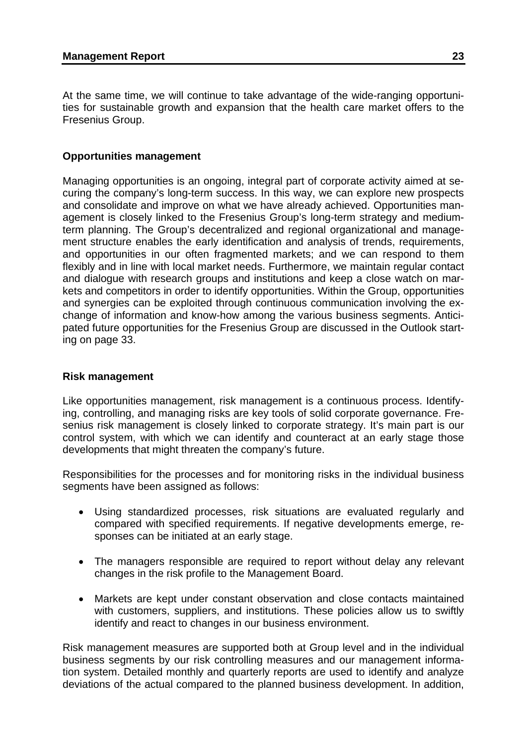At the same time, we will continue to take advantage of the wide-ranging opportunities for sustainable growth and expansion that the health care market offers to the Fresenius Group.

**Opportunities management**

Managing opportunities is an ongoing, integral part of corporate activity aimed at securing the company's long-term success. In this way, we can explore new prospects and consolidate and improve on what we have already achieved. Opportunities management is closely linked to the Fresenius Group's long-term strategy and medium-term planning. The Group's decentralized and regional organizational and management structure enables the early identification and analysis of trends, requirements, and opportunities in our often fragmented markets; and we can respond to them flexibly and in line with local market needs. Furthermore, we maintain regular contact and dialogue with research groups and institutions and keep a close watch on markets and competitors in order to identify opportunities. Within the Group, opportunities and synergies can be exploited through continuous communication involving the exchange of information and know-how among the various business segments. Anticipated future opportunities for the Fresenius Group are discussed in the Outlook starting on page 33.

**Risk management**

Like opportunities management, risk management is a continuous process. Identifying, controlling, and managing risks are key tools of solid corporate governance. Fresenius risk management is closely linked to corporate strategy. It's main part is our control system, with which we can identify and counteract at an early stage those developments that might threaten the company's future.

Responsibilities for the processes and for monitoring risks in the individual business segments have been assigned as follows:

- Using standardized processes, risk situations are evaluated regularly and compared with specified requirements. If negative developments emerge, responses can be initiated at an early stage.
- The managers responsible are required to report without delay any relevant changes in the risk profile to the Management Board.
- Markets are kept under constant observation and close contacts maintained with customers, suppliers, and institutions. These policies allow us to swiftly identify and react to changes in our business environment.

Risk management measures are supported both at Group level and in the individual business segments by our risk controlling measures and our management information system. Detailed monthly and quarterly reports are used to identify and analyze deviations of the actual compared to the planned business development. In addition,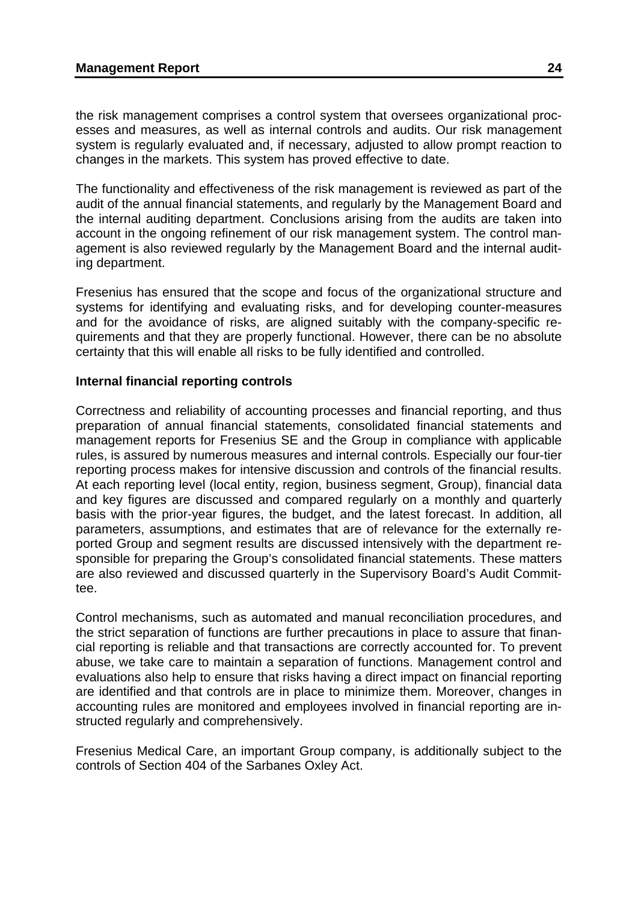the risk management comprises a control system that oversees organizational processes and measures, as well as internal controls and audits. Our risk management system is regularly evaluated and, if necessary, adjusted to allow prompt reaction to changes in the markets. This system has proved effective to date.

The functionality and effectiveness of the risk management is reviewed as part of the audit of the annual financial statements, and regularly by the Management Board and the internal auditing department. Conclusions arising from the audits are taken into account in the ongoing refinement of our risk management system. The control management is also reviewed regularly by the Management Board and the internal auditing department.

Fresenius has ensured that the scope and focus of the organizational structure and systems for identifying and evaluating risks, and for developing counter-measures and for the avoidance of risks, are aligned suitably with the company-specific requirements and that they are properly functional. However, there can be no absolute certainty that this will enable all risks to be fully identified and controlled.

**Internal financial reporting controls**

Correctness and reliability of accounting processes and financial reporting, and thus preparation of annual financial statements, consolidated financial statements and management reports for Fresenius SE and the Group in compliance with applicable rules, is assured by numerous measures and internal controls. Especially our four-tier reporting process makes for intensive discussion and controls of the financial results. At each reporting level (local entity, region, business segment, Group), financial data and key figures are discussed and compared regularly on a monthly and quarterly basis with the prior-year figures, the budget, and the latest forecast. In addition, all parameters, assumptions, and estimates that are of relevance for the externally reported Group and segment results are discussed intensively with the department responsible for preparing the Group's consolidated financial statements. These matters are also reviewed and discussed quarterly in the Supervisory Board's Audit Committee.

Control mechanisms, such as automated and manual reconciliation procedures, and the strict separation of functions are further precautions in place to assure that financial reporting is reliable and that transactions are correctly accounted for. To prevent abuse, we take care to maintain a separation of functions. Management control and evaluations also help to ensure that risks having a direct impact on financial reporting are identified and that controls are in place to minimize them. Moreover, changes in accounting rules are monitored and employees involved in financial reporting are instructed regularly and comprehensively.

Fresenius Medical Care, an important Group company, is additionally subject to the controls of Section 404 of the Sarbanes Oxley Act.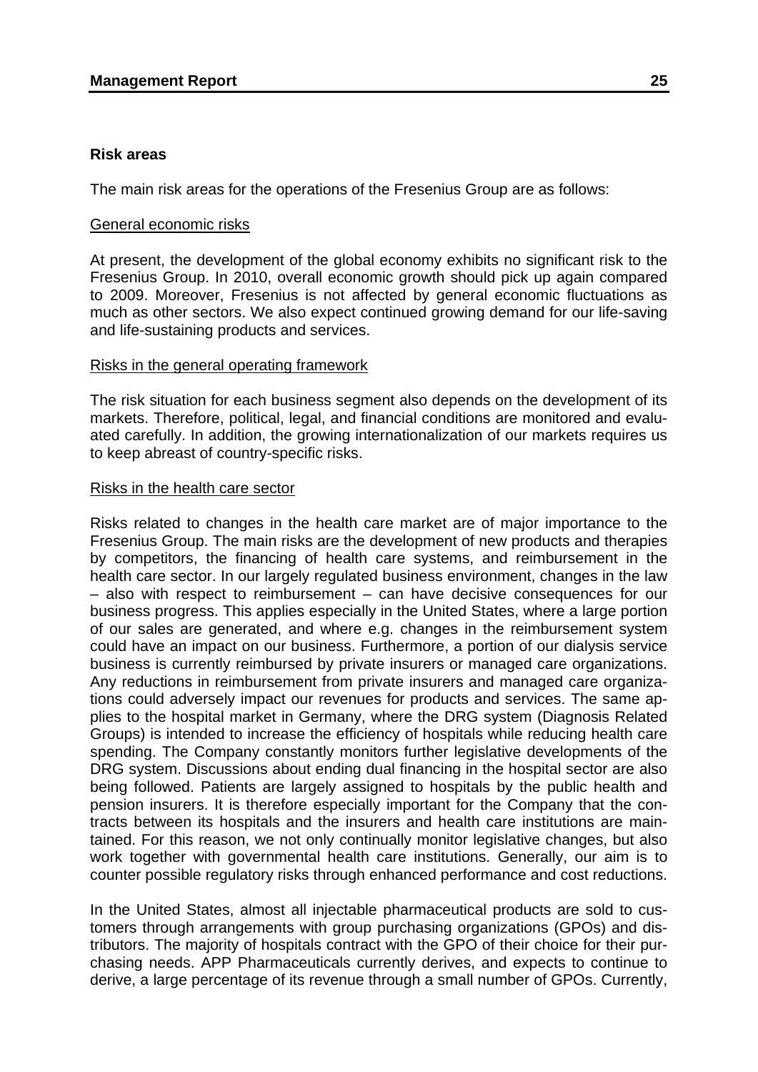### Risk areas

The main risk areas for the operations of the Fresenius Group are as follows:

General economic risks

At present, the development of the global economy exhibits no significant risk to the Fresenius Group. In 2010, overall economic growth should pick up again compared to 2009. Moreover, Fresenius is not affected by general economic fluctuations as much as other sectors. We also expect continued growing demand for our life-saving and life-sustaining products and services.

Risks in the general operating framework

The risk situation for each business segment also depends on the development of its markets. Therefore, political, legal, and financial conditions are monitored and evaluated carefully. In addition, the growing internationalization of our markets requires us to keep abreast of country-specific risks.

Risks in the health care sector

Risks related to changes in the health care market are of major importance to the Fresenius Group. The main risks are the development of new products and therapies by competitors, the financing of health care systems, and reimbursement in the health care sector. In our largely regulated business environment, changes in the law – also with respect to reimbursement – can have decisive consequences for our business progress. This applies especially in the United States, where a large portion of our sales are generated, and where e.g. changes in the reimbursement system could have an impact on our business. Furthermore, a portion of our dialysis service business is currently reimbursed by private insurers or managed care organizations. Any reductions in reimbursement from private insurers and managed care organizations could adversely impact our revenues for products and services. The same applies to the hospital market in Germany, where the DRG system (Diagnosis Related Groups) is intended to increase the efficiency of hospitals while reducing health care spending. The Company constantly monitors further legislative developments of the DRG system. Discussions about ending dual financing in the hospital sector are also being followed. Patients are largely assigned to hospitals by the public health and pension insurers. It is therefore especially important for the Company that the contracts between its hospitals and the insurers and health care institutions are maintained. For this reason, we not only continually monitor legislative changes, but also work together with governmental health care institutions. Generally, our aim is to counter possible regulatory risks through enhanced performance and cost reductions.

In the United States, almost all injectable pharmaceutical products are sold to customers through arrangements with group purchasing organizations (GPOs) and distributors. The majority of hospitals contract with the GPO of their choice for their purchasing needs. APP Pharmaceuticals currently derives, and expects to continue to derive, a large percentage of its revenue through a small number of GPOs. Currently,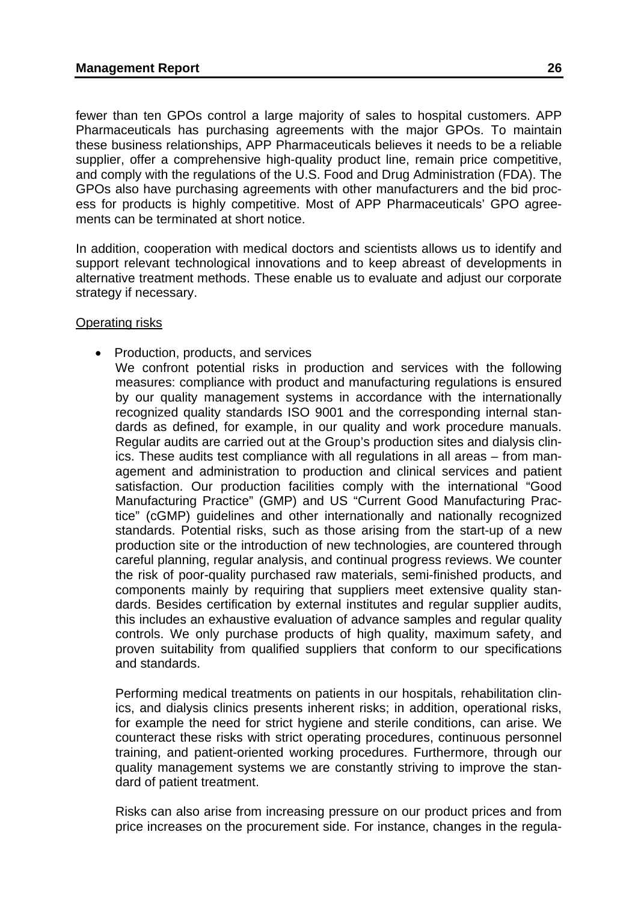fewer than ten GPOs control a large majority of sales to hospital customers. APP Pharmaceuticals has purchasing agreements with the major GPOs. To maintain these business relationships, APP Pharmaceuticals believes it needs to be a reliable supplier, offer a comprehensive high-quality product line, remain price competitive, and comply with the regulations of the U.S. Food and Drug Administration (FDA). The GPOs also have purchasing agreements with other manufacturers and the bid process for products is highly competitive. Most of APP Pharmaceuticals' GPO agreements can be terminated at short notice.

In addition, cooperation with medical doctors and scientists allows us to identify and support relevant technological innovations and to keep abreast of developments in alternative treatment methods. These enable us to evaluate and adjust our corporate strategy if necessary.

<u>Operating risks</u>

- Production, products, and services

  We confront potential risks in production and services with the following measures: compliance with product and manufacturing regulations is ensured by our quality management systems in accordance with the internationally recognized quality standards ISO 9001 and the corresponding internal standards as defined, for example, in our quality and work procedure manuals. Regular audits are carried out at the Group's production sites and dialysis clinics. These audits test compliance with all regulations in all areas – from management and administration to production and clinical services and patient satisfaction. Our production facilities comply with the international "Good Manufacturing Practice" (GMP) and US "Current Good Manufacturing Practice" (cGMP) guidelines and other internationally and nationally recognized standards. Potential risks, such as those arising from the start-up of a new production site or the introduction of new technologies, are countered through careful planning, regular analysis, and continual progress reviews. We counter the risk of poor-quality purchased raw materials, semi-finished products, and components mainly by requiring that suppliers meet extensive quality standards. Besides certification by external institutes and regular supplier audits, this includes an exhaustive evaluation of advance samples and regular quality controls. We only purchase products of high quality, maximum safety, and proven suitability from qualified suppliers that conform to our specifications and standards.

  Performing medical treatments on patients in our hospitals, rehabilitation clinics, and dialysis clinics presents inherent risks; in addition, operational risks, for example the need for strict hygiene and sterile conditions, can arise. We counteract these risks with strict operating procedures, continuous personnel training, and patient-oriented working procedures. Furthermore, through our quality management systems we are constantly striving to improve the standard of patient treatment.

  Risks can also arise from increasing pressure on our product prices and from price increases on the procurement side. For instance, changes in the regula-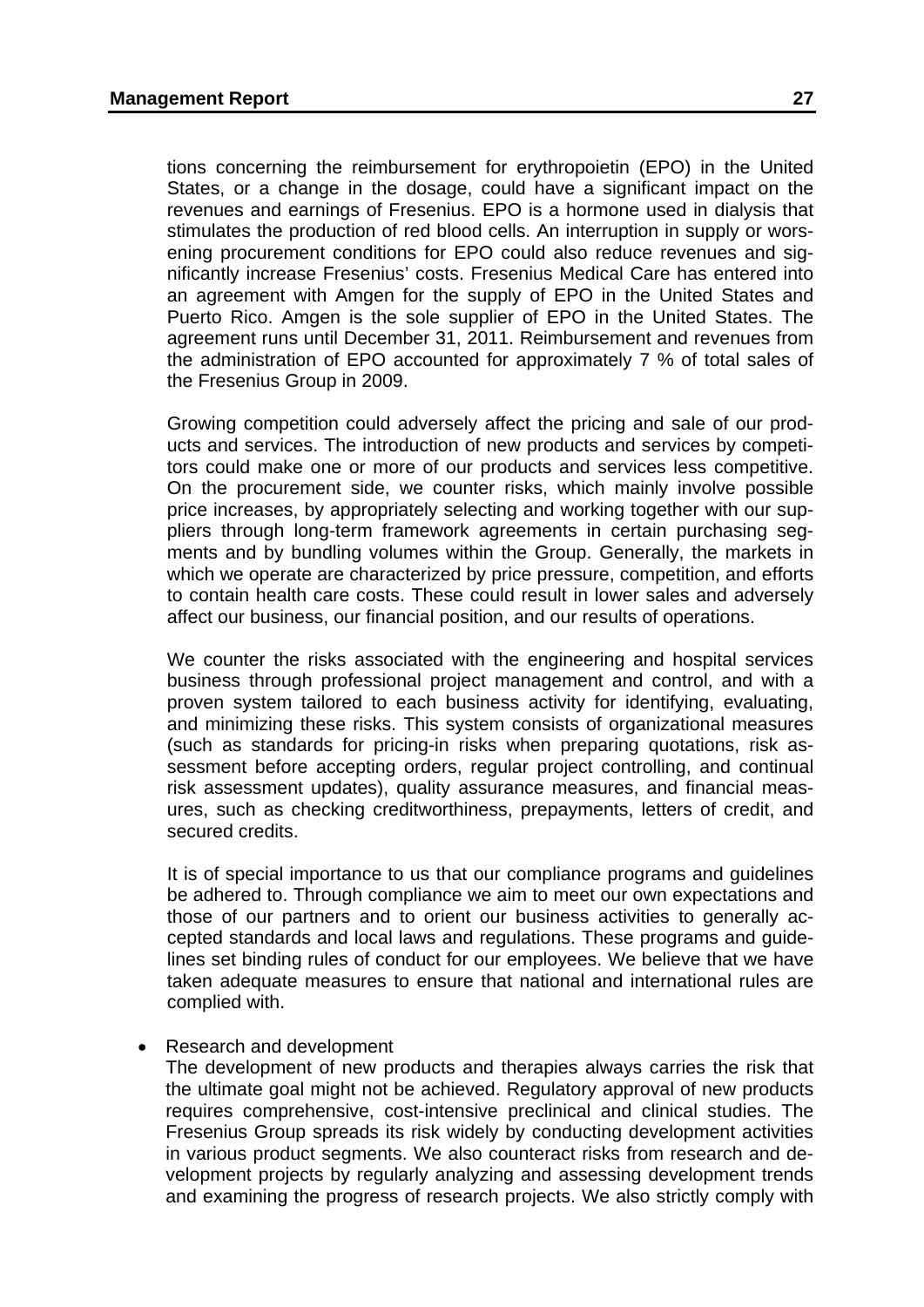tions concerning the reimbursement for erythropoietin (EPO) in the United States, or a change in the dosage, could have a significant impact on the revenues and earnings of Fresenius. EPO is a hormone used in dialysis that stimulates the production of red blood cells. An interruption in supply or worsening procurement conditions for EPO could also reduce revenues and significantly increase Fresenius' costs. Fresenius Medical Care has entered into an agreement with Amgen for the supply of EPO in the United States and Puerto Rico. Amgen is the sole supplier of EPO in the United States. The agreement runs until December 31, 2011. Reimbursement and revenues from the administration of EPO accounted for approximately 7 % of total sales of the Fresenius Group in 2009.

Growing competition could adversely affect the pricing and sale of our products and services. The introduction of new products and services by competitors could make one or more of our products and services less competitive. On the procurement side, we counter risks, which mainly involve possible price increases, by appropriately selecting and working together with our suppliers through long-term framework agreements in certain purchasing segments and by bundling volumes within the Group. Generally, the markets in which we operate are characterized by price pressure, competition, and efforts to contain health care costs. These could result in lower sales and adversely affect our business, our financial position, and our results of operations.

We counter the risks associated with the engineering and hospital services business through professional project management and control, and with a proven system tailored to each business activity for identifying, evaluating, and minimizing these risks. This system consists of organizational measures (such as standards for pricing-in risks when preparing quotations, risk assessment before accepting orders, regular project controlling, and continual risk assessment updates), quality assurance measures, and financial measures, such as checking creditworthiness, prepayments, letters of credit, and secured credits.

It is of special importance to us that our compliance programs and guidelines be adhered to. Through compliance we aim to meet our own expectations and those of our partners and to orient our business activities to generally accepted standards and local laws and regulations. These programs and guidelines set binding rules of conduct for our employees. We believe that we have taken adequate measures to ensure that national and international rules are complied with.

- Research and development

  The development of new products and therapies always carries the risk that the ultimate goal might not be achieved. Regulatory approval of new products requires comprehensive, cost-intensive preclinical and clinical studies. The Fresenius Group spreads its risk widely by conducting development activities in various product segments. We also counteract risks from research and development projects by regularly analyzing and assessing development trends and examining the progress of research projects. We also strictly comply with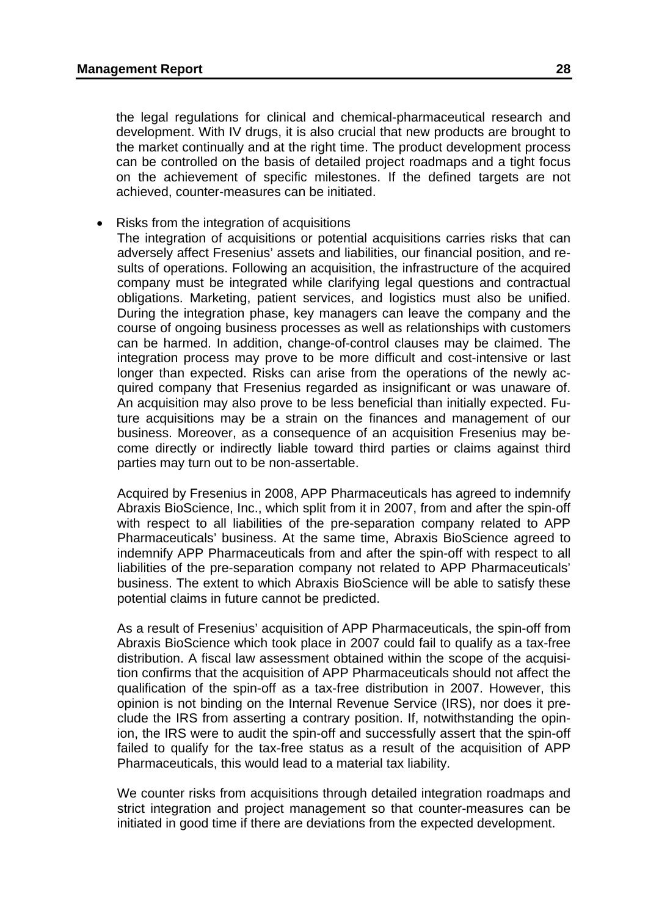the legal regulations for clinical and chemical-pharmaceutical research and development. With IV drugs, it is also crucial that new products are brought to the market continually and at the right time. The product development process can be controlled on the basis of detailed project roadmaps and a tight focus on the achievement of specific milestones. If the defined targets are not achieved, counter-measures can be initiated.

- Risks from the integration of acquisitions

  The integration of acquisitions or potential acquisitions carries risks that can adversely affect Fresenius' assets and liabilities, our financial position, and results of operations. Following an acquisition, the infrastructure of the acquired company must be integrated while clarifying legal questions and contractual obligations. Marketing, patient services, and logistics must also be unified. During the integration phase, key managers can leave the company and the course of ongoing business processes as well as relationships with customers can be harmed. In addition, change-of-control clauses may be claimed. The integration process may prove to be more difficult and cost-intensive or last longer than expected. Risks can arise from the operations of the newly acquired company that Fresenius regarded as insignificant or was unaware of. An acquisition may also prove to be less beneficial than initially expected. Future acquisitions may be a strain on the finances and management of our business. Moreover, as a consequence of an acquisition Fresenius may become directly or indirectly liable toward third parties or claims against third parties may turn out to be non-assertable.

  Acquired by Fresenius in 2008, APP Pharmaceuticals has agreed to indemnify Abraxis BioScience, Inc., which split from it in 2007, from and after the spin-off with respect to all liabilities of the pre-separation company related to APP Pharmaceuticals' business. At the same time, Abraxis BioScience agreed to indemnify APP Pharmaceuticals from and after the spin-off with respect to all liabilities of the pre-separation company not related to APP Pharmaceuticals' business. The extent to which Abraxis BioScience will be able to satisfy these potential claims in future cannot be predicted.

  As a result of Fresenius' acquisition of APP Pharmaceuticals, the spin-off from Abraxis BioScience which took place in 2007 could fail to qualify as a tax-free distribution. A fiscal law assessment obtained within the scope of the acquisition confirms that the acquisition of APP Pharmaceuticals should not affect the qualification of the spin-off as a tax-free distribution in 2007. However, this opinion is not binding on the Internal Revenue Service (IRS), nor does it preclude the IRS from asserting a contrary position. If, notwithstanding the opinion, the IRS were to audit the spin-off and successfully assert that the spin-off failed to qualify for the tax-free status as a result of the acquisition of APP Pharmaceuticals, this would lead to a material tax liability.

  We counter risks from acquisitions through detailed integration roadmaps and strict integration and project management so that counter-measures can be initiated in good time if there are deviations from the expected development.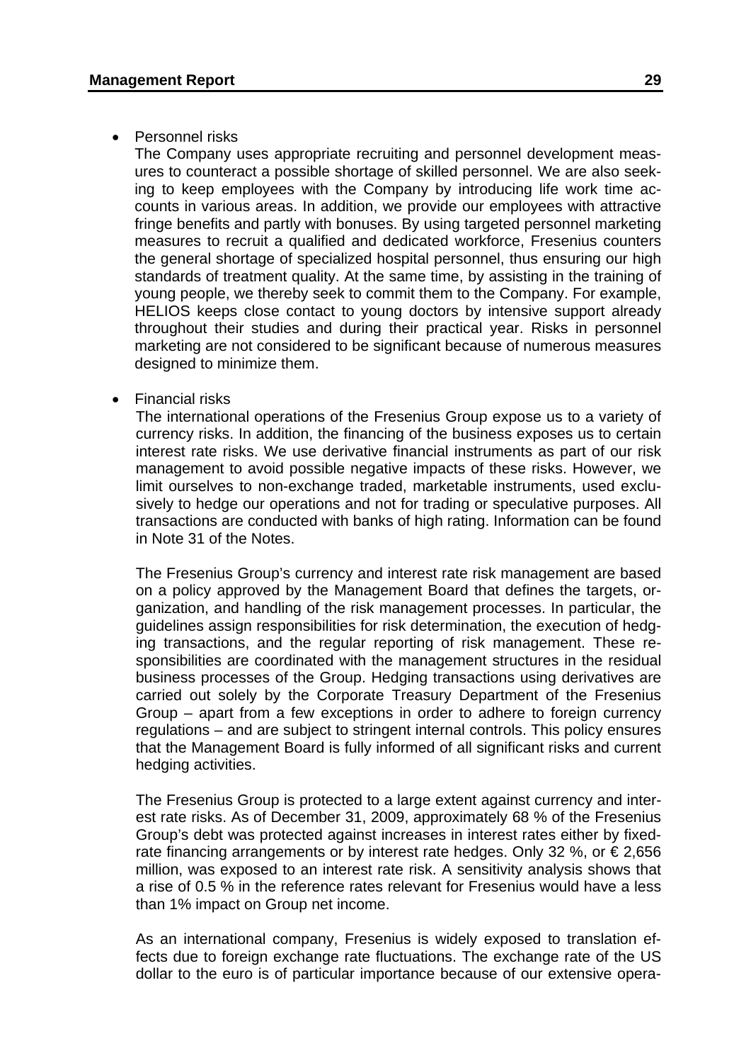- Personnel risks

  The Company uses appropriate recruiting and personnel development measures to counteract a possible shortage of skilled personnel. We are also seeking to keep employees with the Company by introducing life work time accounts in various areas. In addition, we provide our employees with attractive fringe benefits and partly with bonuses. By using targeted personnel marketing measures to recruit a qualified and dedicated workforce, Fresenius counters the general shortage of specialized hospital personnel, thus ensuring our high standards of treatment quality. At the same time, by assisting in the training of young people, we thereby seek to commit them to the Company. For example, HELIOS keeps close contact to young doctors by intensive support already throughout their studies and during their practical year. Risks in personnel marketing are not considered to be significant because of numerous measures designed to minimize them.

- Financial risks

  The international operations of the Fresenius Group expose us to a variety of currency risks. In addition, the financing of the business exposes us to certain interest rate risks. We use derivative financial instruments as part of our risk management to avoid possible negative impacts of these risks. However, we limit ourselves to non-exchange traded, marketable instruments, used exclusively to hedge our operations and not for trading or speculative purposes. All transactions are conducted with banks of high rating. Information can be found in Note 31 of the Notes.

  The Fresenius Group's currency and interest rate risk management are based on a policy approved by the Management Board that defines the targets, organization, and handling of the risk management processes. In particular, the guidelines assign responsibilities for risk determination, the execution of hedging transactions, and the regular reporting of risk management. These responsibilities are coordinated with the management structures in the residual business processes of the Group. Hedging transactions using derivatives are carried out solely by the Corporate Treasury Department of the Fresenius Group – apart from a few exceptions in order to adhere to foreign currency regulations – and are subject to stringent internal controls. This policy ensures that the Management Board is fully informed of all significant risks and current hedging activities.

  The Fresenius Group is protected to a large extent against currency and interest rate risks. As of December 31, 2009, approximately 68 % of the Fresenius Group's debt was protected against increases in interest rates either by fixed-rate financing arrangements or by interest rate hedges. Only 32 %, or € 2,656 million, was exposed to an interest rate risk. A sensitivity analysis shows that a rise of 0.5 % in the reference rates relevant for Fresenius would have a less than 1% impact on Group net income.

  As an international company, Fresenius is widely exposed to translation effects due to foreign exchange rate fluctuations. The exchange rate of the US dollar to the euro is of particular importance because of our extensive opera-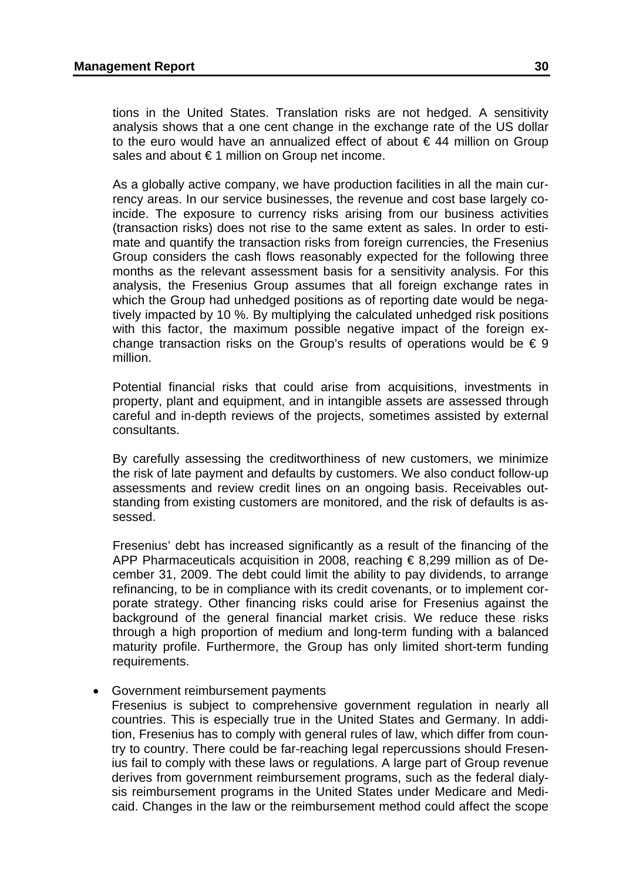tions in the United States. Translation risks are not hedged. A sensitivity analysis shows that a one cent change in the exchange rate of the US dollar to the euro would have an annualized effect of about € 44 million on Group sales and about € 1 million on Group net income.

As a globally active company, we have production facilities in all the main currency areas. In our service businesses, the revenue and cost base largely coincide. The exposure to currency risks arising from our business activities (transaction risks) does not rise to the same extent as sales. In order to estimate and quantify the transaction risks from foreign currencies, the Fresenius Group considers the cash flows reasonably expected for the following three months as the relevant assessment basis for a sensitivity analysis. For this analysis, the Fresenius Group assumes that all foreign exchange rates in which the Group had unhedged positions as of reporting date would be negatively impacted by 10 %. By multiplying the calculated unhedged risk positions with this factor, the maximum possible negative impact of the foreign exchange transaction risks on the Group's results of operations would be € 9 million.

Potential financial risks that could arise from acquisitions, investments in property, plant and equipment, and in intangible assets are assessed through careful and in-depth reviews of the projects, sometimes assisted by external consultants.

By carefully assessing the creditworthiness of new customers, we minimize the risk of late payment and defaults by customers. We also conduct follow-up assessments and review credit lines on an ongoing basis. Receivables outstanding from existing customers are monitored, and the risk of defaults is assessed.

Fresenius' debt has increased significantly as a result of the financing of the APP Pharmaceuticals acquisition in 2008, reaching € 8,299 million as of December 31, 2009. The debt could limit the ability to pay dividends, to arrange refinancing, to be in compliance with its credit covenants, or to implement corporate strategy. Other financing risks could arise for Fresenius against the background of the general financial market crisis. We reduce these risks through a high proportion of medium and long-term funding with a balanced maturity profile. Furthermore, the Group has only limited short-term funding requirements.

- Government reimbursement payments
  Fresenius is subject to comprehensive government regulation in nearly all countries. This is especially true in the United States and Germany. In addition, Fresenius has to comply with general rules of law, which differ from country to country. There could be far-reaching legal repercussions should Fresenius fail to comply with these laws or regulations. A large part of Group revenue derives from government reimbursement programs, such as the federal dialysis reimbursement programs in the United States under Medicare and Medicaid. Changes in the law or the reimbursement method could affect the scope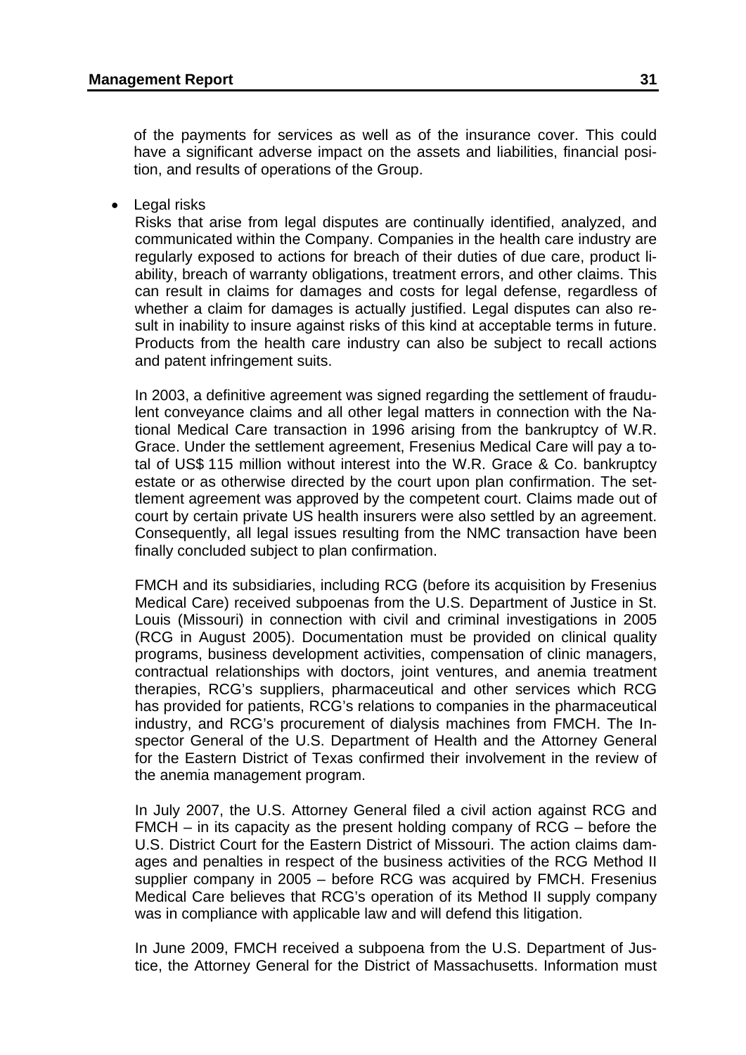of the payments for services as well as of the insurance cover. This could have a significant adverse impact on the assets and liabilities, financial position, and results of operations of the Group.

- Legal risks

  Risks that arise from legal disputes are continually identified, analyzed, and communicated within the Company. Companies in the health care industry are regularly exposed to actions for breach of their duties of due care, product liability, breach of warranty obligations, treatment errors, and other claims. This can result in claims for damages and costs for legal defense, regardless of whether a claim for damages is actually justified. Legal disputes can also result in inability to insure against risks of this kind at acceptable terms in future. Products from the health care industry can also be subject to recall actions and patent infringement suits.

  In 2003, a definitive agreement was signed regarding the settlement of fraudulent conveyance claims and all other legal matters in connection with the National Medical Care transaction in 1996 arising from the bankruptcy of W.R. Grace. Under the settlement agreement, Fresenius Medical Care will pay a total of US$ 115 million without interest into the W.R. Grace & Co. bankruptcy estate or as otherwise directed by the court upon plan confirmation. The settlement agreement was approved by the competent court. Claims made out of court by certain private US health insurers were also settled by an agreement. Consequently, all legal issues resulting from the NMC transaction have been finally concluded subject to plan confirmation.

  FMCH and its subsidiaries, including RCG (before its acquisition by Fresenius Medical Care) received subpoenas from the U.S. Department of Justice in St. Louis (Missouri) in connection with civil and criminal investigations in 2005 (RCG in August 2005). Documentation must be provided on clinical quality programs, business development activities, compensation of clinic managers, contractual relationships with doctors, joint ventures, and anemia treatment therapies, RCG's suppliers, pharmaceutical and other services which RCG has provided for patients, RCG's relations to companies in the pharmaceutical industry, and RCG's procurement of dialysis machines from FMCH. The Inspector General of the U.S. Department of Health and the Attorney General for the Eastern District of Texas confirmed their involvement in the review of the anemia management program.

  In July 2007, the U.S. Attorney General filed a civil action against RCG and FMCH – in its capacity as the present holding company of RCG – before the U.S. District Court for the Eastern District of Missouri. The action claims damages and penalties in respect of the business activities of the RCG Method II supplier company in 2005 – before RCG was acquired by FMCH. Fresenius Medical Care believes that RCG's operation of its Method II supply company was in compliance with applicable law and will defend this litigation.

  In June 2009, FMCH received a subpoena from the U.S. Department of Justice, the Attorney General for the District of Massachusetts. Information must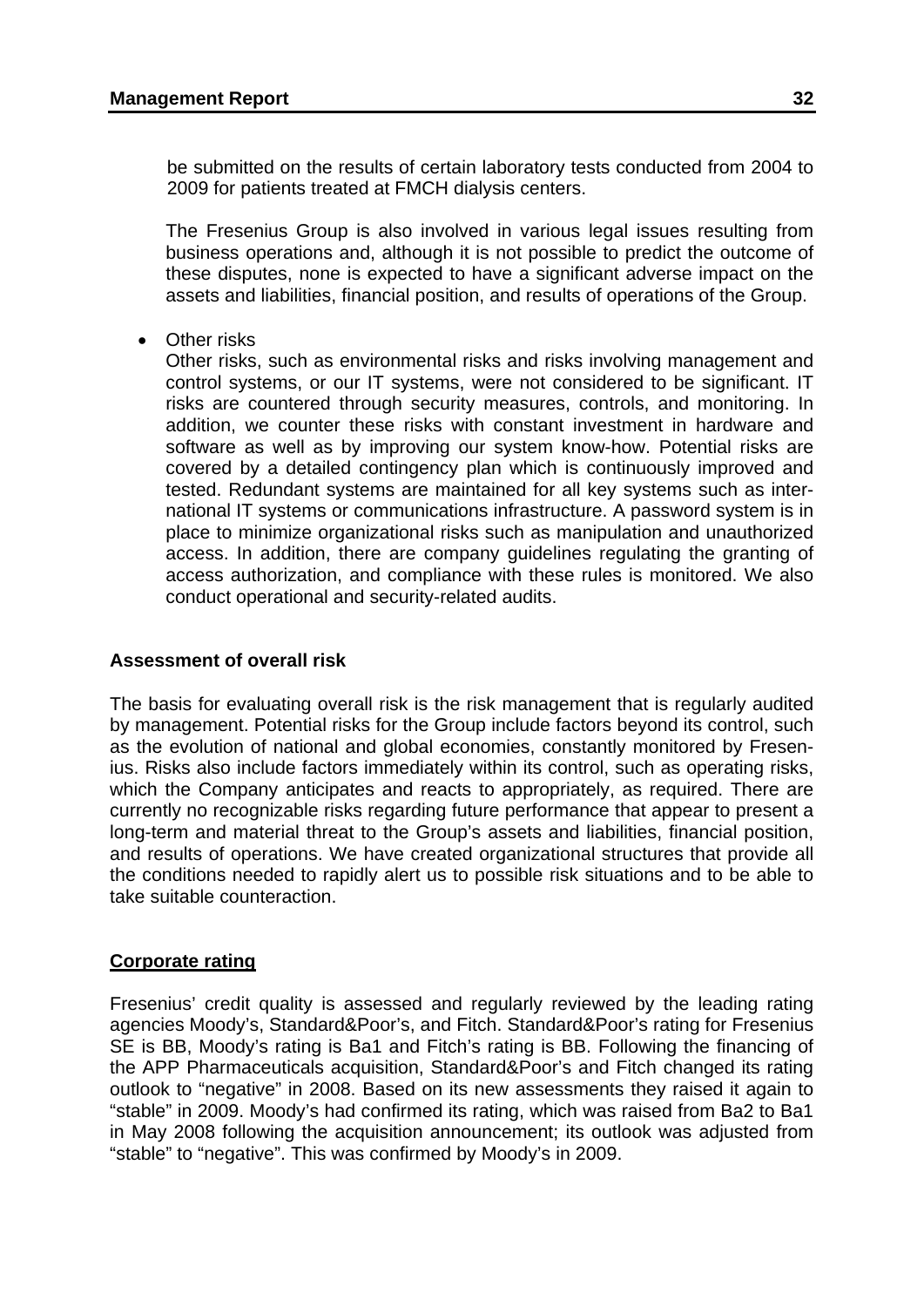be submitted on the results of certain laboratory tests conducted from 2004 to 2009 for patients treated at FMCH dialysis centers.

The Fresenius Group is also involved in various legal issues resulting from business operations and, although it is not possible to predict the outcome of these disputes, none is expected to have a significant adverse impact on the assets and liabilities, financial position, and results of operations of the Group.

- Other risks
  Other risks, such as environmental risks and risks involving management and control systems, or our IT systems, were not considered to be significant. IT risks are countered through security measures, controls, and monitoring. In addition, we counter these risks with constant investment in hardware and software as well as by improving our system know-how. Potential risks are covered by a detailed contingency plan which is continuously improved and tested. Redundant systems are maintained for all key systems such as international IT systems or communications infrastructure. A password system is in place to minimize organizational risks such as manipulation and unauthorized access. In addition, there are company guidelines regulating the granting of access authorization, and compliance with these rules is monitored. We also conduct operational and security-related audits.

**Assessment of overall risk**

The basis for evaluating overall risk is the risk management that is regularly audited by management. Potential risks for the Group include factors beyond its control, such as the evolution of national and global economies, constantly monitored by Fresenius. Risks also include factors immediately within its control, such as operating risks, which the Company anticipates and reacts to appropriately, as required. There are currently no recognizable risks regarding future performance that appear to present a long-term and material threat to the Group's assets and liabilities, financial position, and results of operations. We have created organizational structures that provide all the conditions needed to rapidly alert us to possible risk situations and to be able to take suitable counteraction.

## Corporate rating

Fresenius' credit quality is assessed and regularly reviewed by the leading rating agencies Moody's, Standard&Poor's, and Fitch. Standard&Poor's rating for Fresenius SE is BB, Moody's rating is Ba1 and Fitch's rating is BB. Following the financing of the APP Pharmaceuticals acquisition, Standard&Poor's and Fitch changed its rating outlook to "negative" in 2008. Based on its new assessments they raised it again to "stable" in 2009. Moody's had confirmed its rating, which was raised from Ba2 to Ba1 in May 2008 following the acquisition announcement; its outlook was adjusted from "stable" to "negative". This was confirmed by Moody's in 2009.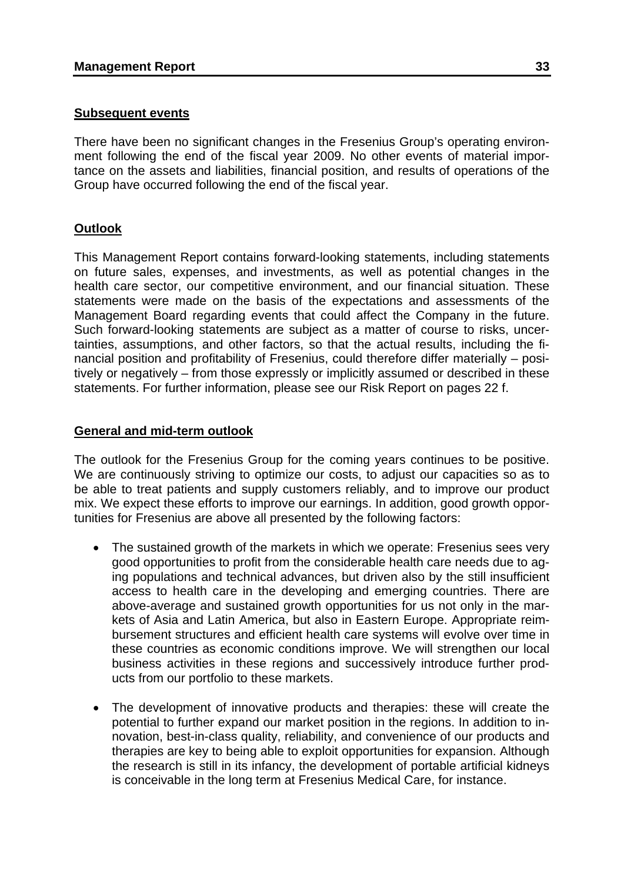## Subsequent events

There have been no significant changes in the Fresenius Group's operating environment following the end of the fiscal year 2009. No other events of material importance on the assets and liabilities, financial position, and results of operations of the Group have occurred following the end of the fiscal year.

## Outlook

This Management Report contains forward-looking statements, including statements on future sales, expenses, and investments, as well as potential changes in the health care sector, our competitive environment, and our financial situation. These statements were made on the basis of the expectations and assessments of the Management Board regarding events that could affect the Company in the future. Such forward-looking statements are subject as a matter of course to risks, uncertainties, assumptions, and other factors, so that the actual results, including the financial position and profitability of Fresenius, could therefore differ materially – positively or negatively – from those expressly or implicitly assumed or described in these statements. For further information, please see our Risk Report on pages 22 f.

## General and mid-term outlook

The outlook for the Fresenius Group for the coming years continues to be positive. We are continuously striving to optimize our costs, to adjust our capacities so as to be able to treat patients and supply customers reliably, and to improve our product mix. We expect these efforts to improve our earnings. In addition, good growth opportunities for Fresenius are above all presented by the following factors:

- The sustained growth of the markets in which we operate: Fresenius sees very good opportunities to profit from the considerable health care needs due to aging populations and technical advances, but driven also by the still insufficient access to health care in the developing and emerging countries. There are above-average and sustained growth opportunities for us not only in the markets of Asia and Latin America, but also in Eastern Europe. Appropriate reimbursement structures and efficient health care systems will evolve over time in these countries as economic conditions improve. We will strengthen our local business activities in these regions and successively introduce further products from our portfolio to these markets.

- The development of innovative products and therapies: these will create the potential to further expand our market position in the regions. In addition to innovation, best-in-class quality, reliability, and convenience of our products and therapies are key to being able to exploit opportunities for expansion. Although the research is still in its infancy, the development of portable artificial kidneys is conceivable in the long term at Fresenius Medical Care, for instance.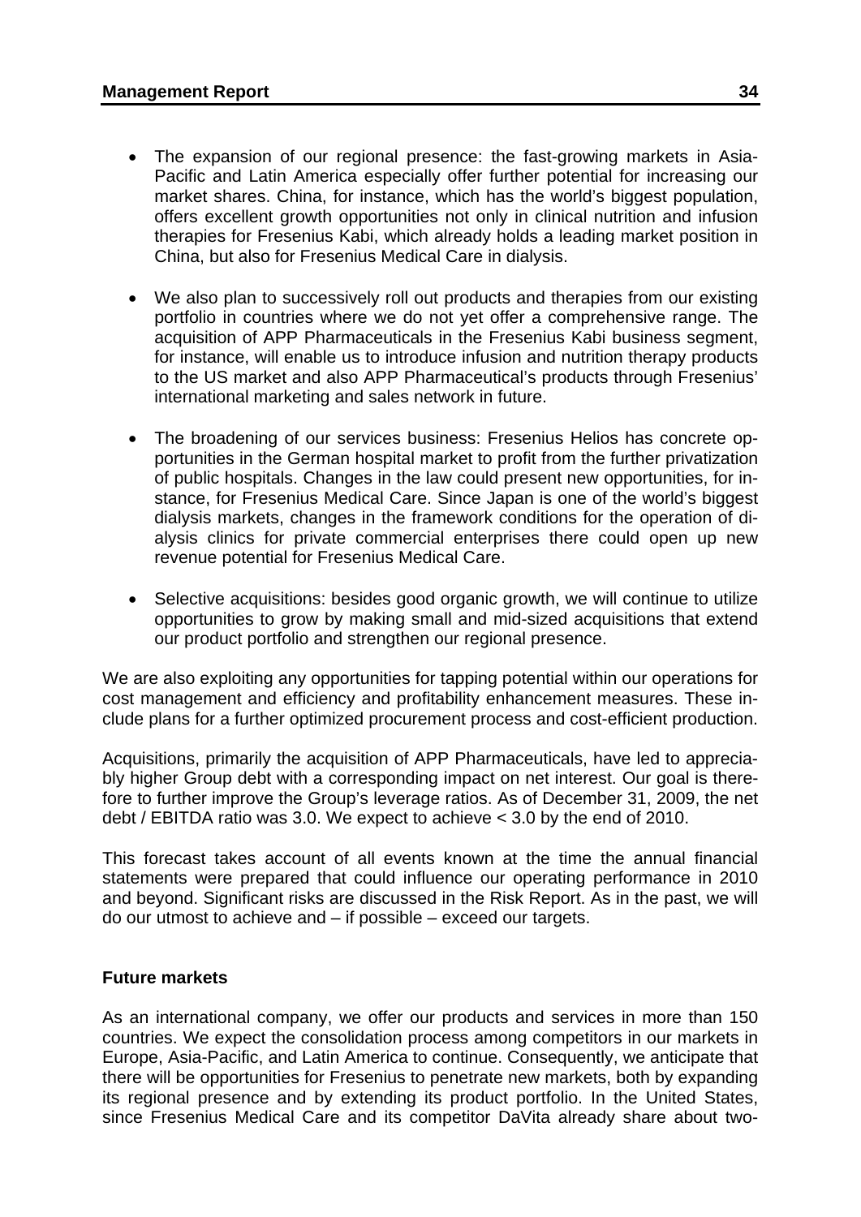- The expansion of our regional presence: the fast-growing markets in Asia-Pacific and Latin America especially offer further potential for increasing our market shares. China, for instance, which has the world's biggest population, offers excellent growth opportunities not only in clinical nutrition and infusion therapies for Fresenius Kabi, which already holds a leading market position in China, but also for Fresenius Medical Care in dialysis.

- We also plan to successively roll out products and therapies from our existing portfolio in countries where we do not yet offer a comprehensive range. The acquisition of APP Pharmaceuticals in the Fresenius Kabi business segment, for instance, will enable us to introduce infusion and nutrition therapy products to the US market and also APP Pharmaceutical's products through Fresenius' international marketing and sales network in future.

- The broadening of our services business: Fresenius Helios has concrete opportunities in the German hospital market to profit from the further privatization of public hospitals. Changes in the law could present new opportunities, for instance, for Fresenius Medical Care. Since Japan is one of the world's biggest dialysis markets, changes in the framework conditions for the operation of dialysis clinics for private commercial enterprises there could open up new revenue potential for Fresenius Medical Care.

- Selective acquisitions: besides good organic growth, we will continue to utilize opportunities to grow by making small and mid-sized acquisitions that extend our product portfolio and strengthen our regional presence.

We are also exploiting any opportunities for tapping potential within our operations for cost management and efficiency and profitability enhancement measures. These include plans for a further optimized procurement process and cost-efficient production.

Acquisitions, primarily the acquisition of APP Pharmaceuticals, have led to appreciably higher Group debt with a corresponding impact on net interest. Our goal is therefore to further improve the Group's leverage ratios. As of December 31, 2009, the net debt / EBITDA ratio was 3.0. We expect to achieve < 3.0 by the end of 2010.

This forecast takes account of all events known at the time the annual financial statements were prepared that could influence our operating performance in 2010 and beyond. Significant risks are discussed in the Risk Report. As in the past, we will do our utmost to achieve and – if possible – exceed our targets.

**Future markets**

As an international company, we offer our products and services in more than 150 countries. We expect the consolidation process among competitors in our markets in Europe, Asia-Pacific, and Latin America to continue. Consequently, we anticipate that there will be opportunities for Fresenius to penetrate new markets, both by expanding its regional presence and by extending its product portfolio. In the United States, since Fresenius Medical Care and its competitor DaVita already share about two-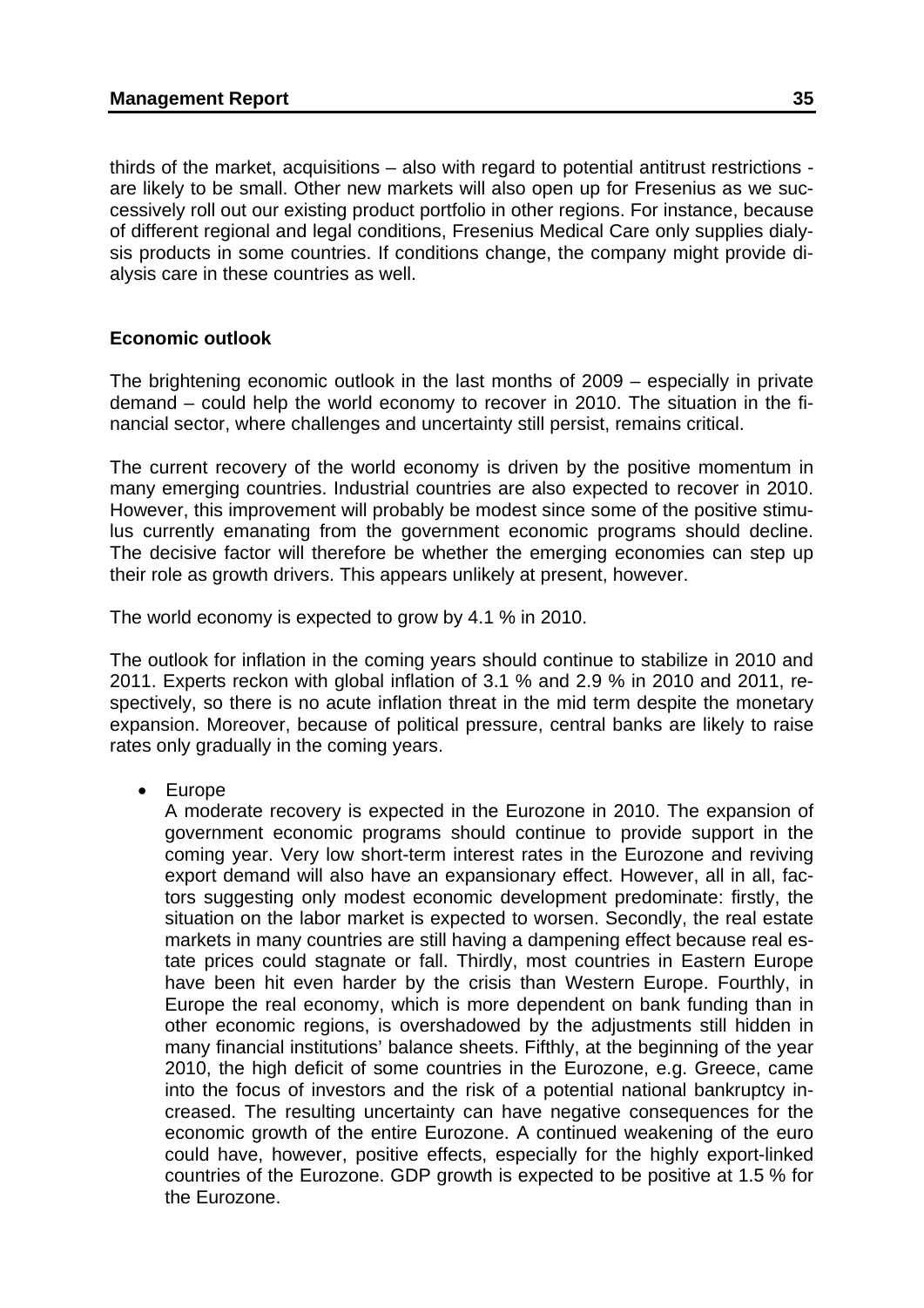thirds of the market, acquisitions – also with regard to potential antitrust restrictions - are likely to be small. Other new markets will also open up for Fresenius as we successively roll out our existing product portfolio in other regions. For instance, because of different regional and legal conditions, Fresenius Medical Care only supplies dialysis products in some countries. If conditions change, the company might provide dialysis care in these countries as well.

**Economic outlook**

The brightening economic outlook in the last months of 2009 – especially in private demand – could help the world economy to recover in 2010. The situation in the financial sector, where challenges and uncertainty still persist, remains critical.

The current recovery of the world economy is driven by the positive momentum in many emerging countries. Industrial countries are also expected to recover in 2010. However, this improvement will probably be modest since some of the positive stimulus currently emanating from the government economic programs should decline. The decisive factor will therefore be whether the emerging economies can step up their role as growth drivers. This appears unlikely at present, however.

The world economy is expected to grow by 4.1 % in 2010.

The outlook for inflation in the coming years should continue to stabilize in 2010 and 2011. Experts reckon with global inflation of 3.1 % and 2.9 % in 2010 and 2011, respectively, so there is no acute inflation threat in the mid term despite the monetary expansion. Moreover, because of political pressure, central banks are likely to raise rates only gradually in the coming years.

- Europe
  A moderate recovery is expected in the Eurozone in 2010. The expansion of government economic programs should continue to provide support in the coming year. Very low short-term interest rates in the Eurozone and reviving export demand will also have an expansionary effect. However, all in all, factors suggesting only modest economic development predominate: firstly, the situation on the labor market is expected to worsen. Secondly, the real estate markets in many countries are still having a dampening effect because real estate prices could stagnate or fall. Thirdly, most countries in Eastern Europe have been hit even harder by the crisis than Western Europe. Fourthly, in Europe the real economy, which is more dependent on bank funding than in other economic regions, is overshadowed by the adjustments still hidden in many financial institutions' balance sheets. Fifthly, at the beginning of the year 2010, the high deficit of some countries in the Eurozone, e.g. Greece, came into the focus of investors and the risk of a potential national bankruptcy increased. The resulting uncertainty can have negative consequences for the economic growth of the entire Eurozone. A continued weakening of the euro could have, however, positive effects, especially for the highly export-linked countries of the Eurozone. GDP growth is expected to be positive at 1.5 % for the Eurozone.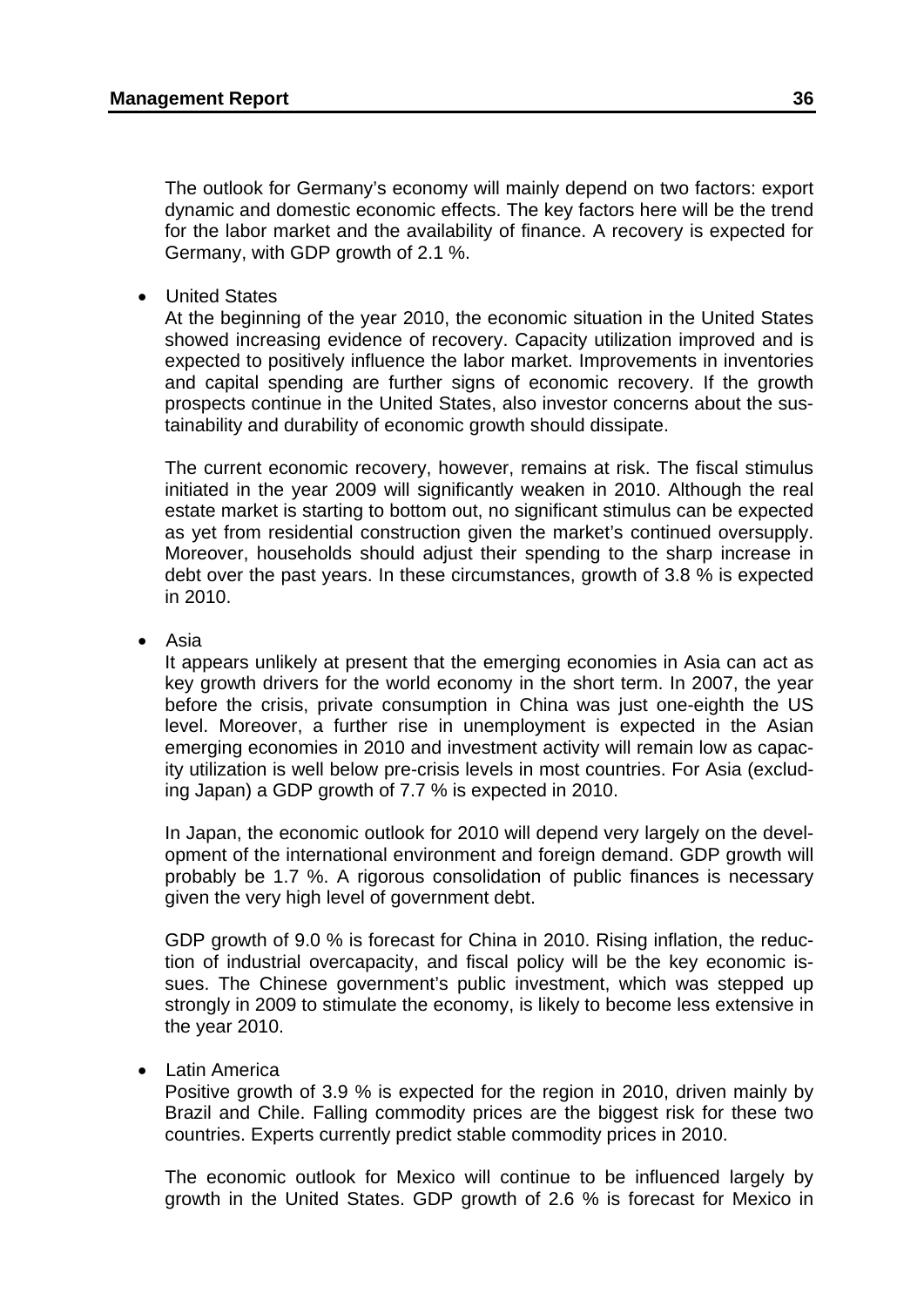The outlook for Germany's economy will mainly depend on two factors: export dynamic and domestic economic effects. The key factors here will be the trend for the labor market and the availability of finance. A recovery is expected for Germany, with GDP growth of 2.1 %.

- United States

  At the beginning of the year 2010, the economic situation in the United States showed increasing evidence of recovery. Capacity utilization improved and is expected to positively influence the labor market. Improvements in inventories and capital spending are further signs of economic recovery. If the growth prospects continue in the United States, also investor concerns about the sustainability and durability of economic growth should dissipate.

  The current economic recovery, however, remains at risk. The fiscal stimulus initiated in the year 2009 will significantly weaken in 2010. Although the real estate market is starting to bottom out, no significant stimulus can be expected as yet from residential construction given the market's continued oversupply. Moreover, households should adjust their spending to the sharp increase in debt over the past years. In these circumstances, growth of 3.8 % is expected in 2010.

- Asia

  It appears unlikely at present that the emerging economies in Asia can act as key growth drivers for the world economy in the short term. In 2007, the year before the crisis, private consumption in China was just one-eighth the US level. Moreover, a further rise in unemployment is expected in the Asian emerging economies in 2010 and investment activity will remain low as capacity utilization is well below pre-crisis levels in most countries. For Asia (excluding Japan) a GDP growth of 7.7 % is expected in 2010.

  In Japan, the economic outlook for 2010 will depend very largely on the development of the international environment and foreign demand. GDP growth will probably be 1.7 %. A rigorous consolidation of public finances is necessary given the very high level of government debt.

  GDP growth of 9.0 % is forecast for China in 2010. Rising inflation, the reduction of industrial overcapacity, and fiscal policy will be the key economic issues. The Chinese government's public investment, which was stepped up strongly in 2009 to stimulate the economy, is likely to become less extensive in the year 2010.

- Latin America

  Positive growth of 3.9 % is expected for the region in 2010, driven mainly by Brazil and Chile. Falling commodity prices are the biggest risk for these two countries. Experts currently predict stable commodity prices in 2010.

  The economic outlook for Mexico will continue to be influenced largely by growth in the United States. GDP growth of 2.6 % is forecast for Mexico in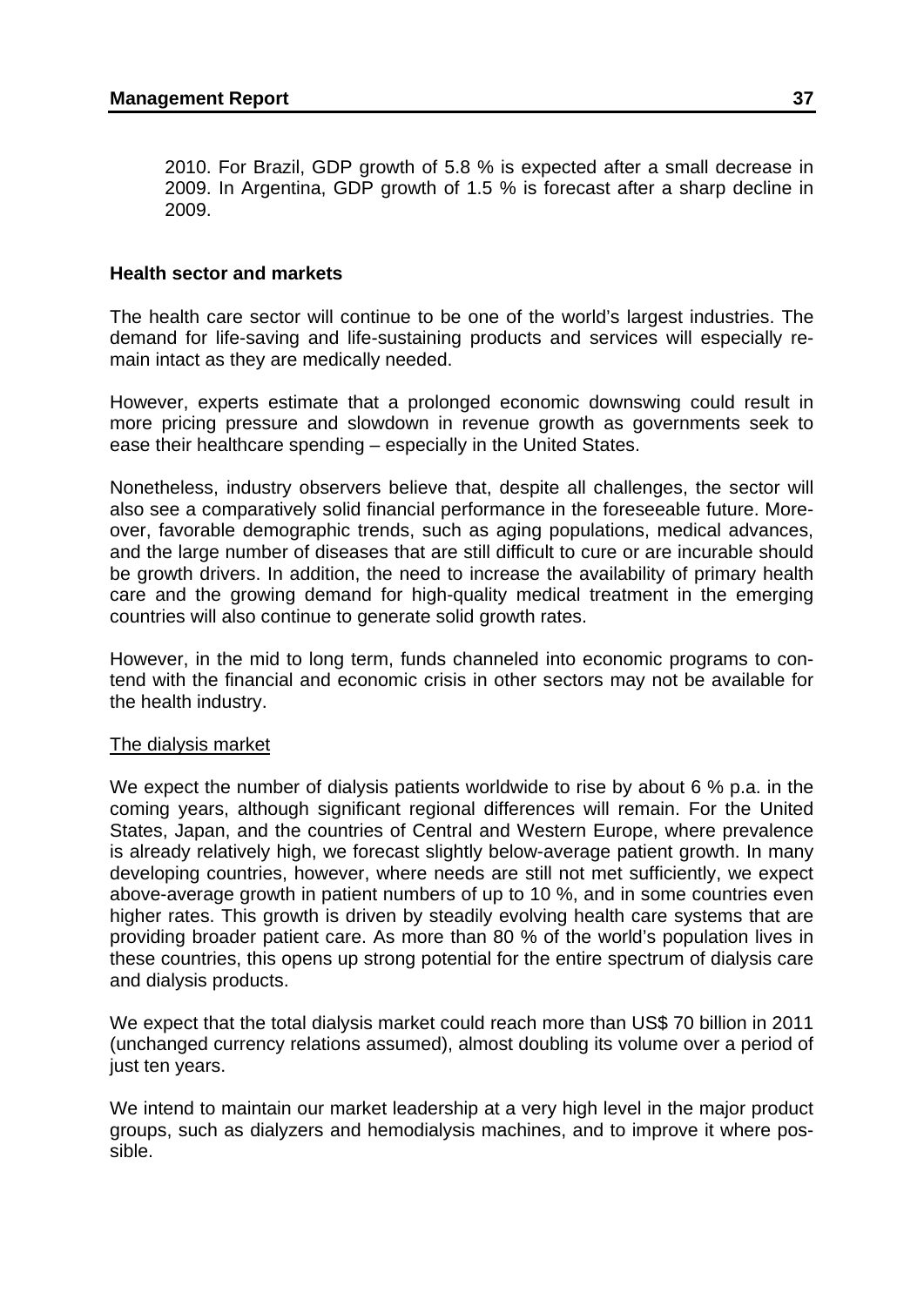2010. For Brazil, GDP growth of 5.8 % is expected after a small decrease in 2009. In Argentina, GDP growth of 1.5 % is forecast after a sharp decline in 2009.

**Health sector and markets**

The health care sector will continue to be one of the world's largest industries. The demand for life-saving and life-sustaining products and services will especially remain intact as they are medically needed.

However, experts estimate that a prolonged economic downswing could result in more pricing pressure and slowdown in revenue growth as governments seek to ease their healthcare spending – especially in the United States.

Nonetheless, industry observers believe that, despite all challenges, the sector will also see a comparatively solid financial performance in the foreseeable future. Moreover, favorable demographic trends, such as aging populations, medical advances, and the large number of diseases that are still difficult to cure or are incurable should be growth drivers. In addition, the need to increase the availability of primary health care and the growing demand for high-quality medical treatment in the emerging countries will also continue to generate solid growth rates.

However, in the mid to long term, funds channeled into economic programs to contend with the financial and economic crisis in other sectors may not be available for the health industry.

<u>The dialysis market</u>

We expect the number of dialysis patients worldwide to rise by about 6 % p.a. in the coming years, although significant regional differences will remain. For the United States, Japan, and the countries of Central and Western Europe, where prevalence is already relatively high, we forecast slightly below-average patient growth. In many developing countries, however, where needs are still not met sufficiently, we expect above-average growth in patient numbers of up to 10 %, and in some countries even higher rates. This growth is driven by steadily evolving health care systems that are providing broader patient care. As more than 80 % of the world's population lives in these countries, this opens up strong potential for the entire spectrum of dialysis care and dialysis products.

We expect that the total dialysis market could reach more than US$ 70 billion in 2011 (unchanged currency relations assumed), almost doubling its volume over a period of just ten years.

We intend to maintain our market leadership at a very high level in the major product groups, such as dialyzers and hemodialysis machines, and to improve it where possible.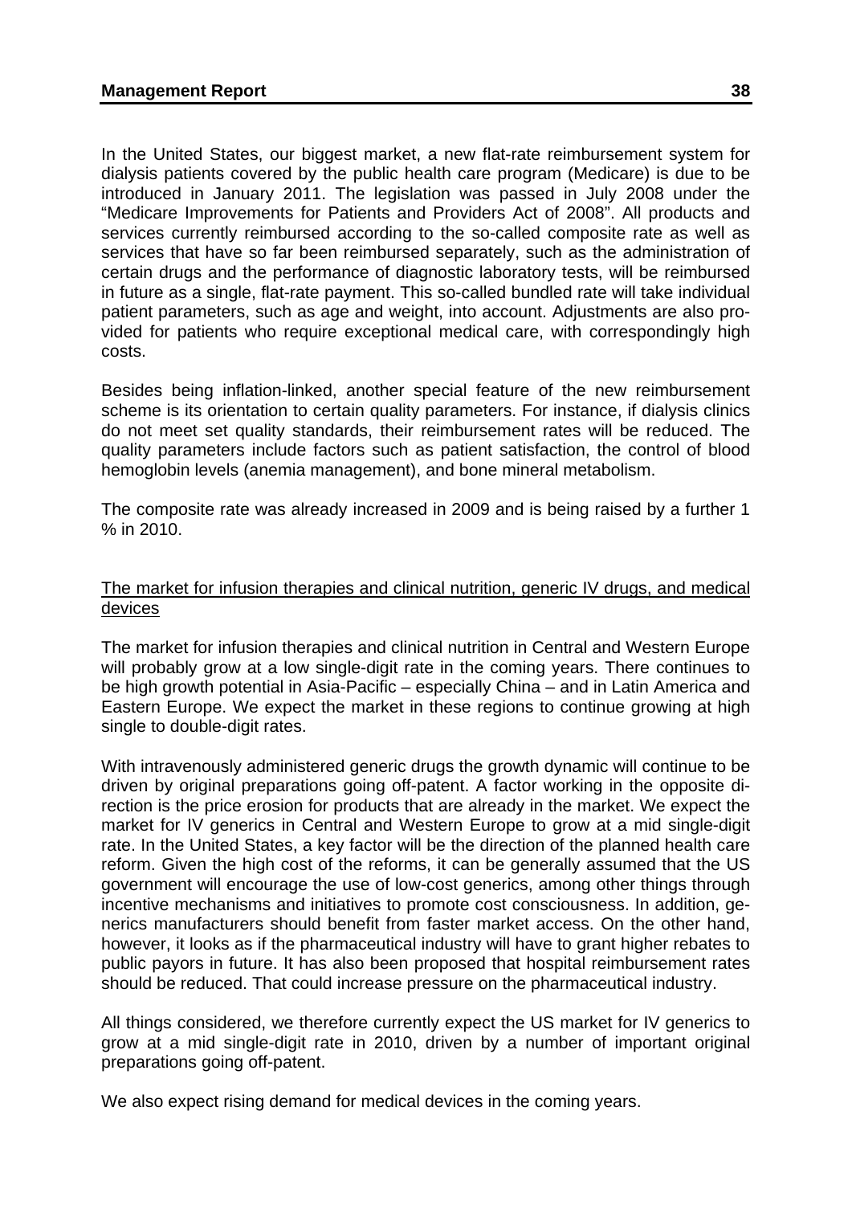In the United States, our biggest market, a new flat-rate reimbursement system for dialysis patients covered by the public health care program (Medicare) is due to be introduced in January 2011. The legislation was passed in July 2008 under the "Medicare Improvements for Patients and Providers Act of 2008". All products and services currently reimbursed according to the so-called composite rate as well as services that have so far been reimbursed separately, such as the administration of certain drugs and the performance of diagnostic laboratory tests, will be reimbursed in future as a single, flat-rate payment. This so-called bundled rate will take individual patient parameters, such as age and weight, into account. Adjustments are also provided for patients who require exceptional medical care, with correspondingly high costs.

Besides being inflation-linked, another special feature of the new reimbursement scheme is its orientation to certain quality parameters. For instance, if dialysis clinics do not meet set quality standards, their reimbursement rates will be reduced. The quality parameters include factors such as patient satisfaction, the control of blood hemoglobin levels (anemia management), and bone mineral metabolism.

The composite rate was already increased in 2009 and is being raised by a further 1 % in 2010.

The market for infusion therapies and clinical nutrition, generic IV drugs, and medical devices

The market for infusion therapies and clinical nutrition in Central and Western Europe will probably grow at a low single-digit rate in the coming years. There continues to be high growth potential in Asia-Pacific – especially China – and in Latin America and Eastern Europe. We expect the market in these regions to continue growing at high single to double-digit rates.

With intravenously administered generic drugs the growth dynamic will continue to be driven by original preparations going off-patent. A factor working in the opposite direction is the price erosion for products that are already in the market. We expect the market for IV generics in Central and Western Europe to grow at a mid single-digit rate. In the United States, a key factor will be the direction of the planned health care reform. Given the high cost of the reforms, it can be generally assumed that the US government will encourage the use of low-cost generics, among other things through incentive mechanisms and initiatives to promote cost consciousness. In addition, generics manufacturers should benefit from faster market access. On the other hand, however, it looks as if the pharmaceutical industry will have to grant higher rebates to public payors in future. It has also been proposed that hospital reimbursement rates should be reduced. That could increase pressure on the pharmaceutical industry.

All things considered, we therefore currently expect the US market for IV generics to grow at a mid single-digit rate in 2010, driven by a number of important original preparations going off-patent.

We also expect rising demand for medical devices in the coming years.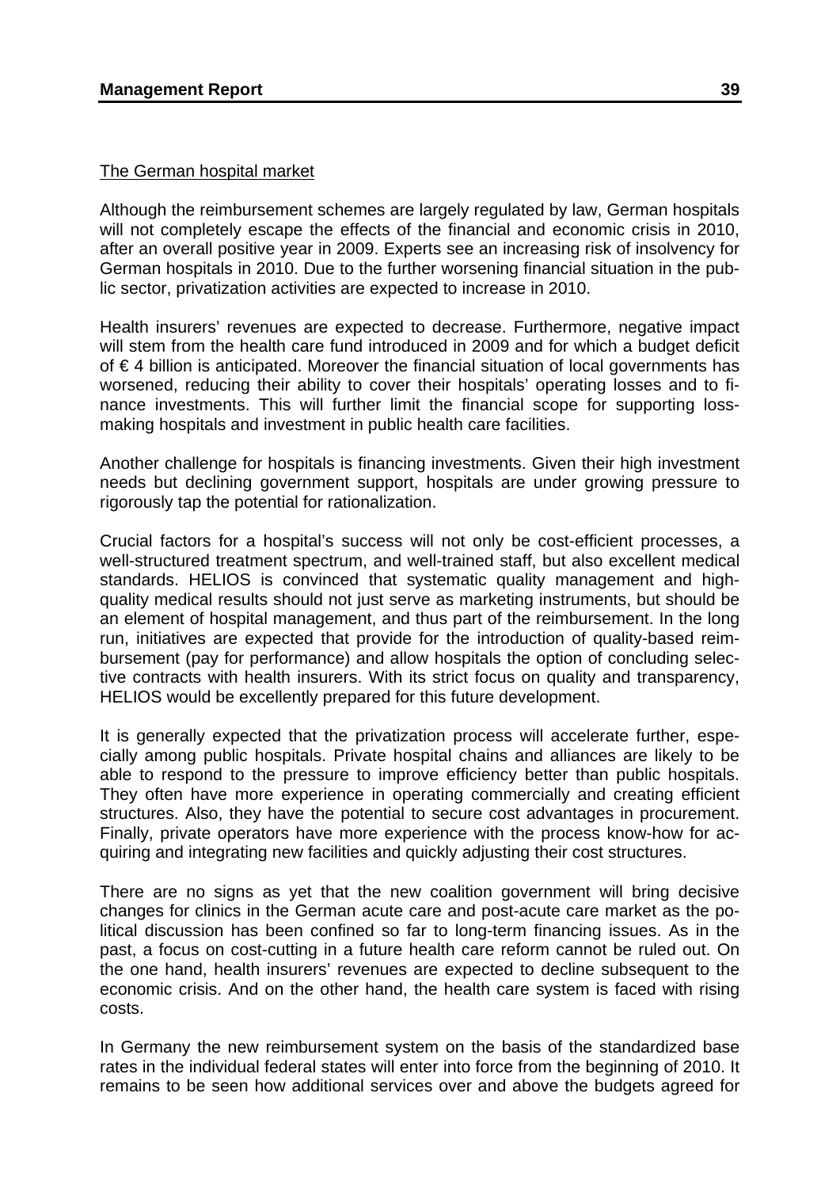The German hospital market

Although the reimbursement schemes are largely regulated by law, German hospitals will not completely escape the effects of the financial and economic crisis in 2010, after an overall positive year in 2009. Experts see an increasing risk of insolvency for German hospitals in 2010. Due to the further worsening financial situation in the public sector, privatization activities are expected to increase in 2010.

Health insurers' revenues are expected to decrease. Furthermore, negative impact will stem from the health care fund introduced in 2009 and for which a budget deficit of € 4 billion is anticipated. Moreover the financial situation of local governments has worsened, reducing their ability to cover their hospitals' operating losses and to finance investments. This will further limit the financial scope for supporting loss-making hospitals and investment in public health care facilities.

Another challenge for hospitals is financing investments. Given their high investment needs but declining government support, hospitals are under growing pressure to rigorously tap the potential for rationalization.

Crucial factors for a hospital's success will not only be cost-efficient processes, a well-structured treatment spectrum, and well-trained staff, but also excellent medical standards. HELIOS is convinced that systematic quality management and high-quality medical results should not just serve as marketing instruments, but should be an element of hospital management, and thus part of the reimbursement. In the long run, initiatives are expected that provide for the introduction of quality-based reimbursement (pay for performance) and allow hospitals the option of concluding selective contracts with health insurers. With its strict focus on quality and transparency, HELIOS would be excellently prepared for this future development.

It is generally expected that the privatization process will accelerate further, especially among public hospitals. Private hospital chains and alliances are likely to be able to respond to the pressure to improve efficiency better than public hospitals. They often have more experience in operating commercially and creating efficient structures. Also, they have the potential to secure cost advantages in procurement. Finally, private operators have more experience with the process know-how for acquiring and integrating new facilities and quickly adjusting their cost structures.

There are no signs as yet that the new coalition government will bring decisive changes for clinics in the German acute care and post-acute care market as the political discussion has been confined so far to long-term financing issues. As in the past, a focus on cost-cutting in a future health care reform cannot be ruled out. On the one hand, health insurers' revenues are expected to decline subsequent to the economic crisis. And on the other hand, the health care system is faced with rising costs.

In Germany the new reimbursement system on the basis of the standardized base rates in the individual federal states will enter into force from the beginning of 2010. It remains to be seen how additional services over and above the budgets agreed for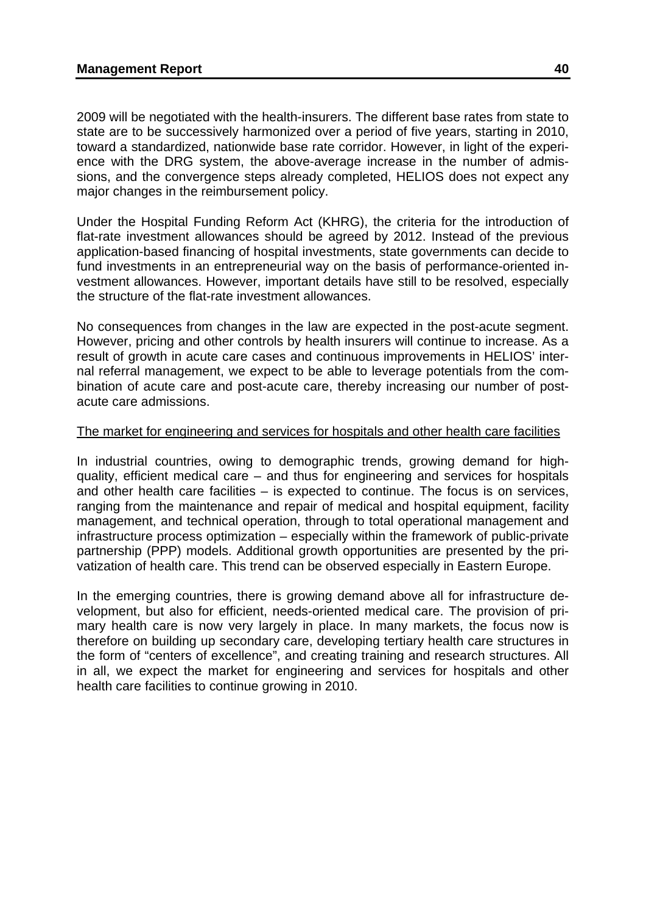2009 will be negotiated with the health-insurers. The different base rates from state to state are to be successively harmonized over a period of five years, starting in 2010, toward a standardized, nationwide base rate corridor. However, in light of the experience with the DRG system, the above-average increase in the number of admissions, and the convergence steps already completed, HELIOS does not expect any major changes in the reimbursement policy.

Under the Hospital Funding Reform Act (KHRG), the criteria for the introduction of flat-rate investment allowances should be agreed by 2012. Instead of the previous application-based financing of hospital investments, state governments can decide to fund investments in an entrepreneurial way on the basis of performance-oriented investment allowances. However, important details have still to be resolved, especially the structure of the flat-rate investment allowances.

No consequences from changes in the law are expected in the post-acute segment. However, pricing and other controls by health insurers will continue to increase. As a result of growth in acute care cases and continuous improvements in HELIOS' internal referral management, we expect to be able to leverage potentials from the combination of acute care and post-acute care, thereby increasing our number of post-acute care admissions.

The market for engineering and services for hospitals and other health care facilities

In industrial countries, owing to demographic trends, growing demand for high-quality, efficient medical care – and thus for engineering and services for hospitals and other health care facilities – is expected to continue. The focus is on services, ranging from the maintenance and repair of medical and hospital equipment, facility management, and technical operation, through to total operational management and infrastructure process optimization – especially within the framework of public-private partnership (PPP) models. Additional growth opportunities are presented by the privatization of health care. This trend can be observed especially in Eastern Europe.

In the emerging countries, there is growing demand above all for infrastructure development, but also for efficient, needs-oriented medical care. The provision of primary health care is now very largely in place. In many markets, the focus now is therefore on building up secondary care, developing tertiary health care structures in the form of "centers of excellence", and creating training and research structures. All in all, we expect the market for engineering and services for hospitals and other health care facilities to continue growing in 2010.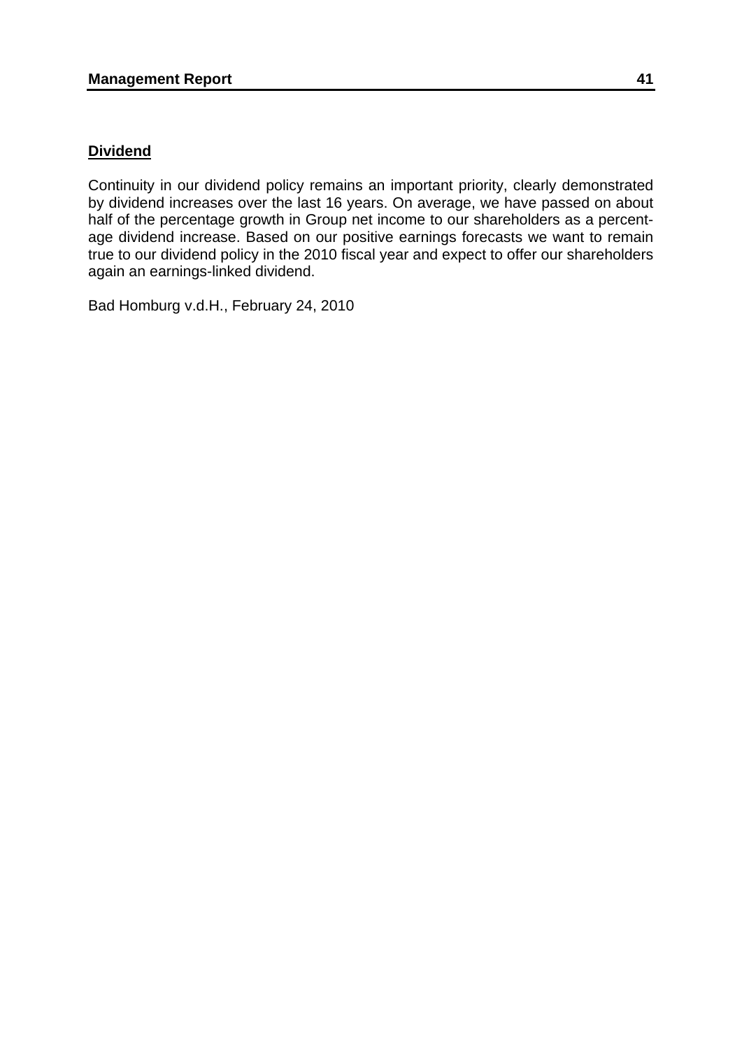## Dividend

Continuity in our dividend policy remains an important priority, clearly demonstrated by dividend increases over the last 16 years. On average, we have passed on about half of the percentage growth in Group net income to our shareholders as a percentage dividend increase. Based on our positive earnings forecasts we want to remain true to our dividend policy in the 2010 fiscal year and expect to offer our shareholders again an earnings-linked dividend.

Bad Homburg v.d.H., February 24, 2010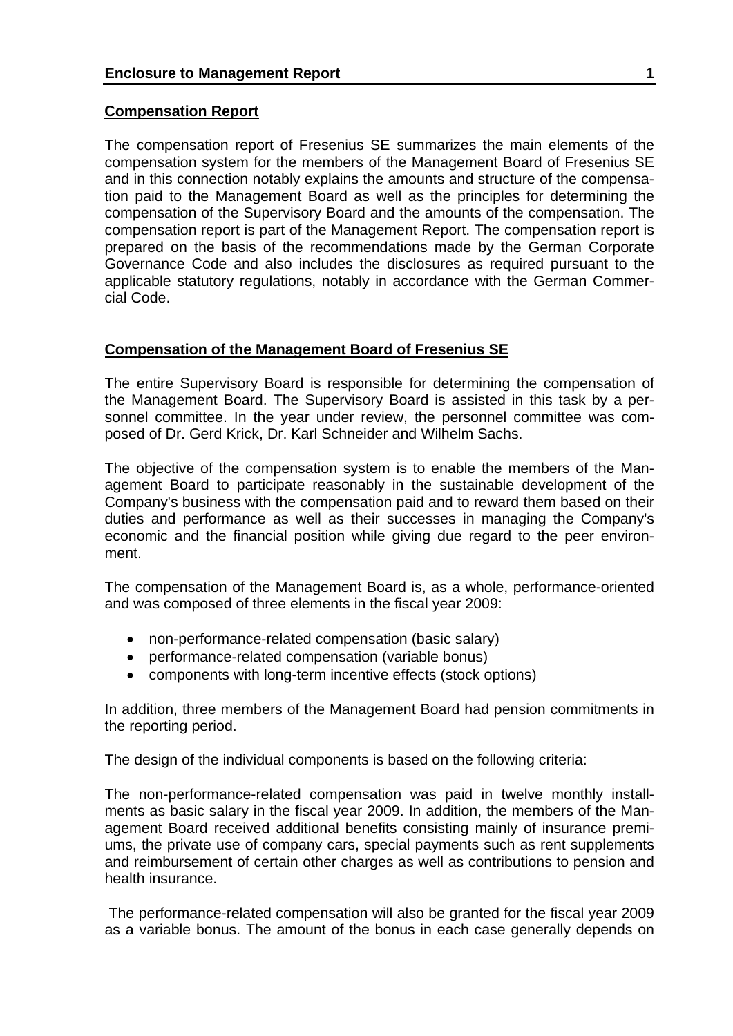## Compensation Report

The compensation report of Fresenius SE summarizes the main elements of the compensation system for the members of the Management Board of Fresenius SE and in this connection notably explains the amounts and structure of the compensation paid to the Management Board as well as the principles for determining the compensation of the Supervisory Board and the amounts of the compensation. The compensation report is part of the Management Report. The compensation report is prepared on the basis of the recommendations made by the German Corporate Governance Code and also includes the disclosures as required pursuant to the applicable statutory regulations, notably in accordance with the German Commercial Code.

## Compensation of the Management Board of Fresenius SE

The entire Supervisory Board is responsible for determining the compensation of the Management Board. The Supervisory Board is assisted in this task by a personnel committee. In the year under review, the personnel committee was composed of Dr. Gerd Krick, Dr. Karl Schneider and Wilhelm Sachs.

The objective of the compensation system is to enable the members of the Management Board to participate reasonably in the sustainable development of the Company's business with the compensation paid and to reward them based on their duties and performance as well as their successes in managing the Company's economic and the financial position while giving due regard to the peer environment.

The compensation of the Management Board is, as a whole, performance-oriented and was composed of three elements in the fiscal year 2009:

- non-performance-related compensation (basic salary)
- performance-related compensation (variable bonus)
- components with long-term incentive effects (stock options)

In addition, three members of the Management Board had pension commitments in the reporting period.

The design of the individual components is based on the following criteria:

The non-performance-related compensation was paid in twelve monthly installments as basic salary in the fiscal year 2009. In addition, the members of the Management Board received additional benefits consisting mainly of insurance premiums, the private use of company cars, special payments such as rent supplements and reimbursement of certain other charges as well as contributions to pension and health insurance.

The performance-related compensation will also be granted for the fiscal year 2009 as a variable bonus. The amount of the bonus in each case generally depends on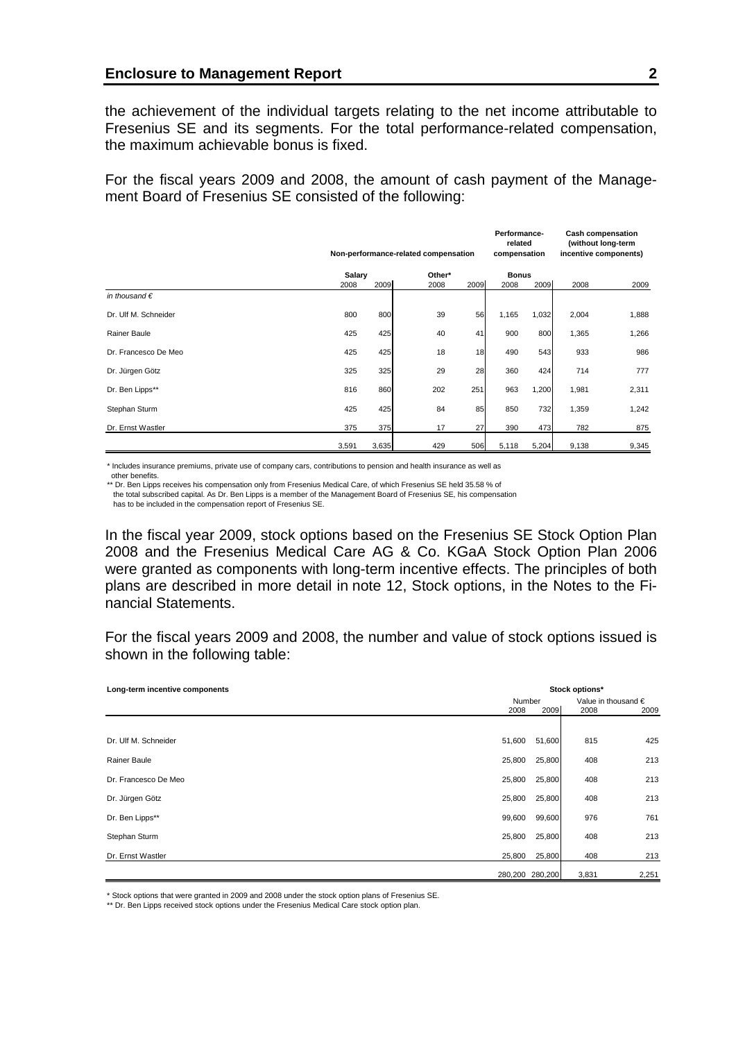the achievement of the individual targets relating to the net income attributable to Fresenius SE and its segments. For the total performance-related compensation, the maximum achievable bonus is fixed.

For the fiscal years 2009 and 2008, the amount of cash payment of the Management Board of Fresenius SE consisted of the following:

| | Non-performance-related compensation | | | | Performance-related compensation | | Cash compensation (without long-term incentive components) | |
|---|---|---|---|---|---|---|---|---|
| | Salary | | Other* | | Bonus | | | |
| | 2008 | 2009 | 2008 | 2009 | 2008 | 2009 | 2008 | 2009 |
| *in thousand €* | | | | | | | | |
| Dr. Ulf M. Schneider | 800 | 800 | 39 | 56 | 1,165 | 1,032 | 2,004 | 1,888 |
| Rainer Baule | 425 | 425 | 40 | 41 | 900 | 800 | 1,365 | 1,266 |
| Dr. Francesco De Meo | 425 | 425 | 18 | 18 | 490 | 543 | 933 | 986 |
| Dr. Jürgen Götz | 325 | 325 | 29 | 28 | 360 | 424 | 714 | 777 |
| Dr. Ben Lipps** | 816 | 860 | 202 | 251 | 963 | 1,200 | 1,981 | 2,311 |
| Stephan Sturm | 425 | 425 | 84 | 85 | 850 | 732 | 1,359 | 1,242 |
| Dr. Ernst Wastler | 375 | 375 | 17 | 27 | 390 | 473 | 782 | 875 |
| | 3,591 | 3,635 | 429 | 506 | 5,118 | 5,204 | 9,138 | 9,345 |

\* Includes insurance premiums, private use of company cars, contributions to pension and health insurance as well as other benefits.

\*\* Dr. Ben Lipps receives his compensation only from Fresenius Medical Care, of which Fresenius SE held 35.58 % of the total subscribed capital. As Dr. Ben Lipps is a member of the Management Board of Fresenius SE, his compensation has to be included in the compensation report of Fresenius SE.

In the fiscal year 2009, stock options based on the Fresenius SE Stock Option Plan 2008 and the Fresenius Medical Care AG & Co. KGaA Stock Option Plan 2006 were granted as components with long-term incentive effects. The principles of both plans are described in more detail in note 12, Stock options, in the Notes to the Financial Statements.

For the fiscal years 2009 and 2008, the number and value of stock options issued is shown in the following table:

| Long-term incentive components | Stock options* | | | |
|---|---|---|---|---|
| | Number | | Value in thousand € | |
| | 2008 | 2009 | 2008 | 2009 |
| Dr. Ulf M. Schneider | 51,600 | 51,600 | 815 | 425 |
| Rainer Baule | 25,800 | 25,800 | 408 | 213 |
| Dr. Francesco De Meo | 25,800 | 25,800 | 408 | 213 |
| Dr. Jürgen Götz | 25,800 | 25,800 | 408 | 213 |
| Dr. Ben Lipps** | 99,600 | 99,600 | 976 | 761 |
| Stephan Sturm | 25,800 | 25,800 | 408 | 213 |
| Dr. Ernst Wastler | 25,800 | 25,800 | 408 | 213 |
| | 280,200 | 280,200 | 3,831 | 2,251 |

\* Stock options that were granted in 2009 and 2008 under the stock option plans of Fresenius SE.

\*\* Dr. Ben Lipps received stock options under the Fresenius Medical Care stock option plan.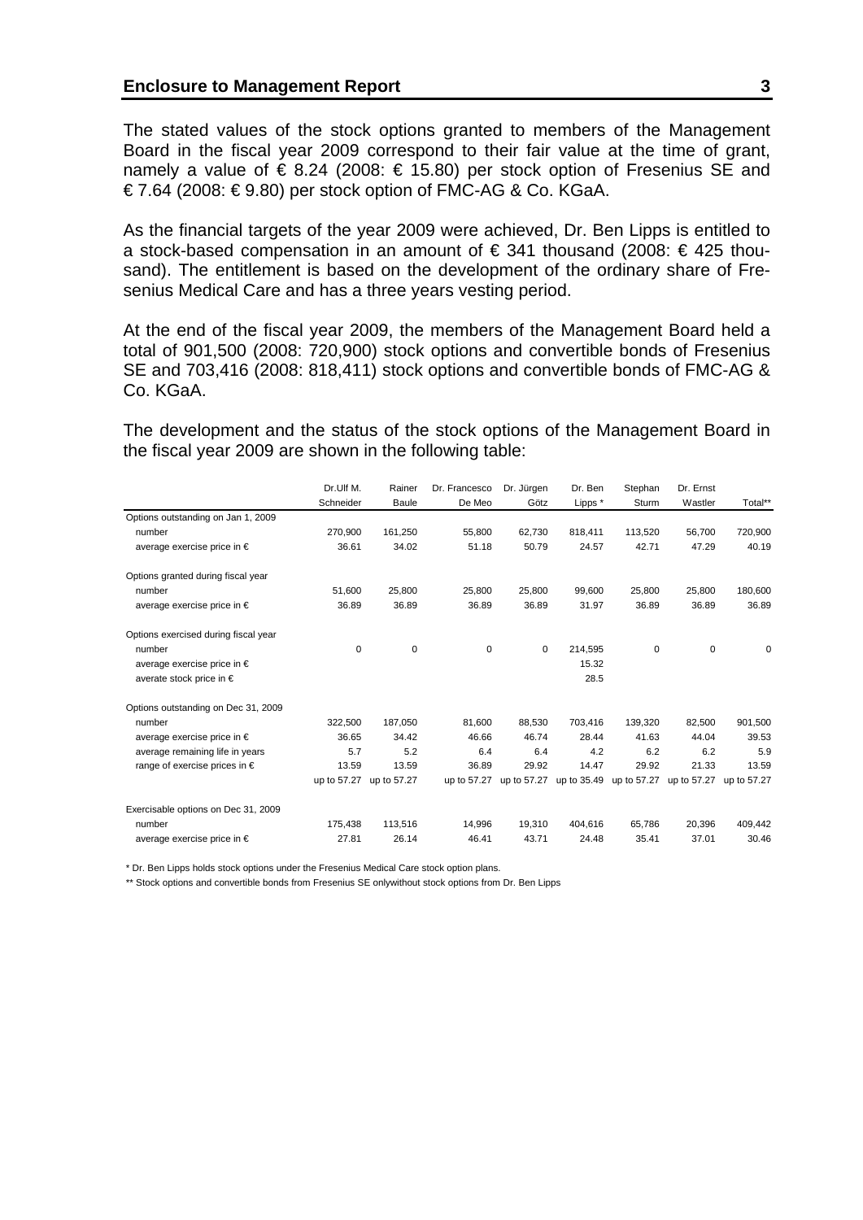The stated values of the stock options granted to members of the Management Board in the fiscal year 2009 correspond to their fair value at the time of grant, namely a value of € 8.24 (2008: € 15.80) per stock option of Fresenius SE and € 7.64 (2008: € 9.80) per stock option of FMC-AG & Co. KGaA.

As the financial targets of the year 2009 were achieved, Dr. Ben Lipps is entitled to a stock-based compensation in an amount of € 341 thousand (2008: € 425 thousand). The entitlement is based on the development of the ordinary share of Fresenius Medical Care and has a three years vesting period.

At the end of the fiscal year 2009, the members of the Management Board held a total of 901,500 (2008: 720,900) stock options and convertible bonds of Fresenius SE and 703,416 (2008: 818,411) stock options and convertible bonds of FMC-AG & Co. KGaA.

The development and the status of the stock options of the Management Board in the fiscal year 2009 are shown in the following table:

| | Dr.Ulf M. Schneider | Rainer Baule | Dr. Francesco De Meo | Dr. Jürgen Götz | Dr. Ben Lipps * | Stephan Sturm | Dr. Ernst Wastler | Total** |
|---|---|---|---|---|---|---|---|---|
| Options outstanding on Jan 1, 2009 | | | | | | | | |
| number | 270,900 | 161,250 | 55,800 | 62,730 | 818,411 | 113,520 | 56,700 | 720,900 |
| average exercise price in € | 36.61 | 34.02 | 51.18 | 50.79 | 24.57 | 42.71 | 47.29 | 40.19 |
| Options granted during fiscal year | | | | | | | | |
| number | 51,600 | 25,800 | 25,800 | 25,800 | 99,600 | 25,800 | 25,800 | 180,600 |
| average exercise price in € | 36.89 | 36.89 | 36.89 | 36.89 | 31.97 | 36.89 | 36.89 | 36.89 |
| Options exercised during fiscal year | | | | | | | | |
| number | 0 | 0 | 0 | 0 | 214,595 | 0 | 0 | 0 |
| average exercise price in € | | | | | 15.32 | | | |
| averate stock price in € | | | | | 28.5 | | | |
| Options outstanding on Dec 31, 2009 | | | | | | | | |
| number | 322,500 | 187,050 | 81,600 | 88,530 | 703,416 | 139,320 | 82,500 | 901,500 |
| average exercise price in € | 36.65 | 34.42 | 46.66 | 46.74 | 28.44 | 41.63 | 44.04 | 39.53 |
| average remaining life in years | 5.7 | 5.2 | 6.4 | 6.4 | 4.2 | 6.2 | 6.2 | 5.9 |
| range of exercise prices in € | 13.59 | 13.59 | 36.89 | 29.92 | 14.47 | 29.92 | 21.33 | 13.59 |
| | up to 57.27 | up to 57.27 | up to 57.27 | up to 57.27 | up to 35.49 | up to 57.27 | up to 57.27 | up to 57.27 |
| Exercisable options on Dec 31, 2009 | | | | | | | | |
| number | 175,438 | 113,516 | 14,996 | 19,310 | 404,616 | 65,786 | 20,396 | 409,442 |
| average exercise price in € | 27.81 | 26.14 | 46.41 | 43.71 | 24.48 | 35.41 | 37.01 | 30.46 |

* Dr. Ben Lipps holds stock options under the Fresenius Medical Care stock option plans.

** Stock options and convertible bonds from Fresenius SE onlywithout stock options from Dr. Ben Lipps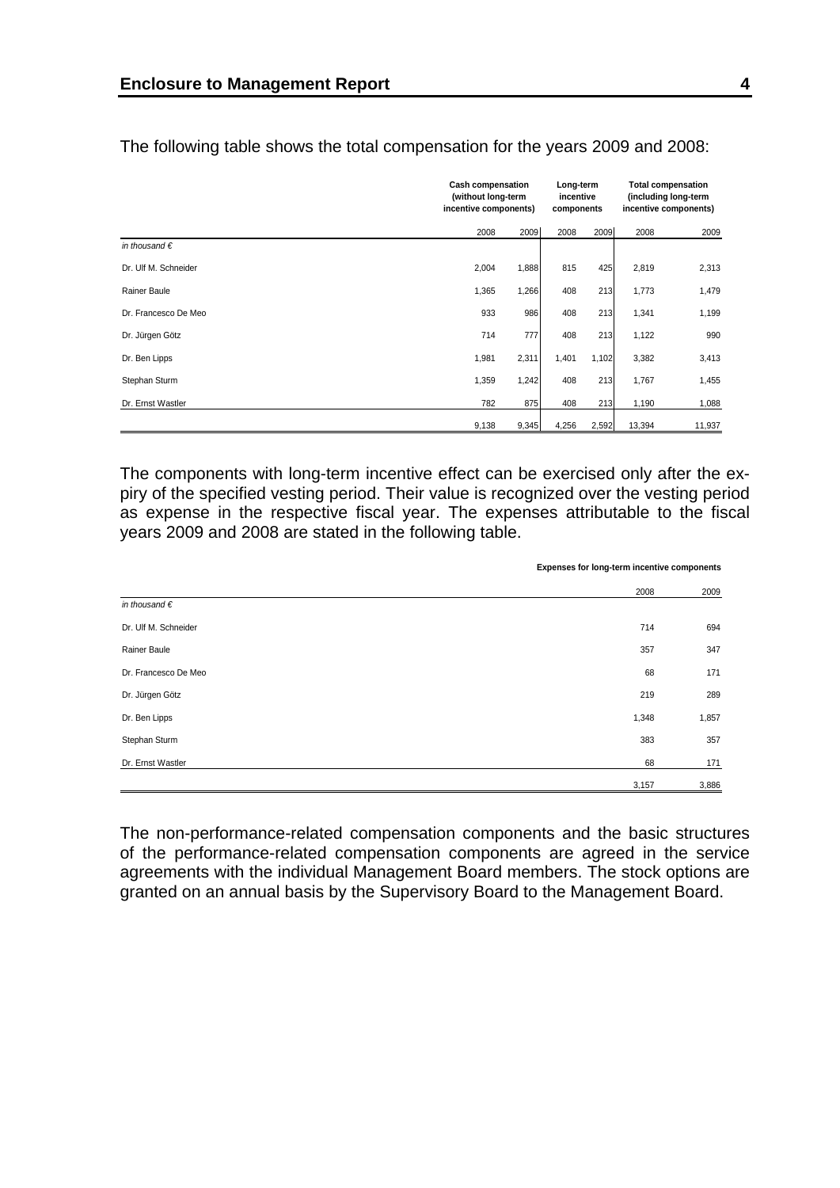The following table shows the total compensation for the years 2009 and 2008:

| | Cash compensation (without long-term incentive components) | | Long-term incentive components | | Total compensation (including long-term incentive components) | |
|---|---|---|---|---|---|---|
| | 2008 | 2009 | 2008 | 2009 | 2008 | 2009 |
| *in thousand €* | | | | | | |
| Dr. Ulf M. Schneider | 2,004 | 1,888 | 815 | 425 | 2,819 | 2,313 |
| Rainer Baule | 1,365 | 1,266 | 408 | 213 | 1,773 | 1,479 |
| Dr. Francesco De Meo | 933 | 986 | 408 | 213 | 1,341 | 1,199 |
| Dr. Jürgen Götz | 714 | 777 | 408 | 213 | 1,122 | 990 |
| Dr. Ben Lipps | 1,981 | 2,311 | 1,401 | 1,102 | 3,382 | 3,413 |
| Stephan Sturm | 1,359 | 1,242 | 408 | 213 | 1,767 | 1,455 |
| Dr. Ernst Wastler | 782 | 875 | 408 | 213 | 1,190 | 1,088 |
| | 9,138 | 9,345 | 4,256 | 2,592 | 13,394 | 11,937 |

The components with long-term incentive effect can be exercised only after the expiry of the specified vesting period. Their value is recognized over the vesting period as expense in the respective fiscal year. The expenses attributable to the fiscal years 2009 and 2008 are stated in the following table.

| | Expenses for long-term incentive components | |
|---|---|---|
| | 2008 | 2009 |
| *in thousand €* | | |
| Dr. Ulf M. Schneider | 714 | 694 |
| Rainer Baule | 357 | 347 |
| Dr. Francesco De Meo | 68 | 171 |
| Dr. Jürgen Götz | 219 | 289 |
| Dr. Ben Lipps | 1,348 | 1,857 |
| Stephan Sturm | 383 | 357 |
| Dr. Ernst Wastler | 68 | 171 |
| | 3,157 | 3,886 |

The non-performance-related compensation components and the basic structures of the performance-related compensation components are agreed in the service agreements with the individual Management Board members. The stock options are granted on an annual basis by the Supervisory Board to the Management Board.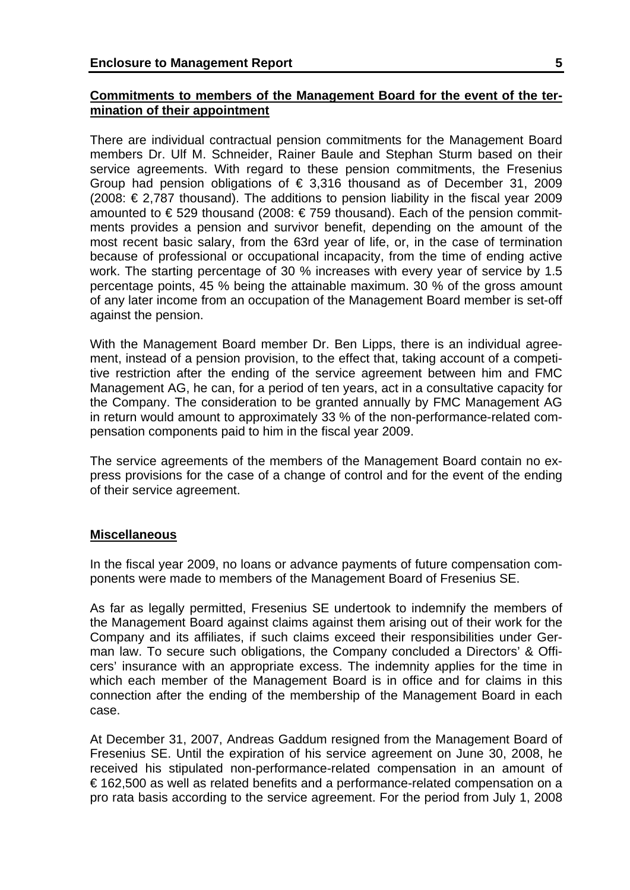**Commitments to members of the Management Board for the event of the termination of their appointment**

There are individual contractual pension commitments for the Management Board members Dr. Ulf M. Schneider, Rainer Baule and Stephan Sturm based on their service agreements. With regard to these pension commitments, the Fresenius Group had pension obligations of € 3,316 thousand as of December 31, 2009 (2008: € 2,787 thousand). The additions to pension liability in the fiscal year 2009 amounted to € 529 thousand (2008: € 759 thousand). Each of the pension commitments provides a pension and survivor benefit, depending on the amount of the most recent basic salary, from the 63rd year of life, or, in the case of termination because of professional or occupational incapacity, from the time of ending active work. The starting percentage of 30 % increases with every year of service by 1.5 percentage points, 45 % being the attainable maximum. 30 % of the gross amount of any later income from an occupation of the Management Board member is set-off against the pension.

With the Management Board member Dr. Ben Lipps, there is an individual agreement, instead of a pension provision, to the effect that, taking account of a competitive restriction after the ending of the service agreement between him and FMC Management AG, he can, for a period of ten years, act in a consultative capacity for the Company. The consideration to be granted annually by FMC Management AG in return would amount to approximately 33 % of the non-performance-related compensation components paid to him in the fiscal year 2009.

The service agreements of the members of the Management Board contain no express provisions for the case of a change of control and for the event of the ending of their service agreement.

**Miscellaneous**

In the fiscal year 2009, no loans or advance payments of future compensation components were made to members of the Management Board of Fresenius SE.

As far as legally permitted, Fresenius SE undertook to indemnify the members of the Management Board against claims against them arising out of their work for the Company and its affiliates, if such claims exceed their responsibilities under German law. To secure such obligations, the Company concluded a Directors' & Officers' insurance with an appropriate excess. The indemnity applies for the time in which each member of the Management Board is in office and for claims in this connection after the ending of the membership of the Management Board in each case.

At December 31, 2007, Andreas Gaddum resigned from the Management Board of Fresenius SE. Until the expiration of his service agreement on June 30, 2008, he received his stipulated non-performance-related compensation in an amount of € 162,500 as well as related benefits and a performance-related compensation on a pro rata basis according to the service agreement. For the period from July 1, 2008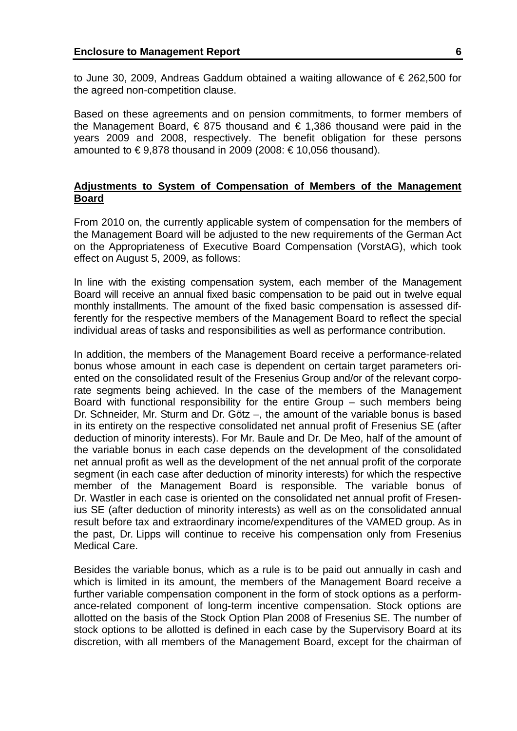to June 30, 2009, Andreas Gaddum obtained a waiting allowance of € 262,500 for the agreed non-competition clause.

Based on these agreements and on pension commitments, to former members of the Management Board, € 875 thousand and € 1,386 thousand were paid in the years 2009 and 2008, respectively. The benefit obligation for these persons amounted to € 9,878 thousand in 2009 (2008: € 10,056 thousand).

## Adjustments to System of Compensation of Members of the Management Board

From 2010 on, the currently applicable system of compensation for the members of the Management Board will be adjusted to the new requirements of the German Act on the Appropriateness of Executive Board Compensation (VorstAG), which took effect on August 5, 2009, as follows:

In line with the existing compensation system, each member of the Management Board will receive an annual fixed basic compensation to be paid out in twelve equal monthly installments. The amount of the fixed basic compensation is assessed differently for the respective members of the Management Board to reflect the special individual areas of tasks and responsibilities as well as performance contribution.

In addition, the members of the Management Board receive a performance-related bonus whose amount in each case is dependent on certain target parameters oriented on the consolidated result of the Fresenius Group and/or of the relevant corporate segments being achieved. In the case of the members of the Management Board with functional responsibility for the entire Group – such members being Dr. Schneider, Mr. Sturm and Dr. Götz –, the amount of the variable bonus is based in its entirety on the respective consolidated net annual profit of Fresenius SE (after deduction of minority interests). For Mr. Baule and Dr. De Meo, half of the amount of the variable bonus in each case depends on the development of the consolidated net annual profit as well as the development of the net annual profit of the corporate segment (in each case after deduction of minority interests) for which the respective member of the Management Board is responsible. The variable bonus of Dr. Wastler in each case is oriented on the consolidated net annual profit of Fresenius SE (after deduction of minority interests) as well as on the consolidated annual result before tax and extraordinary income/expenditures of the VAMED group. As in the past, Dr. Lipps will continue to receive his compensation only from Fresenius Medical Care.

Besides the variable bonus, which as a rule is to be paid out annually in cash and which is limited in its amount, the members of the Management Board receive a further variable compensation component in the form of stock options as a performance-related component of long-term incentive compensation. Stock options are allotted on the basis of the Stock Option Plan 2008 of Fresenius SE. The number of stock options to be allotted is defined in each case by the Supervisory Board at its discretion, with all members of the Management Board, except for the chairman of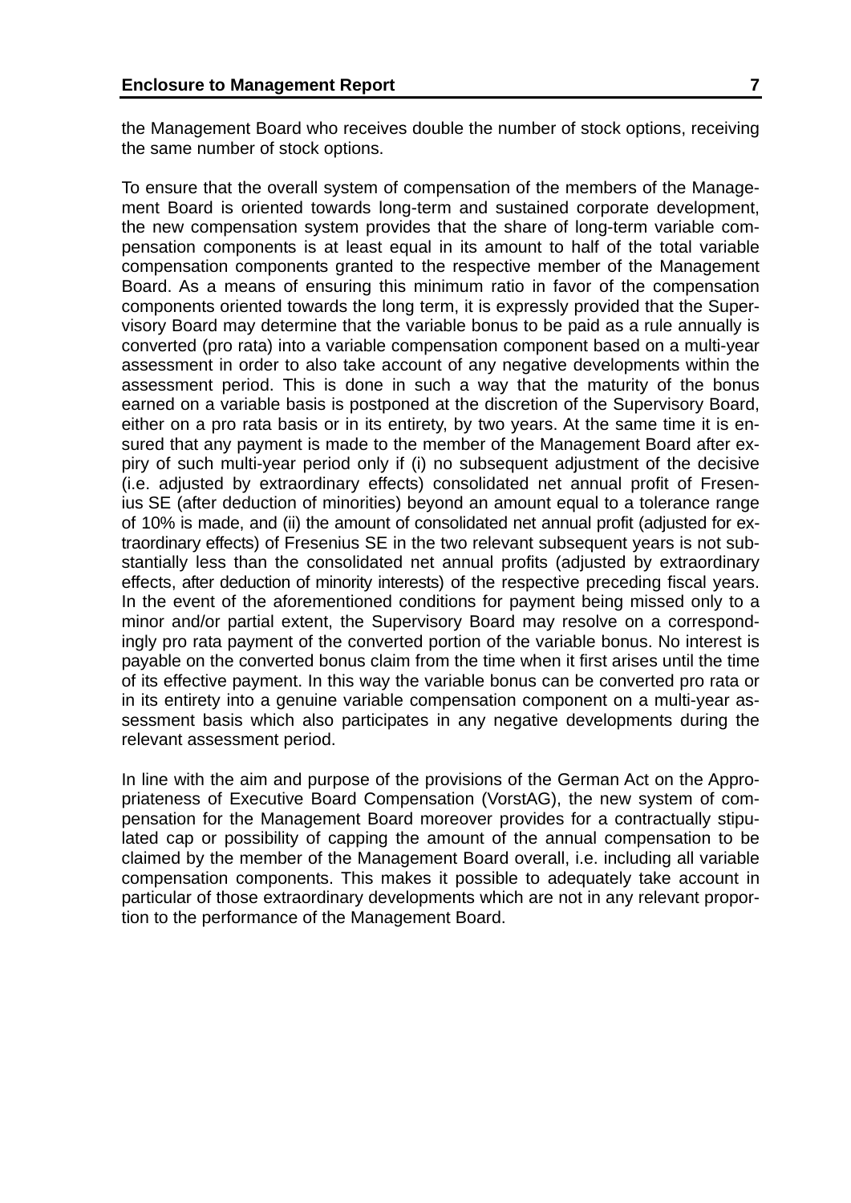the Management Board who receives double the number of stock options, receiving the same number of stock options.

To ensure that the overall system of compensation of the members of the Management Board is oriented towards long-term and sustained corporate development, the new compensation system provides that the share of long-term variable compensation components is at least equal in its amount to half of the total variable compensation components granted to the respective member of the Management Board. As a means of ensuring this minimum ratio in favor of the compensation components oriented towards the long term, it is expressly provided that the Supervisory Board may determine that the variable bonus to be paid as a rule annually is converted (pro rata) into a variable compensation component based on a multi-year assessment in order to also take account of any negative developments within the assessment period. This is done in such a way that the maturity of the bonus earned on a variable basis is postponed at the discretion of the Supervisory Board, either on a pro rata basis or in its entirety, by two years. At the same time it is ensured that any payment is made to the member of the Management Board after expiry of such multi-year period only if (i) no subsequent adjustment of the decisive (i.e. adjusted by extraordinary effects) consolidated net annual profit of Fresenius SE (after deduction of minorities) beyond an amount equal to a tolerance range of 10% is made, and (ii) the amount of consolidated net annual profit (adjusted for extraordinary effects) of Fresenius SE in the two relevant subsequent years is not substantially less than the consolidated net annual profits (adjusted by extraordinary effects, after deduction of minority interests) of the respective preceding fiscal years. In the event of the aforementioned conditions for payment being missed only to a minor and/or partial extent, the Supervisory Board may resolve on a correspondingly pro rata payment of the converted portion of the variable bonus. No interest is payable on the converted bonus claim from the time when it first arises until the time of its effective payment. In this way the variable bonus can be converted pro rata or in its entirety into a genuine variable compensation component on a multi-year assessment basis which also participates in any negative developments during the relevant assessment period.

In line with the aim and purpose of the provisions of the German Act on the Appropriateness of Executive Board Compensation (VorstAG), the new system of compensation for the Management Board moreover provides for a contractually stipulated cap or possibility of capping the amount of the annual compensation to be claimed by the member of the Management Board overall, i.e. including all variable compensation components. This makes it possible to adequately take account in particular of those extraordinary developments which are not in any relevant proportion to the performance of the Management Board.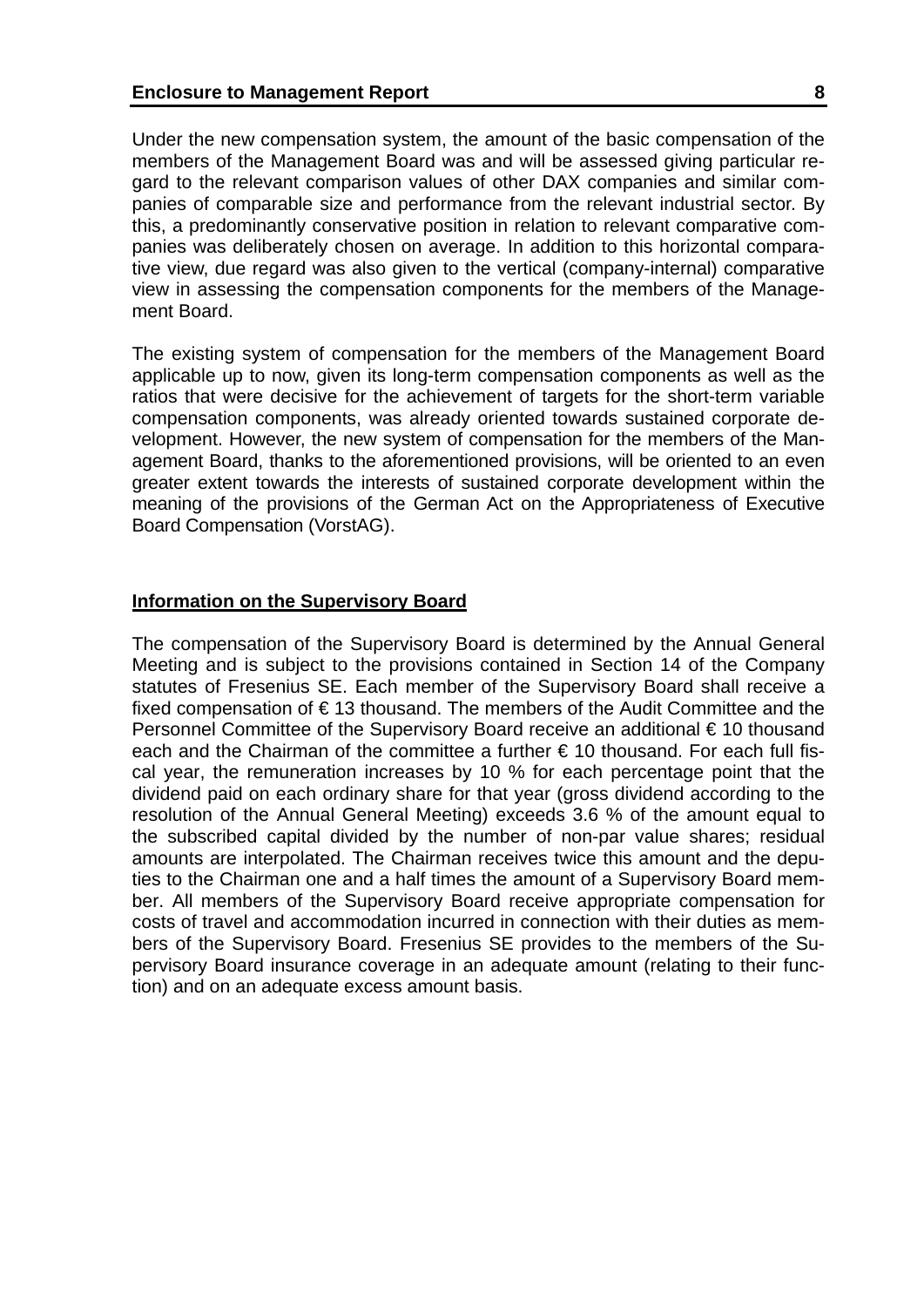Under the new compensation system, the amount of the basic compensation of the members of the Management Board was and will be assessed giving particular regard to the relevant comparison values of other DAX companies and similar companies of comparable size and performance from the relevant industrial sector. By this, a predominantly conservative position in relation to relevant comparative companies was deliberately chosen on average. In addition to this horizontal comparative view, due regard was also given to the vertical (company-internal) comparative view in assessing the compensation components for the members of the Management Board.

The existing system of compensation for the members of the Management Board applicable up to now, given its long-term compensation components as well as the ratios that were decisive for the achievement of targets for the short-term variable compensation components, was already oriented towards sustained corporate development. However, the new system of compensation for the members of the Management Board, thanks to the aforementioned provisions, will be oriented to an even greater extent towards the interests of sustained corporate development within the meaning of the provisions of the German Act on the Appropriateness of Executive Board Compensation (VorstAG).

## Information on the Supervisory Board

The compensation of the Supervisory Board is determined by the Annual General Meeting and is subject to the provisions contained in Section 14 of the Company statutes of Fresenius SE. Each member of the Supervisory Board shall receive a fixed compensation of € 13 thousand. The members of the Audit Committee and the Personnel Committee of the Supervisory Board receive an additional € 10 thousand each and the Chairman of the committee a further € 10 thousand. For each full fiscal year, the remuneration increases by 10 % for each percentage point that the dividend paid on each ordinary share for that year (gross dividend according to the resolution of the Annual General Meeting) exceeds 3.6 % of the amount equal to the subscribed capital divided by the number of non-par value shares; residual amounts are interpolated. The Chairman receives twice this amount and the deputies to the Chairman one and a half times the amount of a Supervisory Board member. All members of the Supervisory Board receive appropriate compensation for costs of travel and accommodation incurred in connection with their duties as members of the Supervisory Board. Fresenius SE provides to the members of the Supervisory Board insurance coverage in an adequate amount (relating to their function) and on an adequate excess amount basis.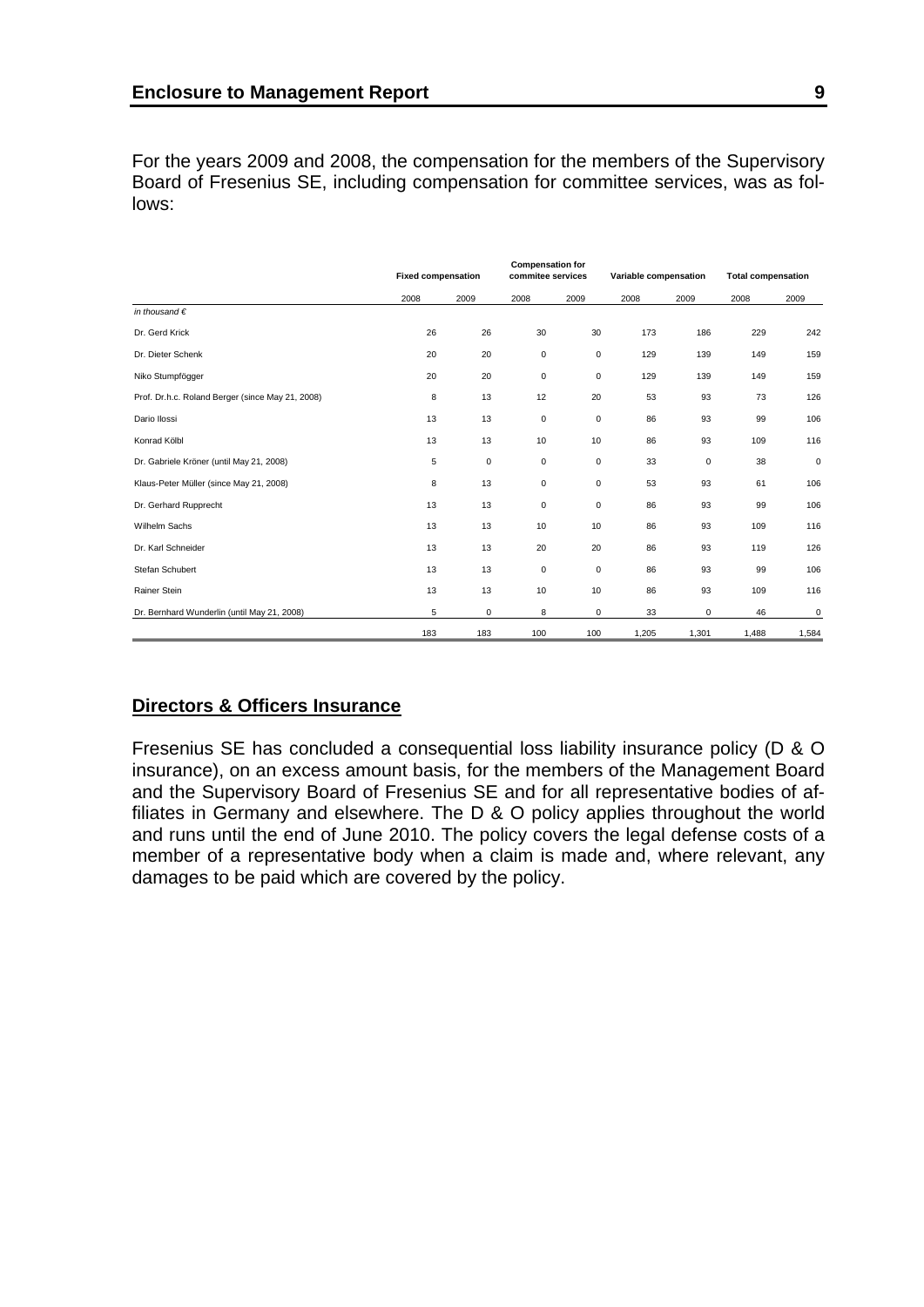For the years 2009 and 2008, the compensation for the members of the Supervisory Board of Fresenius SE, including compensation for committee services, was as follows:

| | Fixed compensation | | Compensation for commitee services | | Variable compensation | | Total compensation | |
|---|---|---|---|---|---|---|---|---|
| | 2008 | 2009 | 2008 | 2009 | 2008 | 2009 | 2008 | 2009 |
| *in thousand €* | | | | | | | | |
| Dr. Gerd Krick | 26 | 26 | 30 | 30 | 173 | 186 | 229 | 242 |
| Dr. Dieter Schenk | 20 | 20 | 0 | 0 | 129 | 139 | 149 | 159 |
| Niko Stumpfögger | 20 | 20 | 0 | 0 | 129 | 139 | 149 | 159 |
| Prof. Dr.h.c. Roland Berger (since May 21, 2008) | 8 | 13 | 12 | 20 | 53 | 93 | 73 | 126 |
| Dario Ilossi | 13 | 13 | 0 | 0 | 86 | 93 | 99 | 106 |
| Konrad Kölbl | 13 | 13 | 10 | 10 | 86 | 93 | 109 | 116 |
| Dr. Gabriele Kröner (until May 21, 2008) | 5 | 0 | 0 | 0 | 33 | 0 | 38 | 0 |
| Klaus-Peter Müller (since May 21, 2008) | 8 | 13 | 0 | 0 | 53 | 93 | 61 | 106 |
| Dr. Gerhard Rupprecht | 13 | 13 | 0 | 0 | 86 | 93 | 99 | 106 |
| Wilhelm Sachs | 13 | 13 | 10 | 10 | 86 | 93 | 109 | 116 |
| Dr. Karl Schneider | 13 | 13 | 20 | 20 | 86 | 93 | 119 | 126 |
| Stefan Schubert | 13 | 13 | 0 | 0 | 86 | 93 | 99 | 106 |
| Rainer Stein | 13 | 13 | 10 | 10 | 86 | 93 | 109 | 116 |
| Dr. Bernhard Wunderlin (until May 21, 2008) | 5 | 0 | 8 | 0 | 33 | 0 | 46 | 0 |
| | 183 | 183 | 100 | 100 | 1,205 | 1,301 | 1,488 | 1,584 |

## Directors & Officers Insurance

Fresenius SE has concluded a consequential loss liability insurance policy (D & O insurance), on an excess amount basis, for the members of the Management Board and the Supervisory Board of Fresenius SE and for all representative bodies of affiliates in Germany and elsewhere. The D & O policy applies throughout the world and runs until the end of June 2010. The policy covers the legal defense costs of a member of a representative body when a claim is made and, where relevant, any damages to be paid which are covered by the policy.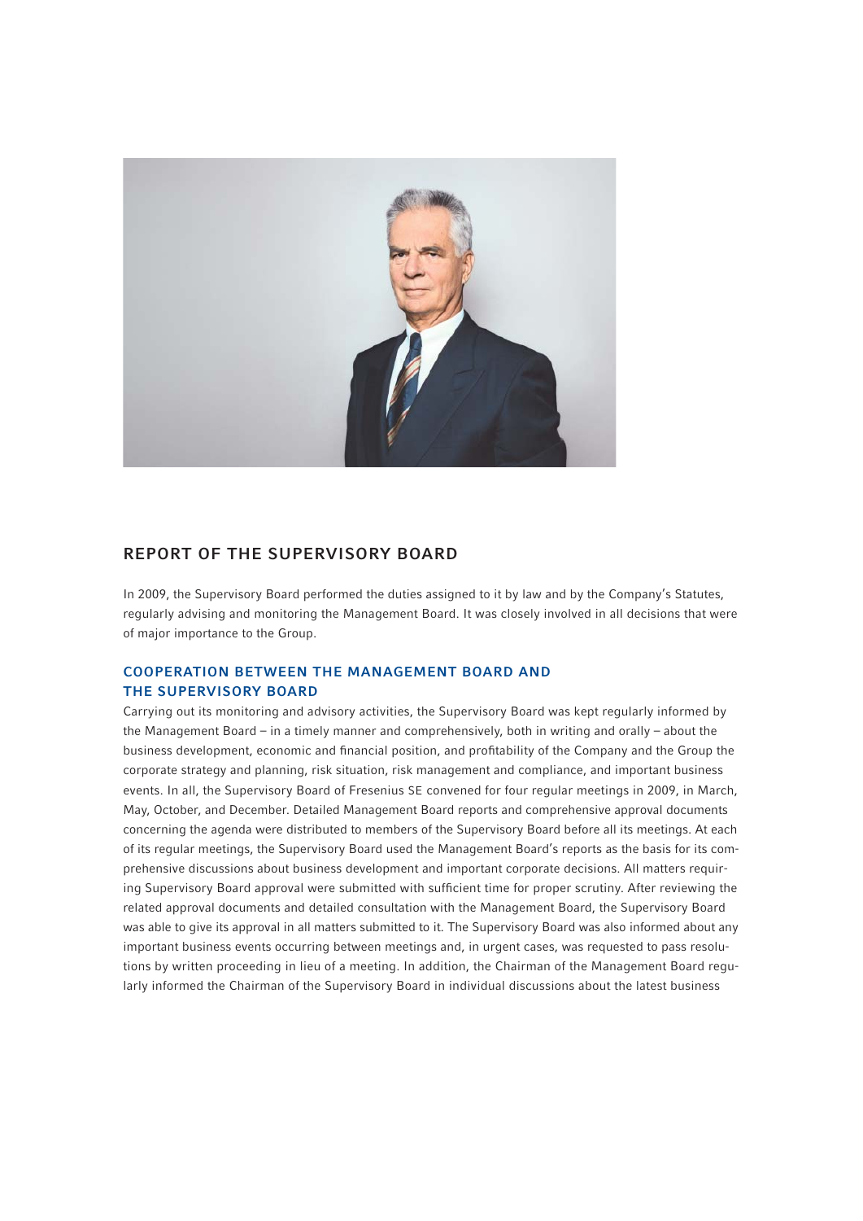# REPORT OF THE SUPERVISORY BOARD

In 2009, the Supervisory Board performed the duties assigned to it by law and by the Company's Statutes, regularly advising and monitoring the Management Board. It was closely involved in all decisions that were of major importance to the Group.

## COOPERATION BETWEEN THE MANAGEMENT BOARD AND THE SUPERVISORY BOARD

Carrying out its monitoring and advisory activities, the Supervisory Board was kept regularly informed by the Management Board – in a timely manner and comprehensively, both in writing and orally – about the business development, economic and financial position, and profitability of the Company and the Group the corporate strategy and planning, risk situation, risk management and compliance, and important business events. In all, the Supervisory Board of Fresenius SE convened for four regular meetings in 2009, in March, May, October, and December. Detailed Management Board reports and comprehensive approval documents concerning the agenda were distributed to members of the Supervisory Board before all its meetings. At each of its regular meetings, the Supervisory Board used the Management Board's reports as the basis for its comprehensive discussions about business development and important corporate decisions. All matters requiring Supervisory Board approval were submitted with sufficient time for proper scrutiny. After reviewing the related approval documents and detailed consultation with the Management Board, the Supervisory Board was able to give its approval in all matters submitted to it. The Supervisory Board was also informed about any important business events occurring between meetings and, in urgent cases, was requested to pass resolutions by written proceeding in lieu of a meeting. In addition, the Chairman of the Management Board regularly informed the Chairman of the Supervisory Board in individual discussions about the latest business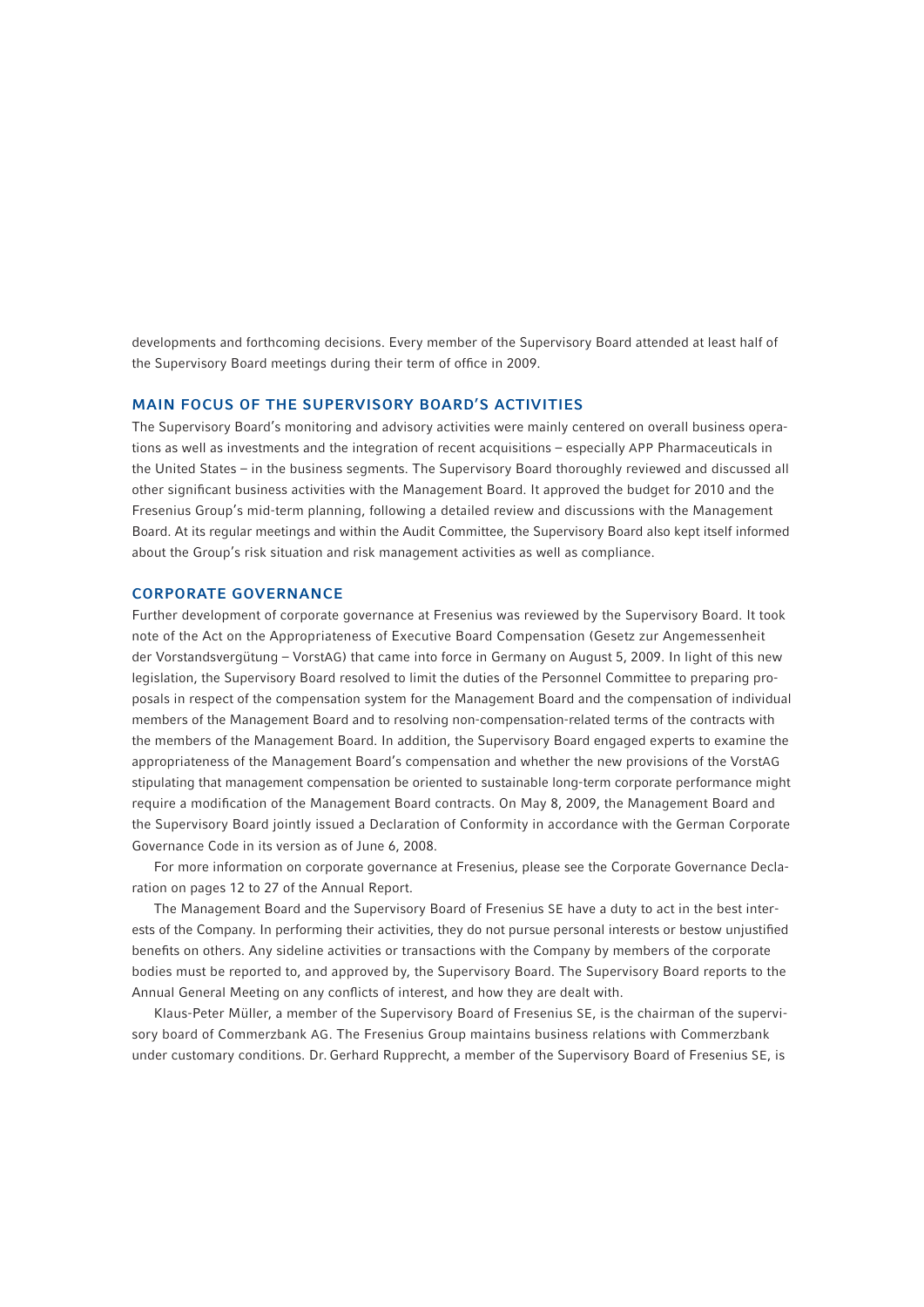developments and forthcoming decisions. Every member of the Supervisory Board attended at least half of the Supervisory Board meetings during their term of office in 2009.

## MAIN FOCUS OF THE SUPERVISORY BOARD'S ACTIVITIES

The Supervisory Board's monitoring and advisory activities were mainly centered on overall business operations as well as investments and the integration of recent acquisitions – especially APP Pharmaceuticals in the United States – in the business segments. The Supervisory Board thoroughly reviewed and discussed all other significant business activities with the Management Board. It approved the budget for 2010 and the Fresenius Group's mid-term planning, following a detailed review and discussions with the Management Board. At its regular meetings and within the Audit Committee, the Supervisory Board also kept itself informed about the Group's risk situation and risk management activities as well as compliance.

## CORPORATE GOVERNANCE

Further development of corporate governance at Fresenius was reviewed by the Supervisory Board. It took note of the Act on the Appropriateness of Executive Board Compensation (Gesetz zur Angemessenheit der Vorstandsvergütung – VorstAG) that came into force in Germany on August 5, 2009. In light of this new legislation, the Supervisory Board resolved to limit the duties of the Personnel Committee to preparing proposals in respect of the compensation system for the Management Board and the compensation of individual members of the Management Board and to resolving non-compensation-related terms of the contracts with the members of the Management Board. In addition, the Supervisory Board engaged experts to examine the appropriateness of the Management Board's compensation and whether the new provisions of the VorstAG stipulating that management compensation be oriented to sustainable long-term corporate performance might require a modification of the Management Board contracts. On May 8, 2009, the Management Board and the Supervisory Board jointly issued a Declaration of Conformity in accordance with the German Corporate Governance Code in its version as of June 6, 2008.

For more information on corporate governance at Fresenius, please see the Corporate Governance Declaration on pages 12 to 27 of the Annual Report.

The Management Board and the Supervisory Board of Fresenius SE have a duty to act in the best interests of the Company. In performing their activities, they do not pursue personal interests or bestow unjustified benefits on others. Any sideline activities or transactions with the Company by members of the corporate bodies must be reported to, and approved by, the Supervisory Board. The Supervisory Board reports to the Annual General Meeting on any conflicts of interest, and how they are dealt with.

Klaus-Peter Müller, a member of the Supervisory Board of Fresenius SE, is the chairman of the supervisory board of Commerzbank AG. The Fresenius Group maintains business relations with Commerzbank under customary conditions. Dr. Gerhard Rupprecht, a member of the Supervisory Board of Fresenius SE, is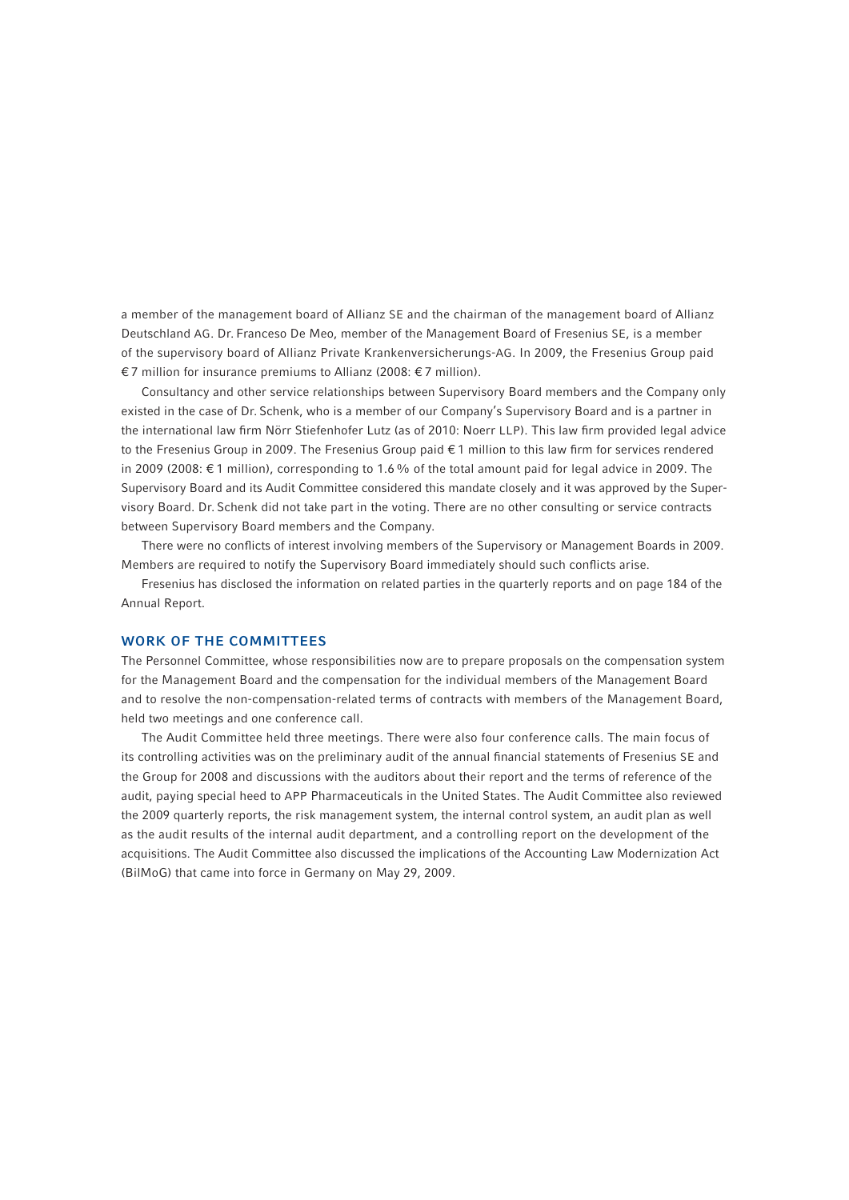a member of the management board of Allianz SE and the chairman of the management board of Allianz Deutschland AG. Dr. Franceso De Meo, member of the Management Board of Fresenius SE, is a member of the supervisory board of Allianz Private Krankenversicherungs-AG. In 2009, the Fresenius Group paid € 7 million for insurance premiums to Allianz (2008: € 7 million).

Consultancy and other service relationships between Supervisory Board members and the Company only existed in the case of Dr. Schenk, who is a member of our Company's Supervisory Board and is a partner in the international law firm Nörr Stiefenhofer Lutz (as of 2010: Noerr LLP). This law firm provided legal advice to the Fresenius Group in 2009. The Fresenius Group paid € 1 million to this law firm for services rendered in 2009 (2008: € 1 million), corresponding to 1.6 % of the total amount paid for legal advice in 2009. The Supervisory Board and its Audit Committee considered this mandate closely and it was approved by the Supervisory Board. Dr. Schenk did not take part in the voting. There are no other consulting or service contracts between Supervisory Board members and the Company.

There were no conflicts of interest involving members of the Supervisory or Management Boards in 2009. Members are required to notify the Supervisory Board immediately should such conflicts arise.

Fresenius has disclosed the information on related parties in the quarterly reports and on page 184 of the Annual Report.

## WORK OF THE COMMITTEES

The Personnel Committee, whose responsibilities now are to prepare proposals on the compensation system for the Management Board and the compensation for the individual members of the Management Board and to resolve the non-compensation-related terms of contracts with members of the Management Board, held two meetings and one conference call.

The Audit Committee held three meetings. There were also four conference calls. The main focus of its controlling activities was on the preliminary audit of the annual financial statements of Fresenius SE and the Group for 2008 and discussions with the auditors about their report and the terms of reference of the audit, paying special heed to APP Pharmaceuticals in the United States. The Audit Committee also reviewed the 2009 quarterly reports, the risk management system, the internal control system, an audit plan as well as the audit results of the internal audit department, and a controlling report on the development of the acquisitions. The Audit Committee also discussed the implications of the Accounting Law Modernization Act (BilMoG) that came into force in Germany on May 29, 2009.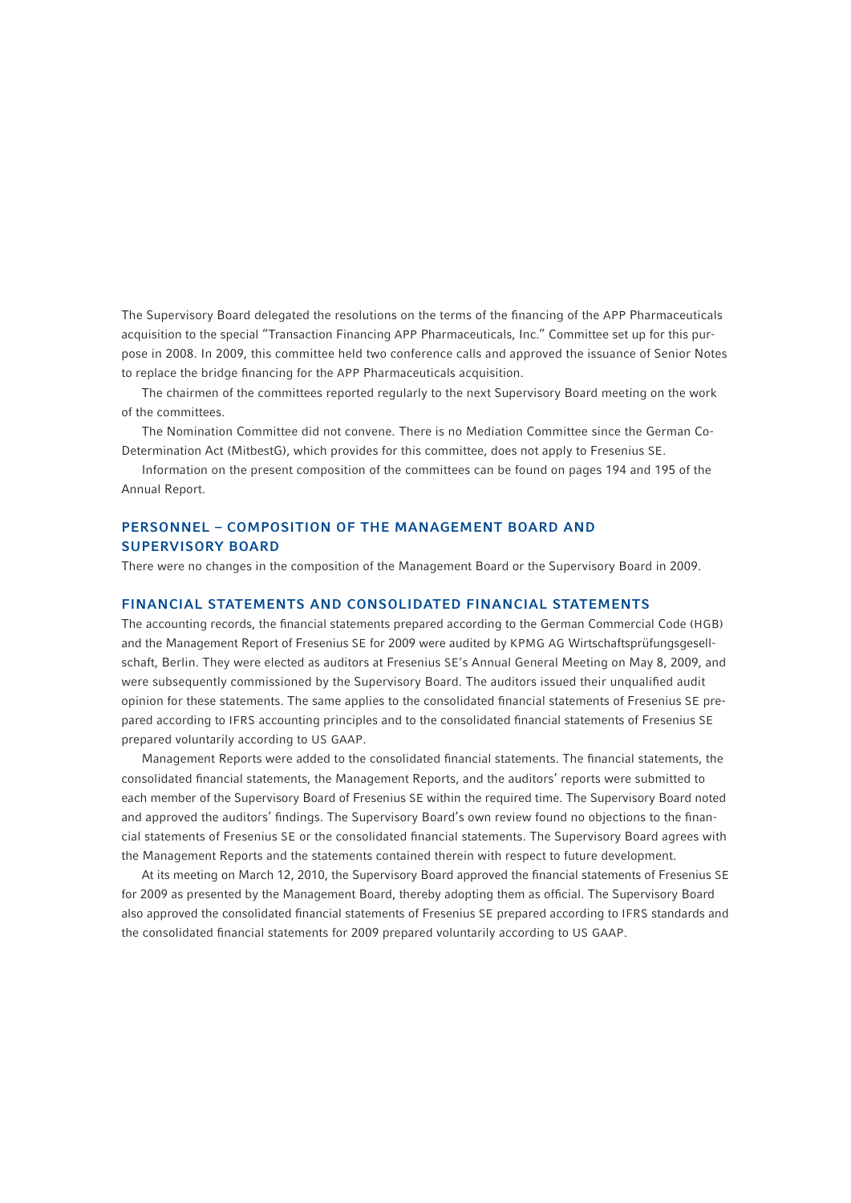The Supervisory Board delegated the resolutions on the terms of the financing of the APP Pharmaceuticals acquisition to the special "Transaction Financing APP Pharmaceuticals, Inc." Committee set up for this purpose in 2008. In 2009, this committee held two conference calls and approved the issuance of Senior Notes to replace the bridge financing for the APP Pharmaceuticals acquisition.

The chairmen of the committees reported regularly to the next Supervisory Board meeting on the work of the committees.

The Nomination Committee did not convene. There is no Mediation Committee since the German Co-Determination Act (MitbestG), which provides for this committee, does not apply to Fresenius SE.

Information on the present composition of the committees can be found on pages 194 and 195 of the Annual Report.

## PERSONNEL – COMPOSITION OF THE MANAGEMENT BOARD AND SUPERVISORY BOARD

There were no changes in the composition of the Management Board or the Supervisory Board in 2009.

## FINANCIAL STATEMENTS AND CONSOLIDATED FINANCIAL STATEMENTS

The accounting records, the financial statements prepared according to the German Commercial Code (HGB) and the Management Report of Fresenius SE for 2009 were audited by KPMG AG Wirtschaftsprüfungsgesellschaft, Berlin. They were elected as auditors at Fresenius SE's Annual General Meeting on May 8, 2009, and were subsequently commissioned by the Supervisory Board. The auditors issued their unqualified audit opinion for these statements. The same applies to the consolidated financial statements of Fresenius SE prepared according to IFRS accounting principles and to the consolidated financial statements of Fresenius SE prepared voluntarily according to US GAAP.

Management Reports were added to the consolidated financial statements. The financial statements, the consolidated financial statements, the Management Reports, and the auditors' reports were submitted to each member of the Supervisory Board of Fresenius SE within the required time. The Supervisory Board noted and approved the auditors' findings. The Supervisory Board's own review found no objections to the financial statements of Fresenius SE or the consolidated financial statements. The Supervisory Board agrees with the Management Reports and the statements contained therein with respect to future development.

At its meeting on March 12, 2010, the Supervisory Board approved the financial statements of Fresenius SE for 2009 as presented by the Management Board, thereby adopting them as official. The Supervisory Board also approved the consolidated financial statements of Fresenius SE prepared according to IFRS standards and the consolidated financial statements for 2009 prepared voluntarily according to US GAAP.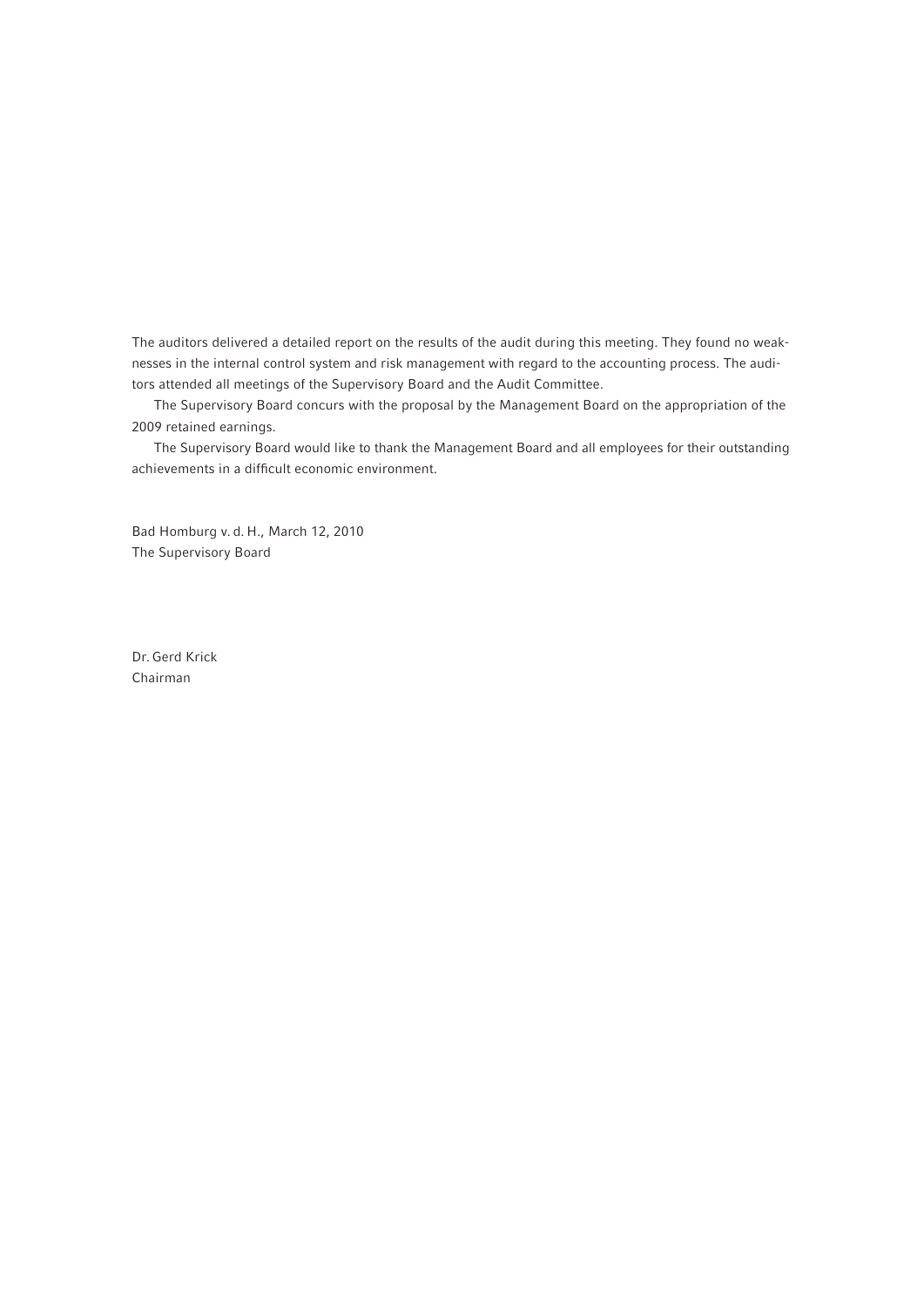The auditors delivered a detailed report on the results of the audit during this meeting. They found no weaknesses in the internal control system and risk management with regard to the accounting process. The auditors attended all meetings of the Supervisory Board and the Audit Committee.

The Supervisory Board concurs with the proposal by the Management Board on the appropriation of the 2009 retained earnings.

The Supervisory Board would like to thank the Management Board and all employees for their outstanding achievements in a difficult economic environment.

Bad Homburg v. d. H., March 12, 2010
The Supervisory Board

Dr. Gerd Krick
Chairman